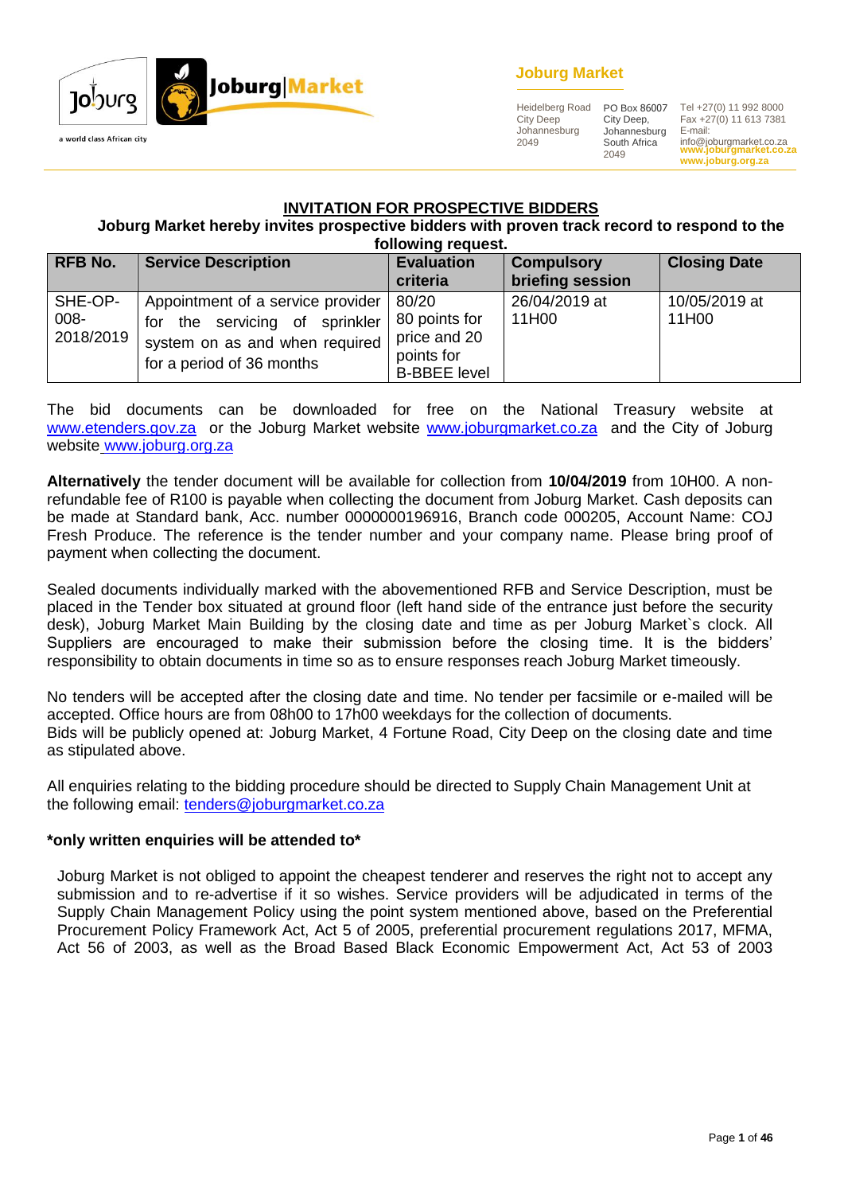**Joburg Market**

Heidelberg Road
City Deep
Johannesburg
2049

PO Box 86007
City Deep,
Johannesburg
South Africa
2049

Tel +27(0) 11 992 8000
Fax +27(0) 11 613 7381
E-mail:
info@joburgmarket.co.za
**www.joburgmarket.co.za**
**www.joburg.org.za**

## INVITATION FOR PROSPECTIVE BIDDERS

**Joburg Market hereby invites prospective bidders with proven track record to respond to the following request.**

| RFB No. | Service Description | Evaluation criteria | Compulsory briefing session | Closing Date |
|---|---|---|---|---|
| SHE-OP-008-2018/2019 | Appointment of a service provider for the servicing of sprinkler system on as and when required for a period of 36 months | 80/20 80 points for price and 20 points for B-BBEE level | 26/04/2019 at 11H00 | 10/05/2019 at 11H00 |

The bid documents can be downloaded for free on the National Treasury website at www.etenders.gov.za or the Joburg Market website www.joburgmarket.co.za and the City of Joburg website www.joburg.org.za

**Alternatively** the tender document will be available for collection from **10/04/2019** from 10H00. A non-refundable fee of R100 is payable when collecting the document from Joburg Market. Cash deposits can be made at Standard bank, Acc. number 0000000196916, Branch code 000205, Account Name: COJ Fresh Produce. The reference is the tender number and your company name. Please bring proof of payment when collecting the document.

Sealed documents individually marked with the abovementioned RFB and Service Description, must be placed in the Tender box situated at ground floor (left hand side of the entrance just before the security desk), Joburg Market Main Building by the closing date and time as per Joburg Market`s clock. All Suppliers are encouraged to make their submission before the closing time. It is the bidders' responsibility to obtain documents in time so as to ensure responses reach Joburg Market timeously.

No tenders will be accepted after the closing date and time. No tender per facsimile or e-mailed will be accepted. Office hours are from 08h00 to 17h00 weekdays for the collection of documents.
Bids will be publicly opened at: Joburg Market, 4 Fortune Road, City Deep on the closing date and time as stipulated above.

All enquiries relating to the bidding procedure should be directed to Supply Chain Management Unit at the following email: tenders@joburgmarket.co.za

**\*only written enquiries will be attended to\***

Joburg Market is not obliged to appoint the cheapest tenderer and reserves the right not to accept any submission and to re-advertise if it so wishes. Service providers will be adjudicated in terms of the Supply Chain Management Policy using the point system mentioned above, based on the Preferential Procurement Policy Framework Act, Act 5 of 2005, preferential procurement regulations 2017, MFMA, Act 56 of 2003, as well as the Broad Based Black Economic Empowerment Act, Act 53 of 2003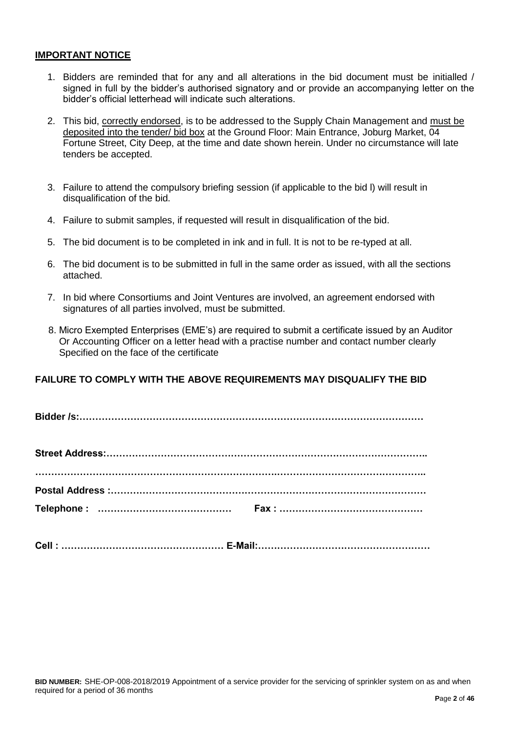**IMPORTANT NOTICE**

1. Bidders are reminded that for any and all alterations in the bid document must be initialled / signed in full by the bidder's authorised signatory and or provide an accompanying letter on the bidder's official letterhead will indicate such alterations.

2. This bid, correctly endorsed, is to be addressed to the Supply Chain Management and must be deposited into the tender/ bid box at the Ground Floor: Main Entrance, Joburg Market, 04 Fortune Street, City Deep, at the time and date shown herein. Under no circumstance will late tenders be accepted.

3. Failure to attend the compulsory briefing session (if applicable to the bid l) will result in disqualification of the bid.

4. Failure to submit samples, if requested will result in disqualification of the bid.

5. The bid document is to be completed in ink and in full. It is not to be re-typed at all.

6. The bid document is to be submitted in full in the same order as issued, with all the sections attached.

7. In bid where Consortiums and Joint Ventures are involved, an agreement endorsed with signatures of all parties involved, must be submitted.

8. Micro Exempted Enterprises (EME's) are required to submit a certificate issued by an Auditor Or Accounting Officer on a letter head with a practise number and contact number clearly Specified on the face of the certificate

**FAILURE TO COMPLY WITH THE ABOVE REQUIREMENTS MAY DISQUALIFY THE BID**

**Bidder /s:………………………………………………………………………………………………**

**Street Address:………………………………………………………………………………………..**

**……………………………………………………………………………………………………………..**

**Postal Address :………………………………………………………………………………………**

**Telephone : ……………………………………  Fax : ………………………………………**

**Cell : …………………………………………… E-Mail:………………………………………………**

**BID NUMBER:** SHE-OP-008-2018/2019 Appointment of a service provider for the servicing of sprinkler system on as and when required for a period of 36 months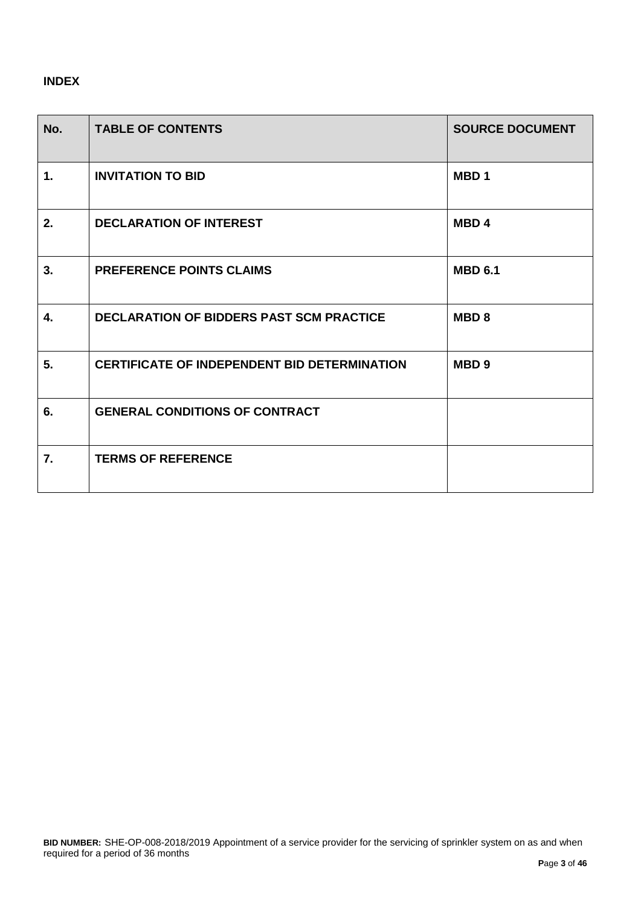**INDEX**

| No. | TABLE OF CONTENTS | SOURCE DOCUMENT |
|---|---|---|
| 1. | INVITATION TO BID | MBD 1 |
| 2. | DECLARATION OF INTEREST | MBD 4 |
| 3. | PREFERENCE POINTS CLAIMS | MBD 6.1 |
| 4. | DECLARATION OF BIDDERS PAST SCM PRACTICE | MBD 8 |
| 5. | CERTIFICATE OF INDEPENDENT BID DETERMINATION | MBD 9 |
| 6. | GENERAL CONDITIONS OF CONTRACT | |
| 7. | TERMS OF REFERENCE | |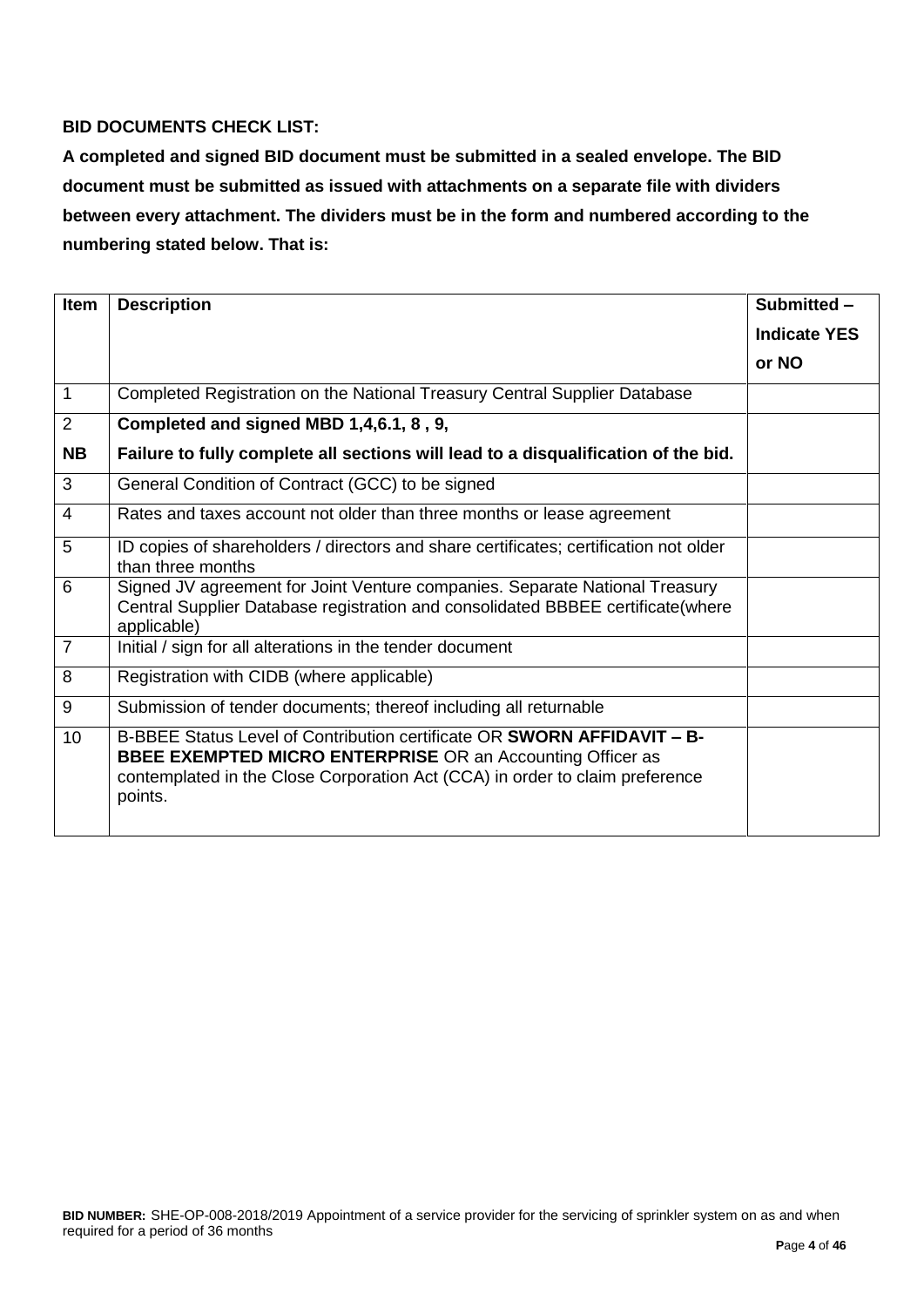**BID DOCUMENTS CHECK LIST:**

**A completed and signed BID document must be submitted in a sealed envelope. The BID document must be submitted as issued with attachments on a separate file with dividers between every attachment. The dividers must be in the form and numbered according to the numbering stated below. That is:**

| Item | Description | Submitted – Indicate YES or NO |
|---|---|---|
| 1 | Completed Registration on the National Treasury Central Supplier Database | |
| 2<br>**NB** | **Completed and signed MBD 1,4,6.1, 8 , 9,**<br>**Failure to fully complete all sections will lead to a disqualification of the bid.** | |
| 3 | General Condition of Contract (GCC) to be signed | |
| 4 | Rates and taxes account not older than three months or lease agreement | |
| 5 | ID copies of shareholders / directors and share certificates; certification not older than three months | |
| 6 | Signed JV agreement for Joint Venture companies. Separate National Treasury Central Supplier Database registration and consolidated BBBEE certificate(where applicable) | |
| 7 | Initial / sign for all alterations in the tender document | |
| 8 | Registration with CIDB (where applicable) | |
| 9 | Submission of tender documents; thereof including all returnable | |
| 10 | B-BBEE Status Level of Contribution certificate OR **SWORN AFFIDAVIT – B-BBEE EXEMPTED MICRO ENTERPRISE** OR an Accounting Officer as contemplated in the Close Corporation Act (CCA) in order to claim preference points. | |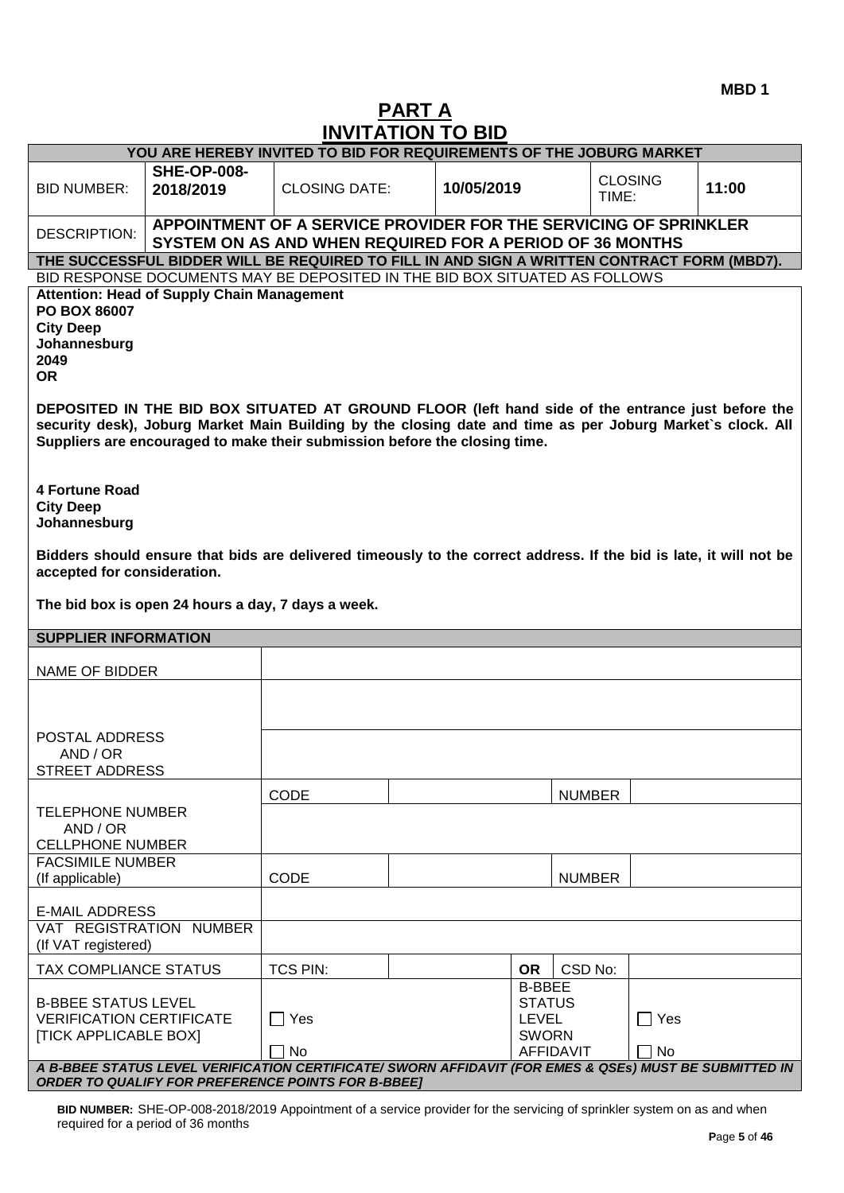MBD 1

# PART A
# INVITATION TO BID

| YOU ARE HEREBY INVITED TO BID FOR REQUIREMENTS OF THE JOBURG MARKET | | | | | |
|---|---|---|---|---|---|
| BID NUMBER: | **SHE-OP-008-2018/2019** | CLOSING DATE: | **10/05/2019** | CLOSING TIME: | **11:00** |
| DESCRIPTION: | **APPOINTMENT OF A SERVICE PROVIDER FOR THE SERVICING OF SPRINKLER SYSTEM ON AS AND WHEN REQUIRED FOR A PERIOD OF 36 MONTHS** | | | | |

**THE SUCCESSFUL BIDDER WILL BE REQUIRED TO FILL IN AND SIGN A WRITTEN CONTRACT FORM (MBD7).**

BID RESPONSE DOCUMENTS MAY BE DEPOSITED IN THE BID BOX SITUATED AS FOLLOWS

**Attention: Head of Supply Chain Management**
**PO BOX 86007**
**City Deep**
**Johannesburg**
**2049**
**OR**

**DEPOSITED IN THE BID BOX SITUATED AT GROUND FLOOR (left hand side of the entrance just before the security desk), Joburg Market Main Building by the closing date and time as per Joburg Market`s clock. All Suppliers are encouraged to make their submission before the closing time.**

**4 Fortune Road**
**City Deep**
**Johannesburg**

**Bidders should ensure that bids are delivered timeously to the correct address. If the bid is late, it will not be accepted for consideration.**

**The bid box is open 24 hours a day, 7 days a week.**

| SUPPLIER INFORMATION | | | | | |
|---|---|---|---|---|---|
| NAME OF BIDDER | | | | | |
| POSTAL ADDRESS AND / OR STREET ADDRESS | | | | | |
| TELEPHONE NUMBER AND / OR CELLPHONE NUMBER | CODE | | | NUMBER | |
| FACSIMILE NUMBER (If applicable) | CODE | | | NUMBER | |
| E-MAIL ADDRESS | | | | | |
| VAT REGISTRATION NUMBER (If VAT registered) | | | | | |
| TAX COMPLIANCE STATUS | TCS PIN: | | OR | CSD No: | |
| B-BBEE STATUS LEVEL VERIFICATION CERTIFICATE [TICK APPLICABLE BOX] | ☐ Yes ☐ No | | B-BBEE STATUS LEVEL SWORN AFFIDAVIT | | ☐ Yes ☐ No |

***A B-BBEE STATUS LEVEL VERIFICATION CERTIFICATE/ SWORN AFFIDAVIT (FOR EMES & QSEs) MUST BE SUBMITTED IN ORDER TO QUALIFY FOR PREFERENCE POINTS FOR B-BBEE]***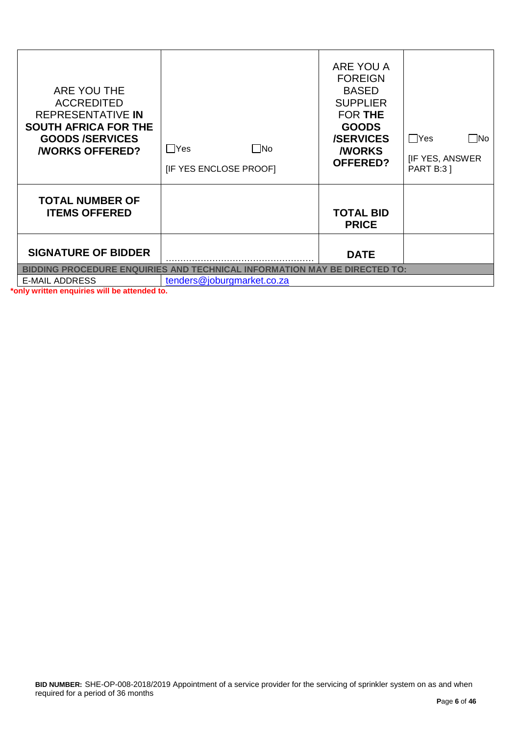| ARE YOU THE ACCREDITED REPRESENTATIVE **IN SOUTH AFRICA FOR THE GOODS /SERVICES /WORKS OFFERED?** | ☐Yes ☐No<br>[IF YES ENCLOSE PROOF] | ARE YOU A FOREIGN BASED SUPPLIER FOR **THE GOODS /SERVICES /WORKS OFFERED?** | ☐Yes ☐No<br>[IF YES, ANSWER PART B:3 ] |
|---|---|---|---|
| **TOTAL NUMBER OF ITEMS OFFERED** | | **TOTAL BID PRICE** | |
| **SIGNATURE OF BIDDER** | ……………………………………………… | **DATE** | |
| **BIDDING PROCEDURE ENQUIRIES AND TECHNICAL INFORMATION MAY BE DIRECTED TO:** | | | |
| E-MAIL ADDRESS | tenders@joburgmarket.co.za | | |

**\*only written enquiries will be attended to.**

**BID NUMBER:** SHE-OP-008-2018/2019 Appointment of a service provider for the servicing of sprinkler system on as and when required for a period of 36 months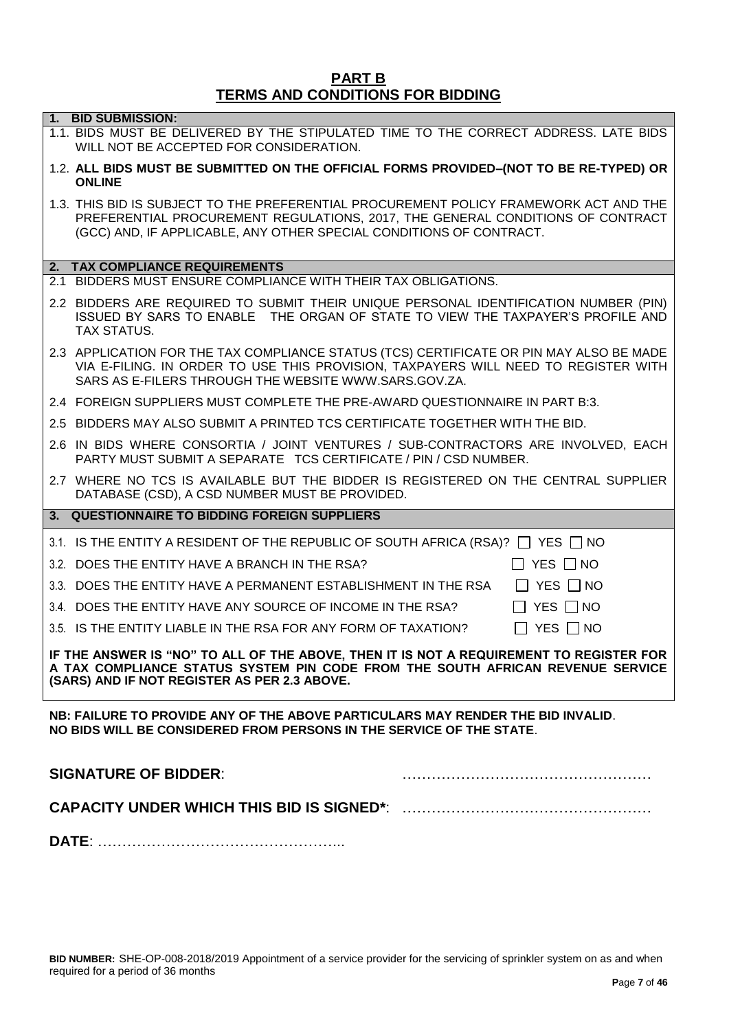# PART B
## TERMS AND CONDITIONS FOR BIDDING

### 1. BID SUBMISSION:

1.1. BIDS MUST BE DELIVERED BY THE STIPULATED TIME TO THE CORRECT ADDRESS. LATE BIDS WILL NOT BE ACCEPTED FOR CONSIDERATION.

1.2. **ALL BIDS MUST BE SUBMITTED ON THE OFFICIAL FORMS PROVIDED–(NOT TO BE RE-TYPED) OR ONLINE**

1.3. THIS BID IS SUBJECT TO THE PREFERENTIAL PROCUREMENT POLICY FRAMEWORK ACT AND THE PREFERENTIAL PROCUREMENT REGULATIONS, 2017, THE GENERAL CONDITIONS OF CONTRACT (GCC) AND, IF APPLICABLE, ANY OTHER SPECIAL CONDITIONS OF CONTRACT.

### 2. TAX COMPLIANCE REQUIREMENTS

2.1 BIDDERS MUST ENSURE COMPLIANCE WITH THEIR TAX OBLIGATIONS.

2.2 BIDDERS ARE REQUIRED TO SUBMIT THEIR UNIQUE PERSONAL IDENTIFICATION NUMBER (PIN) ISSUED BY SARS TO ENABLE THE ORGAN OF STATE TO VIEW THE TAXPAYER'S PROFILE AND TAX STATUS.

2.3 APPLICATION FOR THE TAX COMPLIANCE STATUS (TCS) CERTIFICATE OR PIN MAY ALSO BE MADE VIA E-FILING. IN ORDER TO USE THIS PROVISION, TAXPAYERS WILL NEED TO REGISTER WITH SARS AS E-FILERS THROUGH THE WEBSITE WWW.SARS.GOV.ZA.

2.4 FOREIGN SUPPLIERS MUST COMPLETE THE PRE-AWARD QUESTIONNAIRE IN PART B:3.

2.5 BIDDERS MAY ALSO SUBMIT A PRINTED TCS CERTIFICATE TOGETHER WITH THE BID.

2.6 IN BIDS WHERE CONSORTIA / JOINT VENTURES / SUB-CONTRACTORS ARE INVOLVED, EACH PARTY MUST SUBMIT A SEPARATE TCS CERTIFICATE / PIN / CSD NUMBER.

2.7 WHERE NO TCS IS AVAILABLE BUT THE BIDDER IS REGISTERED ON THE CENTRAL SUPPLIER DATABASE (CSD), A CSD NUMBER MUST BE PROVIDED.

### 3. QUESTIONNAIRE TO BIDDING FOREIGN SUPPLIERS

3.1. IS THE ENTITY A RESIDENT OF THE REPUBLIC OF SOUTH AFRICA (RSA)? ☐ YES ☐ NO

3.2. DOES THE ENTITY HAVE A BRANCH IN THE RSA? ☐ YES ☐ NO

3.3. DOES THE ENTITY HAVE A PERMANENT ESTABLISHMENT IN THE RSA ☐ YES ☐ NO

3.4. DOES THE ENTITY HAVE ANY SOURCE OF INCOME IN THE RSA? ☐ YES ☐ NO

3.5. IS THE ENTITY LIABLE IN THE RSA FOR ANY FORM OF TAXATION? ☐ YES ☐ NO

**IF THE ANSWER IS "NO" TO ALL OF THE ABOVE, THEN IT IS NOT A REQUIREMENT TO REGISTER FOR A TAX COMPLIANCE STATUS SYSTEM PIN CODE FROM THE SOUTH AFRICAN REVENUE SERVICE (SARS) AND IF NOT REGISTER AS PER 2.3 ABOVE.**

**NB: FAILURE TO PROVIDE ANY OF THE ABOVE PARTICULARS MAY RENDER THE BID INVALID**.
**NO BIDS WILL BE CONSIDERED FROM PERSONS IN THE SERVICE OF THE STATE**.

**SIGNATURE OF BIDDER**: ……………………………………………

**CAPACITY UNDER WHICH THIS BID IS SIGNED***: ……………………………………………

**DATE**: …………………………………………...

**BID NUMBER:** SHE-OP-008-2018/2019 Appointment of a service provider for the servicing of sprinkler system on as and when required for a period of 36 months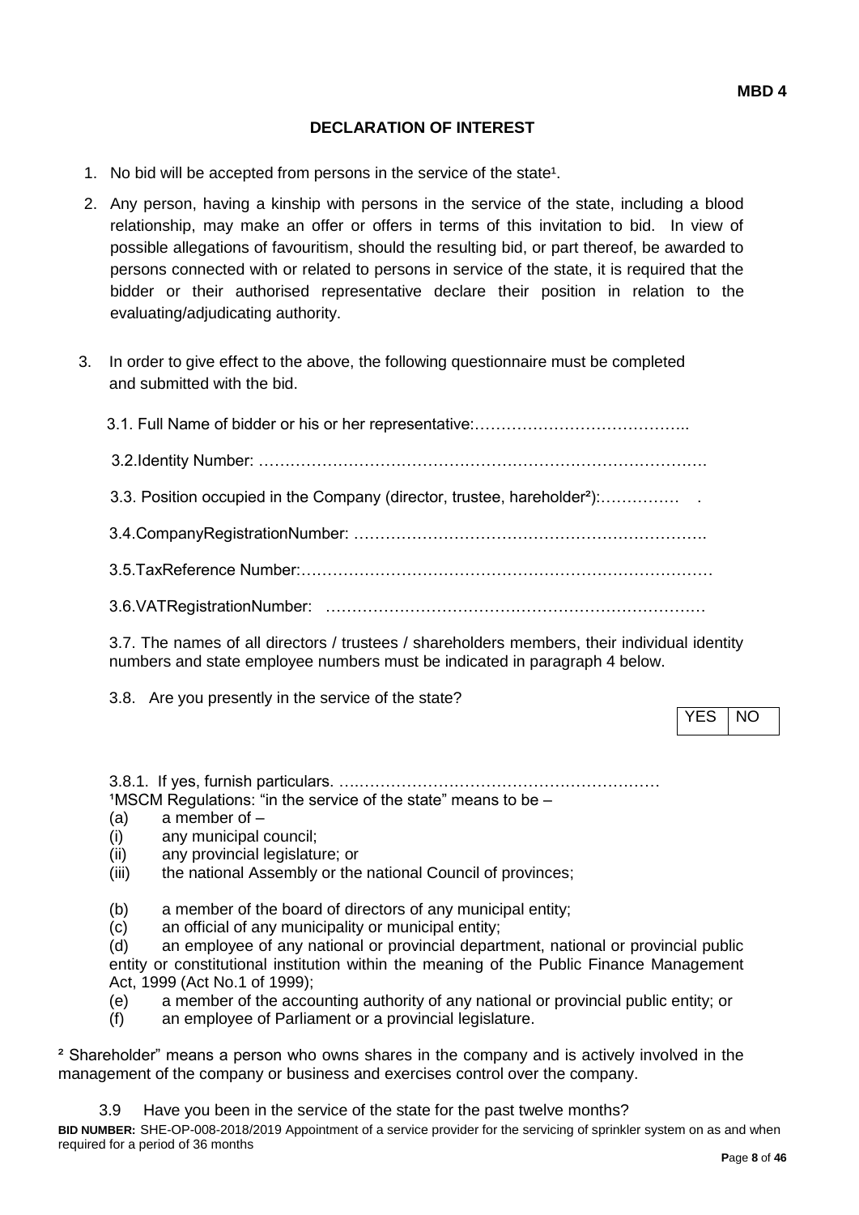**MBD 4**

## DECLARATION OF INTEREST

1. No bid will be accepted from persons in the service of the state[1].

2. Any person, having a kinship with persons in the service of the state, including a blood relationship, may make an offer or offers in terms of this invitation to bid. In view of possible allegations of favouritism, should the resulting bid, or part thereof, be awarded to persons connected with or related to persons in service of the state, it is required that the bidder or their authorised representative declare their position in relation to the evaluating/adjudicating authority.

3. In order to give effect to the above, the following questionnaire must be completed and submitted with the bid.

   3.1. Full Name of bidder or his or her representative:…………………………………..

   3.2.Identity Number: ……………………………………………………………………….

   3.3. Position occupied in the Company (director, trustee, hareholder[2]):…………… .

   3.4.CompanyRegistrationNumber: ……………………………………………………….

   3.5.TaxReference Number:……………………………………………………………………

   3.6.VATRegistrationNumber: ………………………………………………………………

   3.7. The names of all directors / trustees / shareholders members, their individual identity numbers and state employee numbers must be indicated in paragraph 4 below.

   3.8. Are you presently in the service of the state?

| YES | NO |
|---|---|

   3.8.1. If yes, furnish particulars. ….……………………………………………………

[1]MSCM Regulations: "in the service of the state" means to be –
(a) a member of –
(i) any municipal council;
(ii) any provincial legislature; or
(iii) the national Assembly or the national Council of provinces;

(b) a member of the board of directors of any municipal entity;
(c) an official of any municipality or municipal entity;
(d) an employee of any national or provincial department, national or provincial public entity or constitutional institution within the meaning of the Public Finance Management Act, 1999 (Act No.1 of 1999);
(e) a member of the accounting authority of any national or provincial public entity; or
(f) an employee of Parliament or a provincial legislature.

[2] Shareholder" means a person who owns shares in the company and is actively involved in the management of the company or business and exercises control over the company.

   3.9 Have you been in the service of the state for the past twelve months?

**BID NUMBER:** SHE-OP-008-2018/2019 Appointment of a service provider for the servicing of sprinkler system on as and when required for a period of 36 months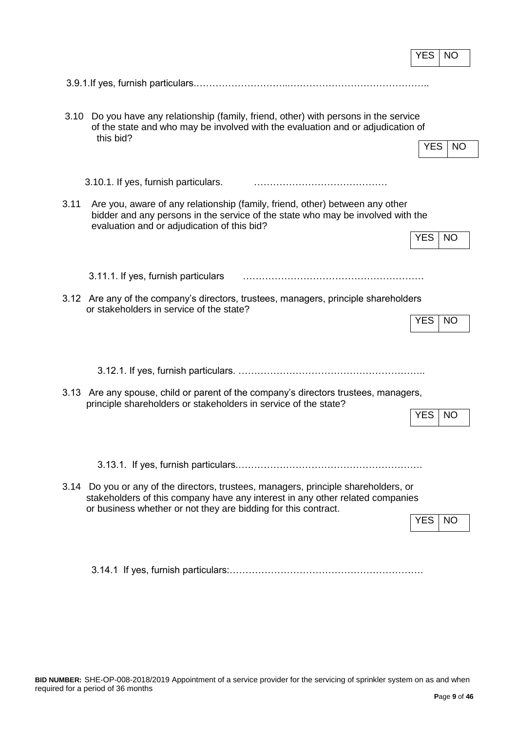| YES | NO |
|---|---|

3.9.1.If yes, furnish particulars.………………………...……………………………………..

3.10 Do you have any relationship (family, friend, other) with persons in the service of the state and who may be involved with the evaluation and or adjudication of this bid?

| YES | NO |
|---|---|

3.10.1. If yes, furnish particulars. ……………………………………

3.11 Are you, aware of any relationship (family, friend, other) between any other bidder and any persons in the service of the state who may be involved with the evaluation and or adjudication of this bid?

| YES | NO |
|---|---|

3.11.1. If yes, furnish particulars …………………………………………………

3.12 Are any of the company's directors, trustees, managers, principle shareholders or stakeholders in service of the state?

| YES | NO |
|---|---|

3.12.1. If yes, furnish particulars. ……………………………………………………..

3.13 Are any spouse, child or parent of the company's directors trustees, managers, principle shareholders or stakeholders in service of the state?

| YES | NO |
|---|---|

3.13.1. If yes, furnish particulars.………………………………………………….

3.14 Do you or any of the directors, trustees, managers, principle shareholders, or stakeholders of this company have any interest in any other related companies or business whether or not they are bidding for this contract.

| YES | NO |
|---|---|

3.14.1 If yes, furnish particulars:……………………………………………………

**BID NUMBER:** SHE-OP-008-2018/2019 Appointment of a service provider for the servicing of sprinkler system on as and when required for a period of 36 months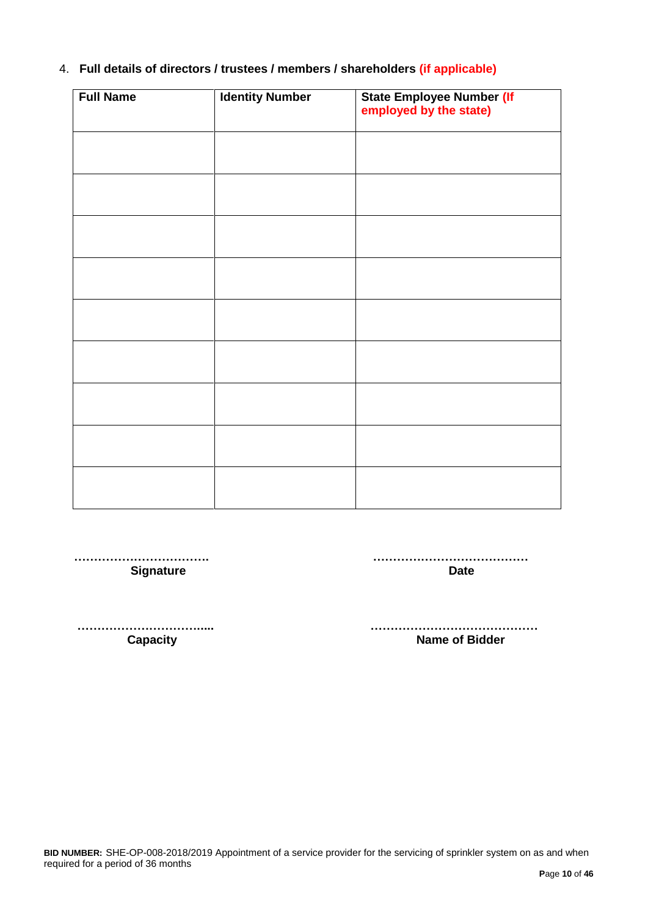4. **Full details of directors / trustees / members / shareholders (if applicable)**

| **Full Name** | **Identity Number** | **State Employee Number (If employed by the state)** |
|---|---|---|
| | | |
| | | |
| | | |
| | | |
| | | |
| | | |
| | | |
| | | |
| | | |

…………………………… **Signature**

………………………………… **Date**

…………………………..... **Capacity**

…………………………………… **Name of Bidder**

**BID NUMBER:** SHE-OP-008-2018/2019 Appointment of a service provider for the servicing of sprinkler system on as and when required for a period of 36 months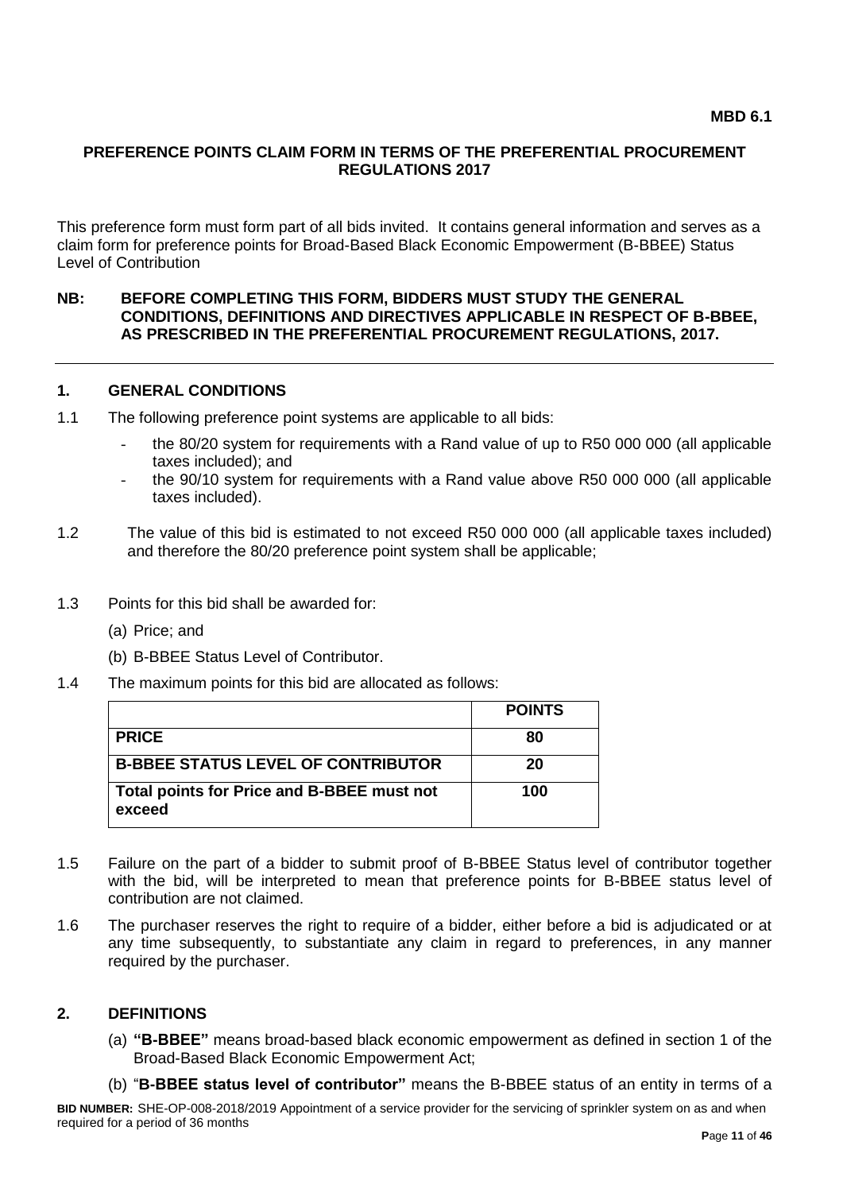**MBD 6.1**

## PREFERENCE POINTS CLAIM FORM IN TERMS OF THE PREFERENTIAL PROCUREMENT REGULATIONS 2017

This preference form must form part of all bids invited. It contains general information and serves as a claim form for preference points for Broad-Based Black Economic Empowerment (B-BBEE) Status Level of Contribution

**NB: BEFORE COMPLETING THIS FORM, BIDDERS MUST STUDY THE GENERAL CONDITIONS, DEFINITIONS AND DIRECTIVES APPLICABLE IN RESPECT OF B-BBEE, AS PRESCRIBED IN THE PREFERENTIAL PROCUREMENT REGULATIONS, 2017.**

---

### 1. GENERAL CONDITIONS

1.1 The following preference point systems are applicable to all bids:

- the 80/20 system for requirements with a Rand value of up to R50 000 000 (all applicable taxes included); and
- the 90/10 system for requirements with a Rand value above R50 000 000 (all applicable taxes included).

1.2 The value of this bid is estimated to not exceed R50 000 000 (all applicable taxes included) and therefore the 80/20 preference point system shall be applicable;

1.3 Points for this bid shall be awarded for:

(a) Price; and

(b) B-BBEE Status Level of Contributor.

1.4 The maximum points for this bid are allocated as follows:

| | POINTS |
|---|---|
| **PRICE** | **80** |
| **B-BBEE STATUS LEVEL OF CONTRIBUTOR** | **20** |
| **Total points for Price and B-BBEE must not exceed** | **100** |

1.5 Failure on the part of a bidder to submit proof of B-BBEE Status level of contributor together with the bid, will be interpreted to mean that preference points for B-BBEE status level of contribution are not claimed.

1.6 The purchaser reserves the right to require of a bidder, either before a bid is adjudicated or at any time subsequently, to substantiate any claim in regard to preferences, in any manner required by the purchaser.

### 2. DEFINITIONS

(a) **"B-BBEE"** means broad-based black economic empowerment as defined in section 1 of the Broad-Based Black Economic Empowerment Act;

(b) "**B-BBEE status level of contributor"** means the B-BBEE status of an entity in terms of a

**BID NUMBER:** SHE-OP-008-2018/2019 Appointment of a service provider for the servicing of sprinkler system on as and when required for a period of 36 months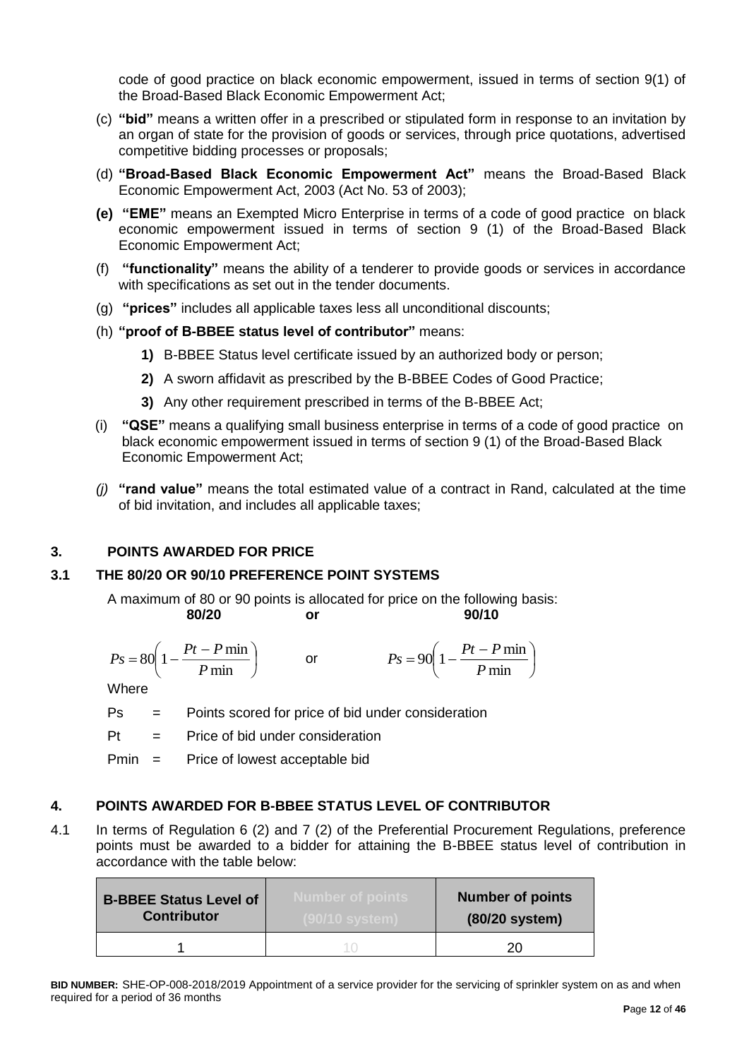code of good practice on black economic empowerment, issued in terms of section 9(1) of the Broad-Based Black Economic Empowerment Act;

(c) **"bid"** means a written offer in a prescribed or stipulated form in response to an invitation by an organ of state for the provision of goods or services, through price quotations, advertised competitive bidding processes or proposals;

(d) **"Broad-Based Black Economic Empowerment Act"** means the Broad-Based Black Economic Empowerment Act, 2003 (Act No. 53 of 2003);

**(e) "EME"** means an Exempted Micro Enterprise in terms of a code of good practice on black economic empowerment issued in terms of section 9 (1) of the Broad-Based Black Economic Empowerment Act;

(f) **"functionality"** means the ability of a tenderer to provide goods or services in accordance with specifications as set out in the tender documents.

(g) **"prices"** includes all applicable taxes less all unconditional discounts;

(h) **"proof of B-BBEE status level of contributor"** means:

**1)** B-BBEE Status level certificate issued by an authorized body or person;

**2)** A sworn affidavit as prescribed by the B-BBEE Codes of Good Practice;

**3)** Any other requirement prescribed in terms of the B-BBEE Act;

(i) **"QSE"** means a qualifying small business enterprise in terms of a code of good practice on black economic empowerment issued in terms of section 9 (1) of the Broad-Based Black Economic Empowerment Act;

*(j)* **"rand value"** means the total estimated value of a contract in Rand, calculated at the time of bid invitation, and includes all applicable taxes;

## 3. POINTS AWARDED FOR PRICE

### 3.1 THE 80/20 OR 90/10 PREFERENCE POINT SYSTEMS

A maximum of 80 or 90 points is allocated for price on the following basis:

**80/20** **or** **90/10**

$$Ps = 80\left(1 - \frac{Pt - P\min}{P\min}\right) \quad \text{or} \quad Ps = 90\left(1 - \frac{Pt - P\min}{P\min}\right)$$

Where

Ps = Points scored for price of bid under consideration

Pt = Price of bid under consideration

Pmin = Price of lowest acceptable bid

## 4. POINTS AWARDED FOR B-BBEE STATUS LEVEL OF CONTRIBUTOR

4.1 In terms of Regulation 6 (2) and 7 (2) of the Preferential Procurement Regulations, preference points must be awarded to a bidder for attaining the B-BBEE status level of contribution in accordance with the table below:

| B-BBEE Status Level of Contributor | Number of points (90/10 system) | Number of points (80/20 system) |
|---|---|---|
| 1 | 10 | 20 |

**BID NUMBER:** SHE-OP-008-2018/2019 Appointment of a service provider for the servicing of sprinkler system on as and when required for a period of 36 months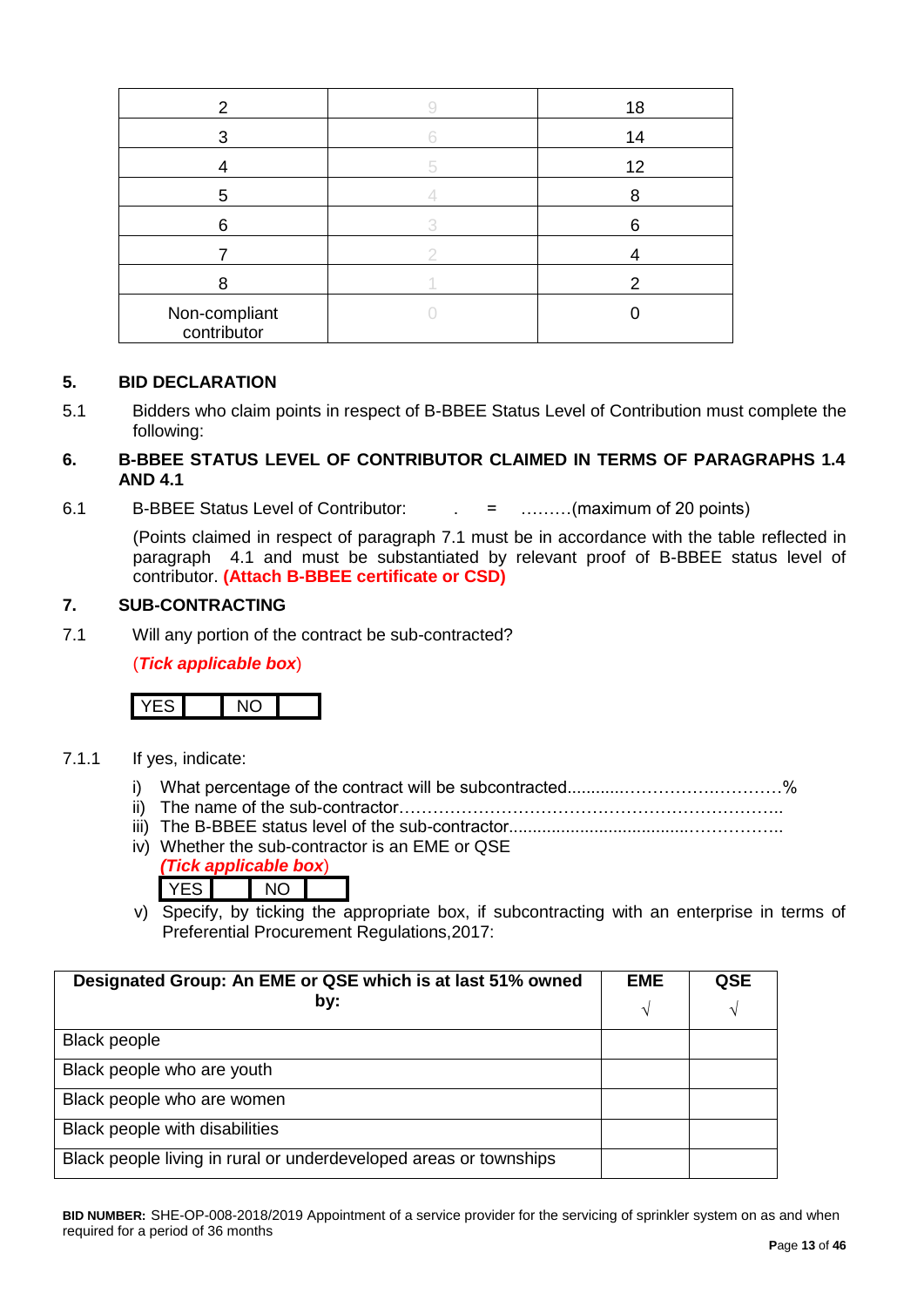| 2 | 9 | 18 |
|---|---|---|
| 3 | 6 | 14 |
| 4 | 5 | 12 |
| 5 | 4 | 8 |
| 6 | 3 | 6 |
| 7 | 2 | 4 |
| 8 | 1 | 2 |
| Non-compliant contributor | 0 | 0 |

## 5. BID DECLARATION

5.1 Bidders who claim points in respect of B-BBEE Status Level of Contribution must complete the following:

## 6. B-BBEE STATUS LEVEL OF CONTRIBUTOR CLAIMED IN TERMS OF PARAGRAPHS 1.4 AND 4.1

6.1 B-BBEE Status Level of Contributor: . = ………(maximum of 20 points)

(Points claimed in respect of paragraph 7.1 must be in accordance with the table reflected in paragraph 4.1 and must be substantiated by relevant proof of B-BBEE status level of contributor. **(Attach B-BBEE certificate or CSD)**

## 7. SUB-CONTRACTING

7.1 Will any portion of the contract be sub-contracted?

(***Tick applicable box***)

| YES | | NO | |
|---|---|---|---|

7.1.1 If yes, indicate:

i) What percentage of the contract will be subcontracted............…………….…………%
ii) The name of the sub-contractor…………………………………………………………..
iii) The B-BBEE status level of the sub-contractor......................................……………..
iv) Whether the sub-contractor is an EME or QSE
(***Tick applicable box***)

| YES | | NO | |
|---|---|---|---|

v) Specify, by ticking the appropriate box, if subcontracting with an enterprise in terms of Preferential Procurement Regulations,2017:

| Designated Group: An EME or QSE which is at last 51% owned by: | EME √ | QSE √ |
|---|---|---|
| Black people | | |
| Black people who are youth | | |
| Black people who are women | | |
| Black people with disabilities | | |
| Black people living in rural or underdeveloped areas or townships | | |

**BID NUMBER:** SHE-OP-008-2018/2019 Appointment of a service provider for the servicing of sprinkler system on as and when required for a period of 36 months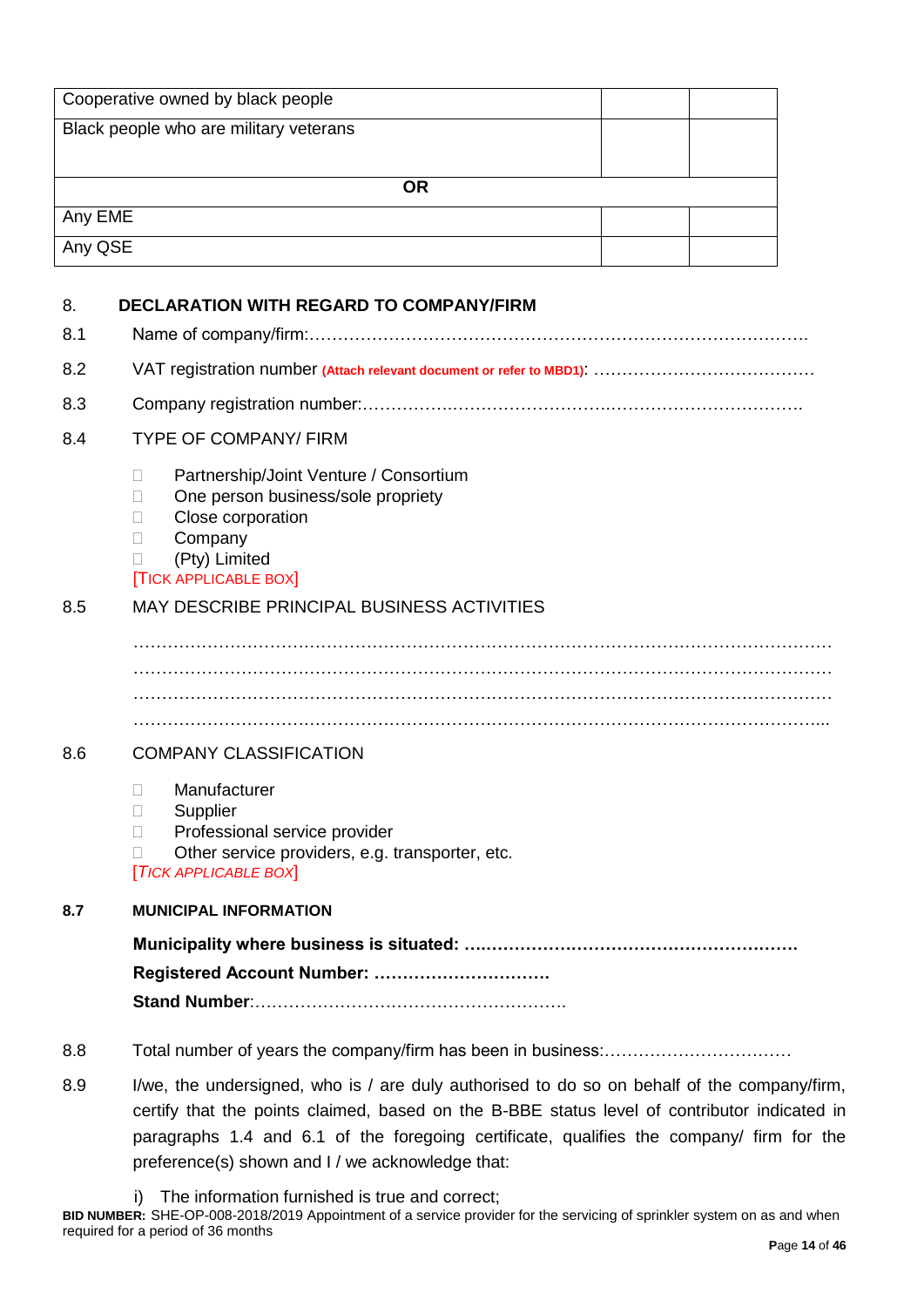| | | |
|---|---|---|
| Cooperative owned by black people | | |
| Black people who are military veterans | | |
| **OR** | | |
| Any EME | | |
| Any QSE | | |

## 8. DECLARATION WITH REGARD TO COMPANY/FIRM

8.1 Name of company/firm:…………………………………………………………………………….

8.2 VAT registration number **(Attach relevant document or refer to MBD1)**: …………………………………

8.3 Company registration number:…………….……………………….…………………………….

8.4 TYPE OF COMPANY/ FIRM

- ☐ Partnership/Joint Venture / Consortium
- ☐ One person business/sole propriety
- ☐ Close corporation
- ☐ Company
- ☐ (Pty) Limited

[TICK APPLICABLE BOX]

8.5 MAY DESCRIBE PRINCIPAL BUSINESS ACTIVITIES

………………………………………………………………………………………………………………
………………………………………………………………………………………………………………
………………………………………………………………………………………………………………
………………………………………………………………………………………………………………...

8.6 COMPANY CLASSIFICATION

- ☐ Manufacturer
- ☐ Supplier
- ☐ Professional service provider
- ☐ Other service providers, e.g. transporter, etc.

*[TICK APPLICABLE BOX]*

**8.7 MUNICIPAL INFORMATION**

**Municipality where business is situated: ….………………………………………………**

**Registered Account Number: …………………………**

**Stand Number**:……………………………………………….

8.8 Total number of years the company/firm has been in business:……………………………

8.9 I/we, the undersigned, who is / are duly authorised to do so on behalf of the company/firm, certify that the points claimed, based on the B-BBE status level of contributor indicated in paragraphs 1.4 and 6.1 of the foregoing certificate, qualifies the company/ firm for the preference(s) shown and I / we acknowledge that:

i) The information furnished is true and correct;

**BID NUMBER:** SHE-OP-008-2018/2019 Appointment of a service provider for the servicing of sprinkler system on as and when required for a period of 36 months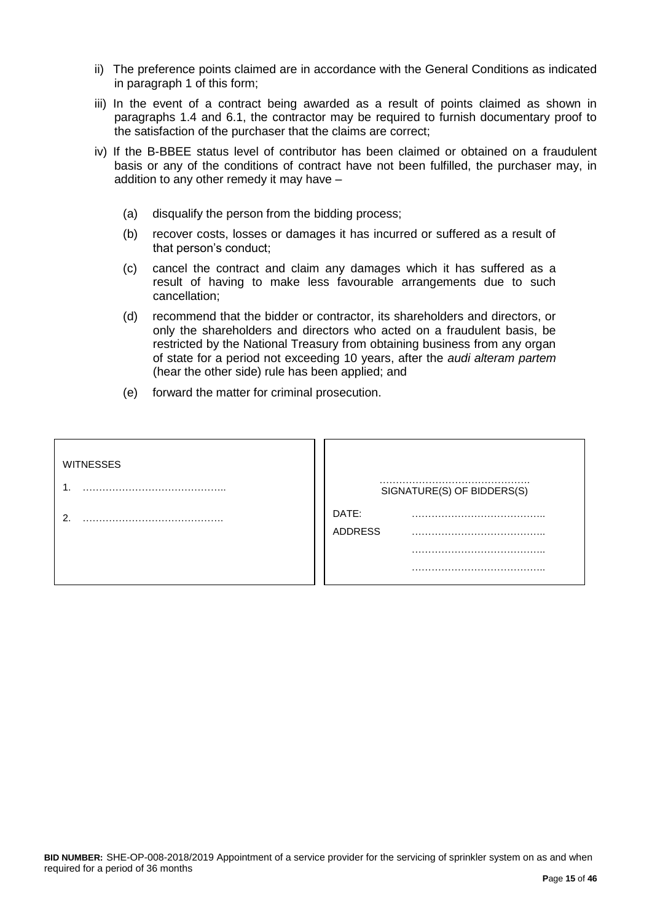ii) The preference points claimed are in accordance with the General Conditions as indicated in paragraph 1 of this form;

iii) In the event of a contract being awarded as a result of points claimed as shown in paragraphs 1.4 and 6.1, the contractor may be required to furnish documentary proof to the satisfaction of the purchaser that the claims are correct;

iv) If the B-BBEE status level of contributor has been claimed or obtained on a fraudulent basis or any of the conditions of contract have not been fulfilled, the purchaser may, in addition to any other remedy it may have –

(a) disqualify the person from the bidding process;

(b) recover costs, losses or damages it has incurred or suffered as a result of that person's conduct;

(c) cancel the contract and claim any damages which it has suffered as a result of having to make less favourable arrangements due to such cancellation;

(d) recommend that the bidder or contractor, its shareholders and directors, or only the shareholders and directors who acted on a fraudulent basis, be restricted by the National Treasury from obtaining business from any organ of state for a period not exceeding 10 years, after the *audi alteram partem* (hear the other side) rule has been applied; and

(e) forward the matter for criminal prosecution.

| WITNESSES | |
|---|---|
| 1. …………………………………….. | ……………………………………….<br>SIGNATURE(S) OF BIDDERS(S) |
| 2. ……………………………………. | DATE: ………………………………….. |
| | ADDRESS ………………………………….. |
| | ………………………………….. |
| | ………………………………….. |

**BID NUMBER:** SHE-OP-008-2018/2019 Appointment of a service provider for the servicing of sprinkler system on as and when required for a period of 36 months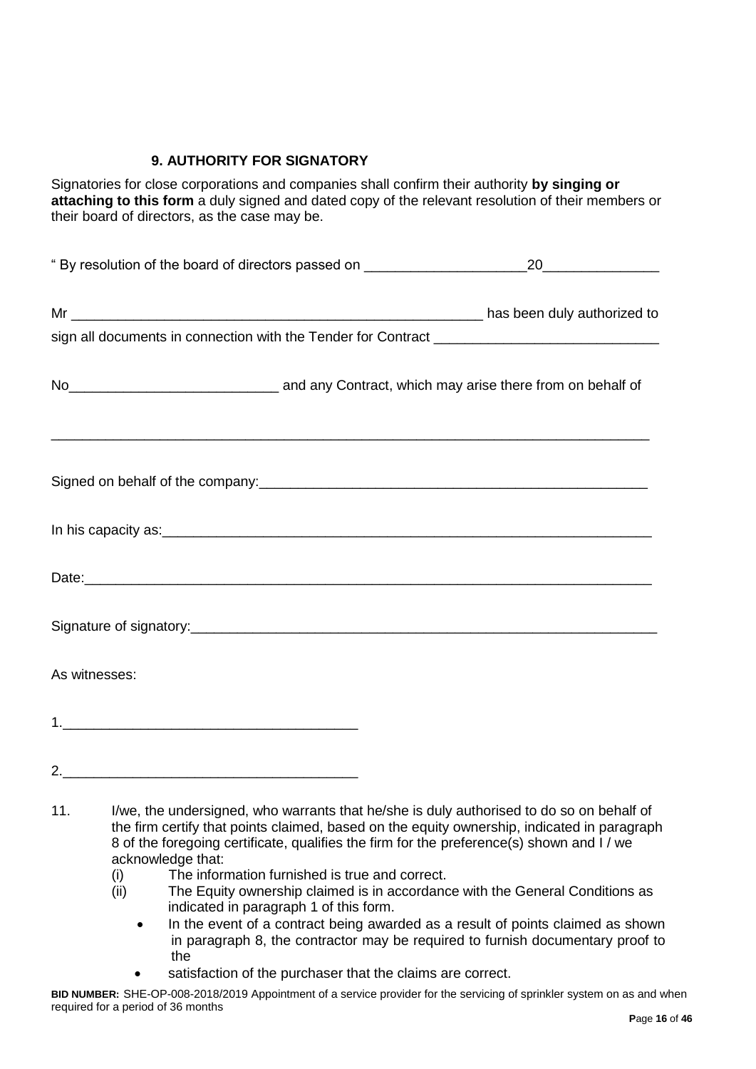### 9. AUTHORITY FOR SIGNATORY

Signatories for close corporations and companies shall confirm their authority **by singing or attaching to this form** a duly signed and dated copy of the relevant resolution of their members or their board of directors, as the case may be.

" By resolution of the board of directors passed on _____________________20_______________

Mr _______________________________________________________ has been duly authorized to sign all documents in connection with the Tender for Contract _____________________________

No___________________________ and any Contract, which may arise there from on behalf of

_________________________________________________________________________________

Signed on behalf of the company:_____________________________________________________

In his capacity as:__________________________________________________________________

Date:____________________________________________________________________________

Signature of signatory:______________________________________________________________

As witnesses:

1.______________________________________

2.______________________________________

11. I/we, the undersigned, who warrants that he/she is duly authorised to do so on behalf of the firm certify that points claimed, based on the equity ownership, indicated in paragraph 8 of the foregoing certificate, qualifies the firm for the preference(s) shown and I / we acknowledge that:
    (i) The information furnished is true and correct.
    (ii) The Equity ownership claimed is in accordance with the General Conditions as indicated in paragraph 1 of this form.
    - In the event of a contract being awarded as a result of points claimed as shown in paragraph 8, the contractor may be required to furnish documentary proof to the
    - satisfaction of the purchaser that the claims are correct.

**BID NUMBER:** SHE-OP-008-2018/2019 Appointment of a service provider for the servicing of sprinkler system on as and when required for a period of 36 months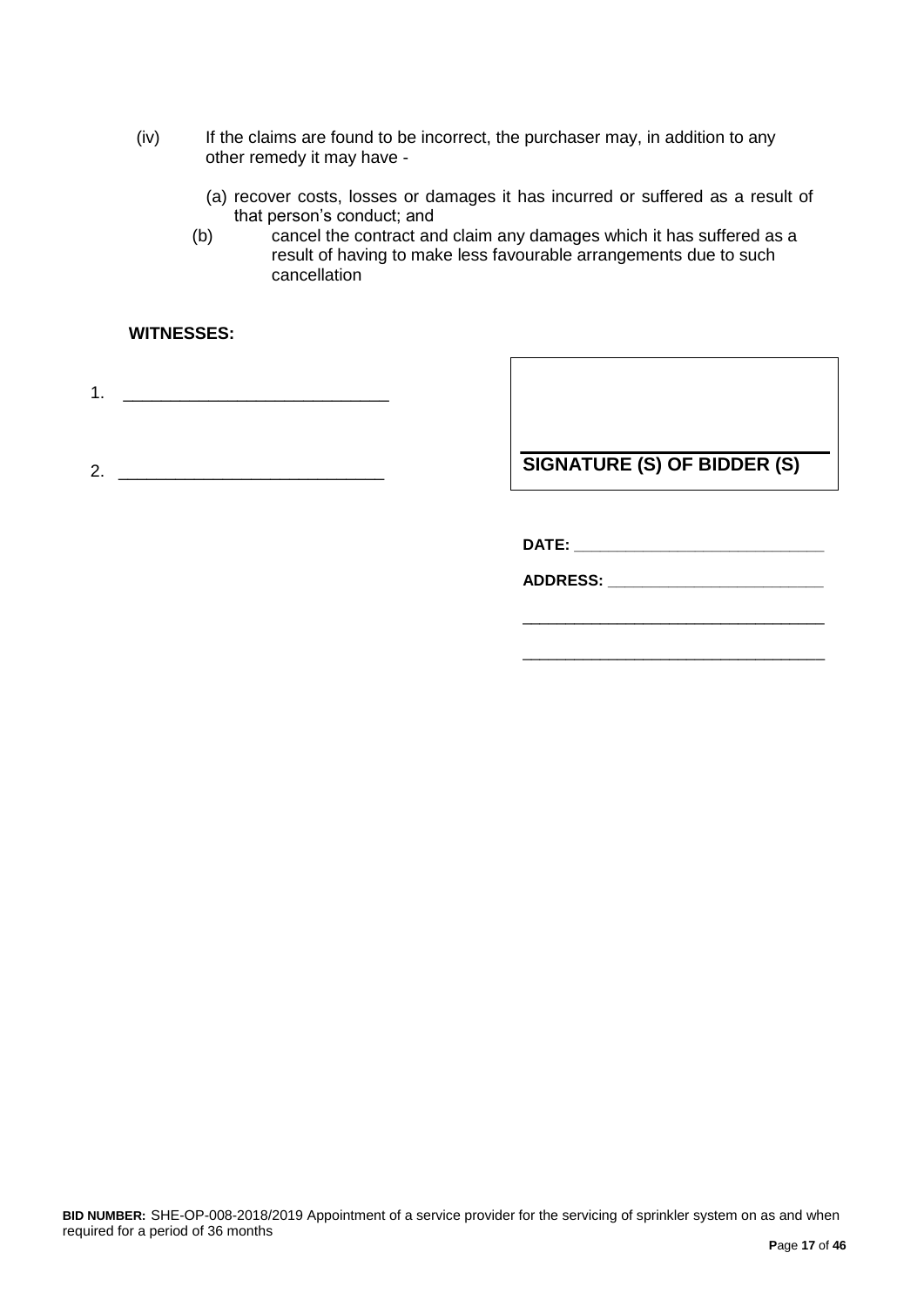(iv) If the claims are found to be incorrect, the purchaser may, in addition to any other remedy it may have -

(a) recover costs, losses or damages it has incurred or suffered as a result of that person's conduct; and

(b) cancel the contract and claim any damages which it has suffered as a result of having to make less favourable arrangements due to such cancellation

**WITNESSES:**

1. ____________________________

2. ____________________________

**SIGNATURE (S) OF BIDDER (S)**

**DATE:** ____________________________

**ADDRESS:** __________________________

____________________________________

____________________________________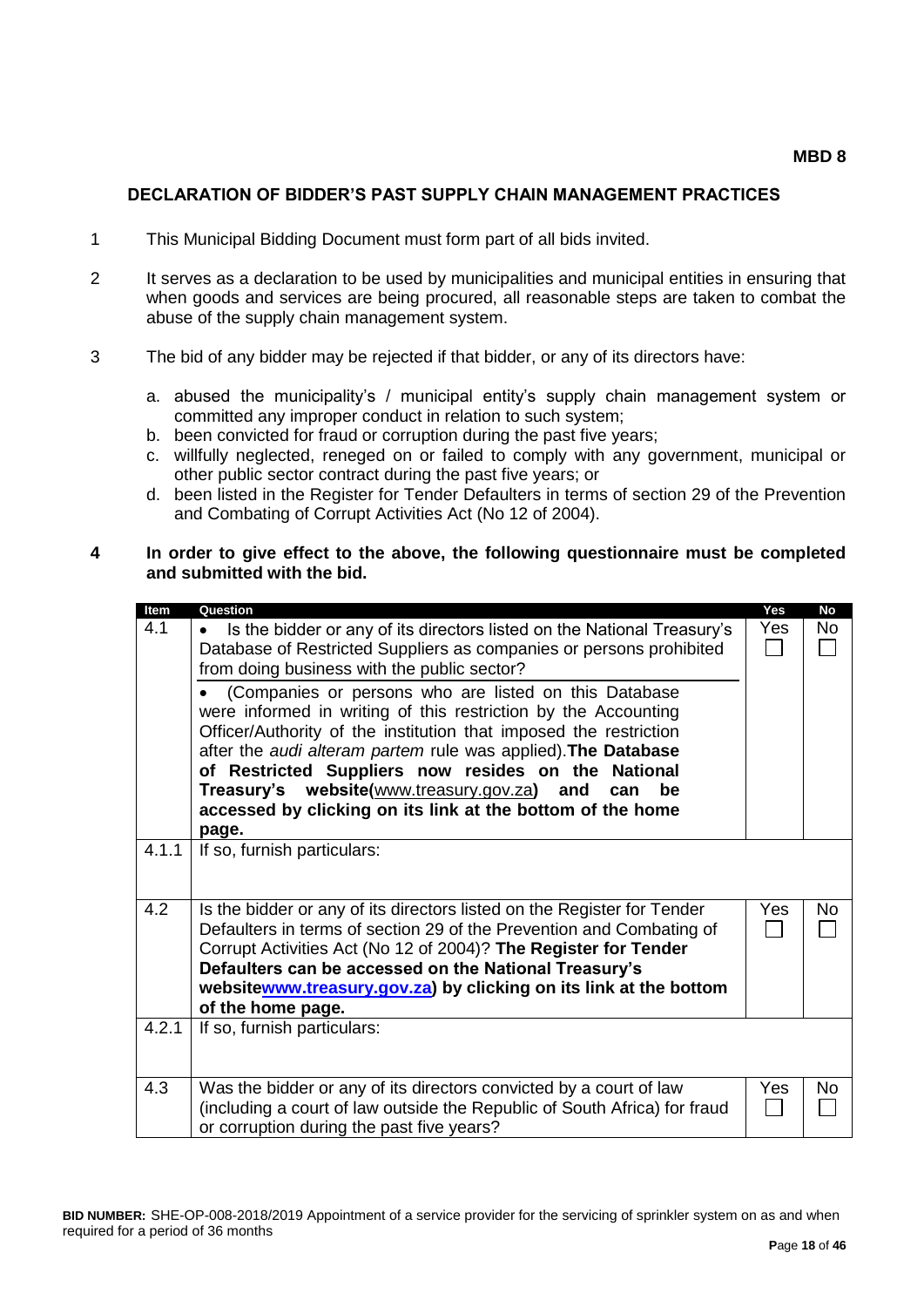**MBD 8**

## DECLARATION OF BIDDER'S PAST SUPPLY CHAIN MANAGEMENT PRACTICES

1. This Municipal Bidding Document must form part of all bids invited.

2. It serves as a declaration to be used by municipalities and municipal entities in ensuring that when goods and services are being procured, all reasonable steps are taken to combat the abuse of the supply chain management system.

3. The bid of any bidder may be rejected if that bidder, or any of its directors have:

   a. abused the municipality's / municipal entity's supply chain management system or committed any improper conduct in relation to such system;
   b. been convicted for fraud or corruption during the past five years;
   c. willfully neglected, reneged on or failed to comply with any government, municipal or other public sector contract during the past five years; or
   d. been listed in the Register for Tender Defaulters in terms of section 29 of the Prevention and Combating of Corrupt Activities Act (No 12 of 2004).

**4. In order to give effect to the above, the following questionnaire must be completed and submitted with the bid.**

| Item | Question | Yes | No |
|---|---|---|---|
| 4.1 | • Is the bidder or any of its directors listed on the National Treasury's Database of Restricted Suppliers as companies or persons prohibited from doing business with the public sector?<br>• (Companies or persons who are listed on this Database were informed in writing of this restriction by the Accounting Officer/Authority of the institution that imposed the restriction after the *audi alteram partem* rule was applied). **The Database of Restricted Suppliers now resides on the National Treasury's website(www.treasury.gov.za) and can be accessed by clicking on its link at the bottom of the home page.** | Yes ☐ | No ☐ |
| 4.1.1 | If so, furnish particulars: | | |
| 4.2 | Is the bidder or any of its directors listed on the Register for Tender Defaulters in terms of section 29 of the Prevention and Combating of Corrupt Activities Act (No 12 of 2004)? **The Register for Tender Defaulters can be accessed on the National Treasury's websitewww.treasury.gov.za) by clicking on its link at the bottom of the home page.** | Yes ☐ | No ☐ |
| 4.2.1 | If so, furnish particulars: | | |
| 4.3 | Was the bidder or any of its directors convicted by a court of law (including a court of law outside the Republic of South Africa) for fraud or corruption during the past five years? | Yes ☐ | No ☐ |

**BID NUMBER:** SHE-OP-008-2018/2019 Appointment of a service provider for the servicing of sprinkler system on as and when required for a period of 36 months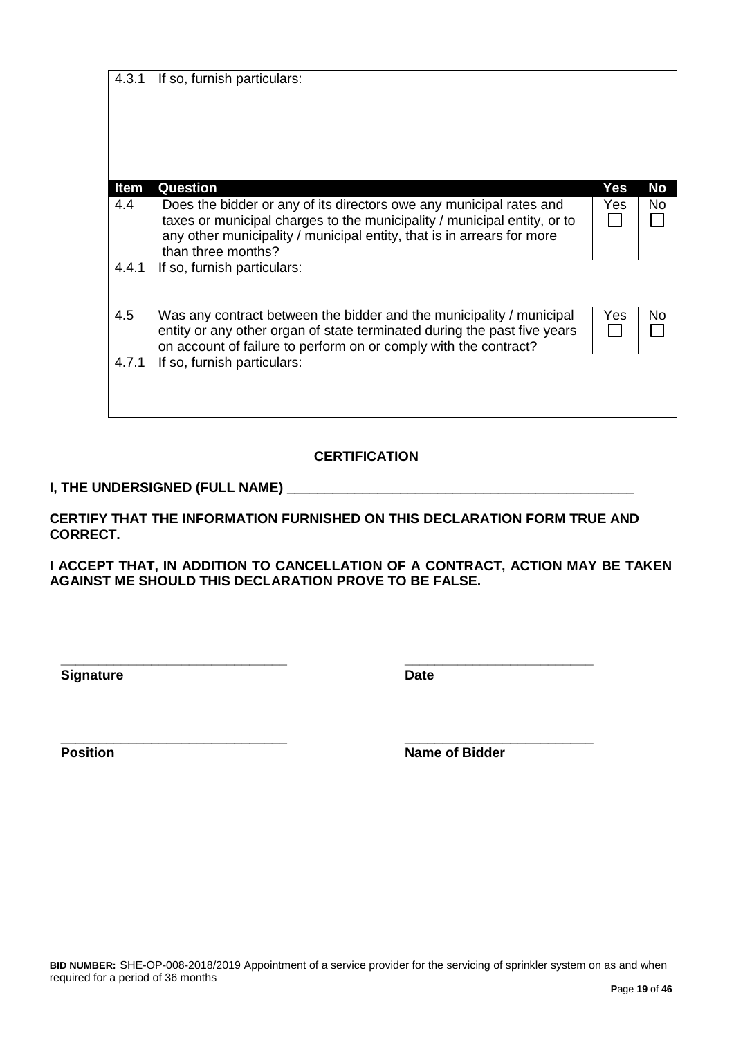| Item | Question | Yes | No |
|---|---|---|---|
| 4.3.1 | If so, furnish particulars: | | |
| 4.4 | Does the bidder or any of its directors owe any municipal rates and taxes or municipal charges to the municipality / municipal entity, or to any other municipality / municipal entity, that is in arrears for more than three months? | Yes ☐ | No ☐ |
| 4.4.1 | If so, furnish particulars: | | |
| 4.5 | Was any contract between the bidder and the municipality / municipal entity or any other organ of state terminated during the past five years on account of failure to perform on or comply with the contract? | Yes ☐ | No ☐ |
| 4.7.1 | If so, furnish particulars: | | |

**CERTIFICATION**

**I, THE UNDERSIGNED (FULL NAME) ___________________________________________**

**CERTIFY THAT THE INFORMATION FURNISHED ON THIS DECLARATION FORM TRUE AND CORRECT.**

**I ACCEPT THAT, IN ADDITION TO CANCELLATION OF A CONTRACT, ACTION MAY BE TAKEN AGAINST ME SHOULD THIS DECLARATION PROVE TO BE FALSE.**

______________________________ ______________________________

**Signature** **Date**

______________________________ ______________________________

**Position** **Name of Bidder**

**BID NUMBER:** SHE-OP-008-2018/2019 Appointment of a service provider for the servicing of sprinkler system on as and when required for a period of 36 months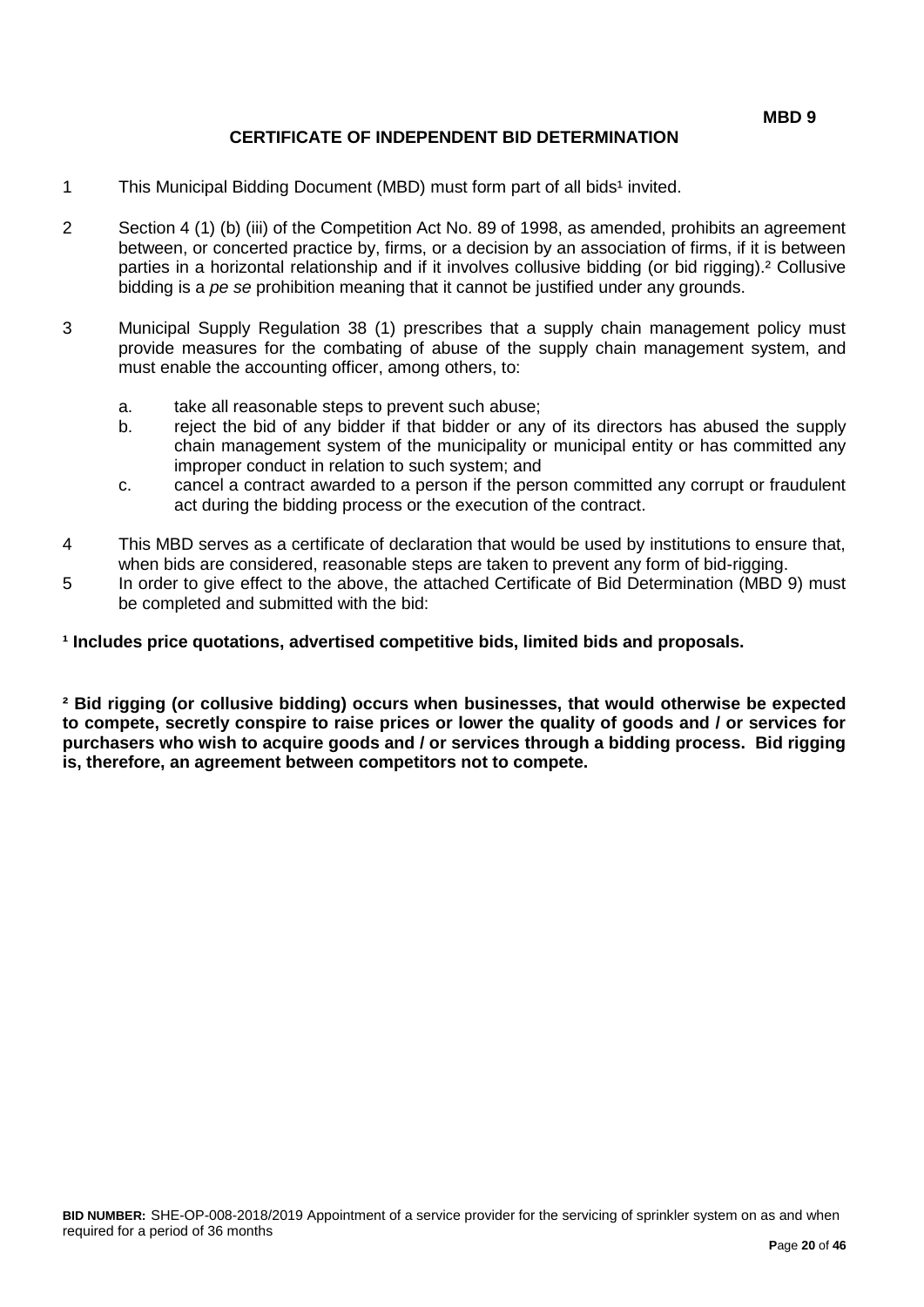**MBD 9**

## CERTIFICATE OF INDEPENDENT BID DETERMINATION

1. This Municipal Bidding Document (MBD) must form part of all bids[1] invited.

2. Section 4 (1) (b) (iii) of the Competition Act No. 89 of 1998, as amended, prohibits an agreement between, or concerted practice by, firms, or a decision by an association of firms, if it is between parties in a horizontal relationship and if it involves collusive bidding (or bid rigging).[2] Collusive bidding is a *pe se* prohibition meaning that it cannot be justified under any grounds.

3. Municipal Supply Regulation 38 (1) prescribes that a supply chain management policy must provide measures for the combating of abuse of the supply chain management system, and must enable the accounting officer, among others, to:

   a. take all reasonable steps to prevent such abuse;
   b. reject the bid of any bidder if that bidder or any of its directors has abused the supply chain management system of the municipality or municipal entity or has committed any improper conduct in relation to such system; and
   c. cancel a contract awarded to a person if the person committed any corrupt or fraudulent act during the bidding process or the execution of the contract.

4. This MBD serves as a certificate of declaration that would be used by institutions to ensure that, when bids are considered, reasonable steps are taken to prevent any form of bid-rigging.

5. In order to give effect to the above, the attached Certificate of Bid Determination (MBD 9) must be completed and submitted with the bid:

**[1] Includes price quotations, advertised competitive bids, limited bids and proposals.**

**[2] Bid rigging (or collusive bidding) occurs when businesses, that would otherwise be expected to compete, secretly conspire to raise prices or lower the quality of goods and / or services for purchasers who wish to acquire goods and / or services through a bidding process. Bid rigging is, therefore, an agreement between competitors not to compete.**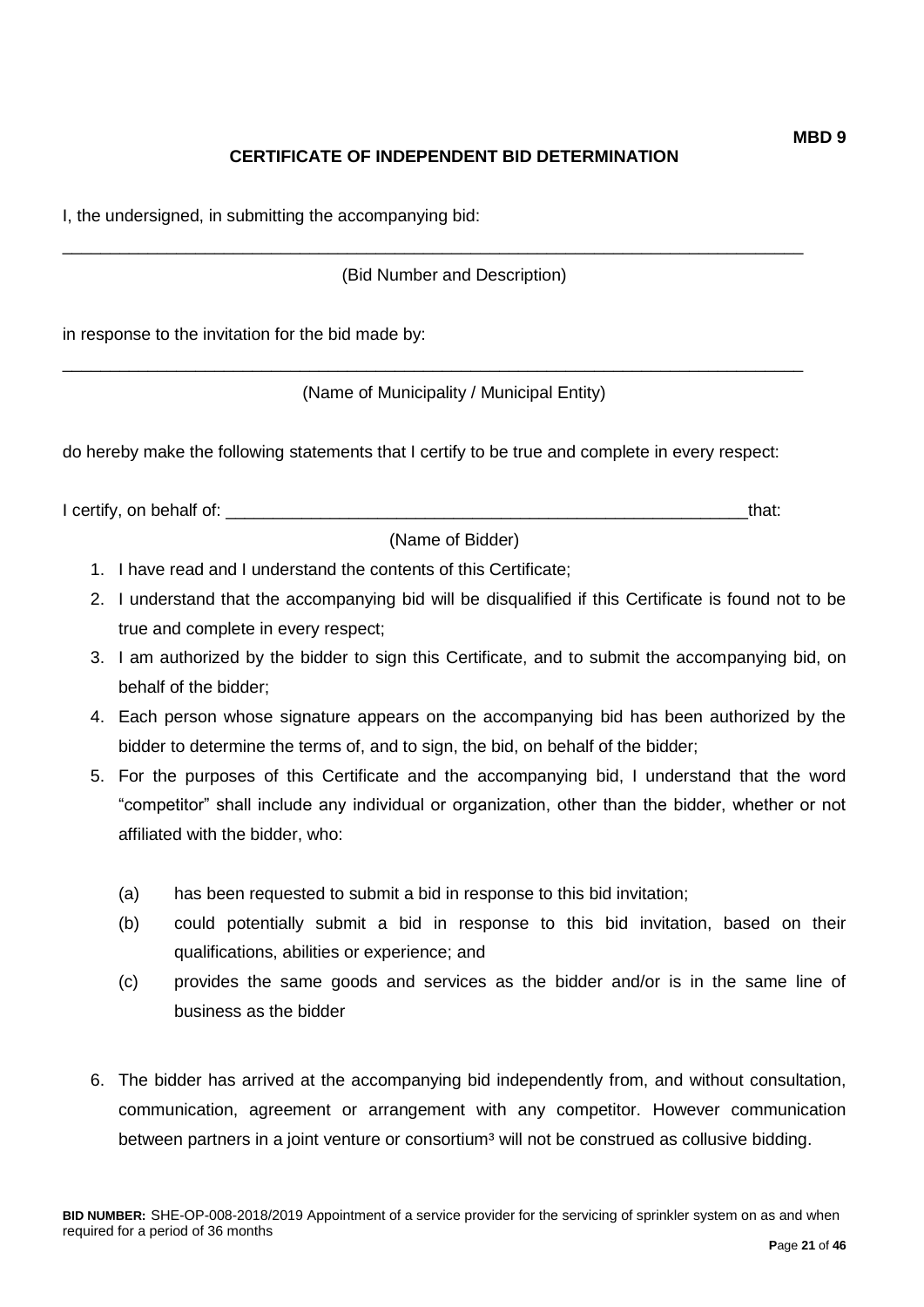**MBD 9**

## CERTIFICATE OF INDEPENDENT BID DETERMINATION

I, the undersigned, in submitting the accompanying bid:

_______________________________________________________________________________

(Bid Number and Description)

in response to the invitation for the bid made by:

_______________________________________________________________________________

(Name of Municipality / Municipal Entity)

do hereby make the following statements that I certify to be true and complete in every respect:

I certify, on behalf of: _______________________________________________________that:

(Name of Bidder)

1. I have read and I understand the contents of this Certificate;
2. I understand that the accompanying bid will be disqualified if this Certificate is found not to be true and complete in every respect;
3. I am authorized by the bidder to sign this Certificate, and to submit the accompanying bid, on behalf of the bidder;
4. Each person whose signature appears on the accompanying bid has been authorized by the bidder to determine the terms of, and to sign, the bid, on behalf of the bidder;
5. For the purposes of this Certificate and the accompanying bid, I understand that the word "competitor" shall include any individual or organization, other than the bidder, whether or not affiliated with the bidder, who:

   (a) has been requested to submit a bid in response to this bid invitation;

   (b) could potentially submit a bid in response to this bid invitation, based on their qualifications, abilities or experience; and

   (c) provides the same goods and services as the bidder and/or is in the same line of business as the bidder

6. The bidder has arrived at the accompanying bid independently from, and without consultation, communication, agreement or arrangement with any competitor. However communication between partners in a joint venture or consortium[3] will not be construed as collusive bidding.

**BID NUMBER:** SHE-OP-008-2018/2019 Appointment of a service provider for the servicing of sprinkler system on as and when required for a period of 36 months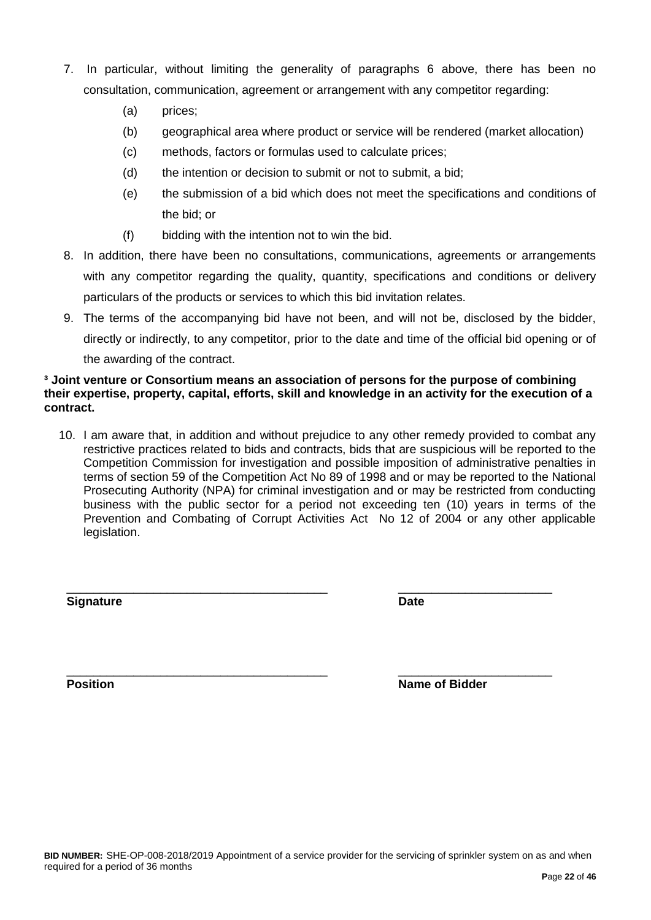7. In particular, without limiting the generality of paragraphs 6 above, there has been no consultation, communication, agreement or arrangement with any competitor regarding:

   (a) prices;

   (b) geographical area where product or service will be rendered (market allocation)

   (c) methods, factors or formulas used to calculate prices;

   (d) the intention or decision to submit or not to submit, a bid;

   (e) the submission of a bid which does not meet the specifications and conditions of the bid; or

   (f) bidding with the intention not to win the bid.

8. In addition, there have been no consultations, communications, agreements or arrangements with any competitor regarding the quality, quantity, specifications and conditions or delivery particulars of the products or services to which this bid invitation relates.

9. The terms of the accompanying bid have not been, and will not be, disclosed by the bidder, directly or indirectly, to any competitor, prior to the date and time of the official bid opening or of the awarding of the contract.

**[3] Joint venture or Consortium means an association of persons for the purpose of combining their expertise, property, capital, efforts, skill and knowledge in an activity for the execution of a contract.**

10. I am aware that, in addition and without prejudice to any other remedy provided to combat any restrictive practices related to bids and contracts, bids that are suspicious will be reported to the Competition Commission for investigation and possible imposition of administrative penalties in terms of section 59 of the Competition Act No 89 of 1998 and or may be reported to the National Prosecuting Authority (NPA) for criminal investigation and or may be restricted from conducting business with the public sector for a period not exceeding ten (10) years in terms of the Prevention and Combating of Corrupt Activities Act No 12 of 2004 or any other applicable legislation.

\_\_\_\_\_\_\_\_\_\_\_\_\_\_\_\_\_\_\_\_\_\_\_\_\_\_\_\_\_\_\_\_\_\_\_\_\_\_ \_\_\_\_\_\_\_\_\_\_\_\_\_\_\_\_\_\_\_\_\_\_\_

**Signature** **Date**

\_\_\_\_\_\_\_\_\_\_\_\_\_\_\_\_\_\_\_\_\_\_\_\_\_\_\_\_\_\_\_\_\_\_\_\_\_\_ \_\_\_\_\_\_\_\_\_\_\_\_\_\_\_\_\_\_\_\_\_\_\_

**Position** **Name of Bidder**

**BID NUMBER:** SHE-OP-008-2018/2019 Appointment of a service provider for the servicing of sprinkler system on as and when required for a period of 36 months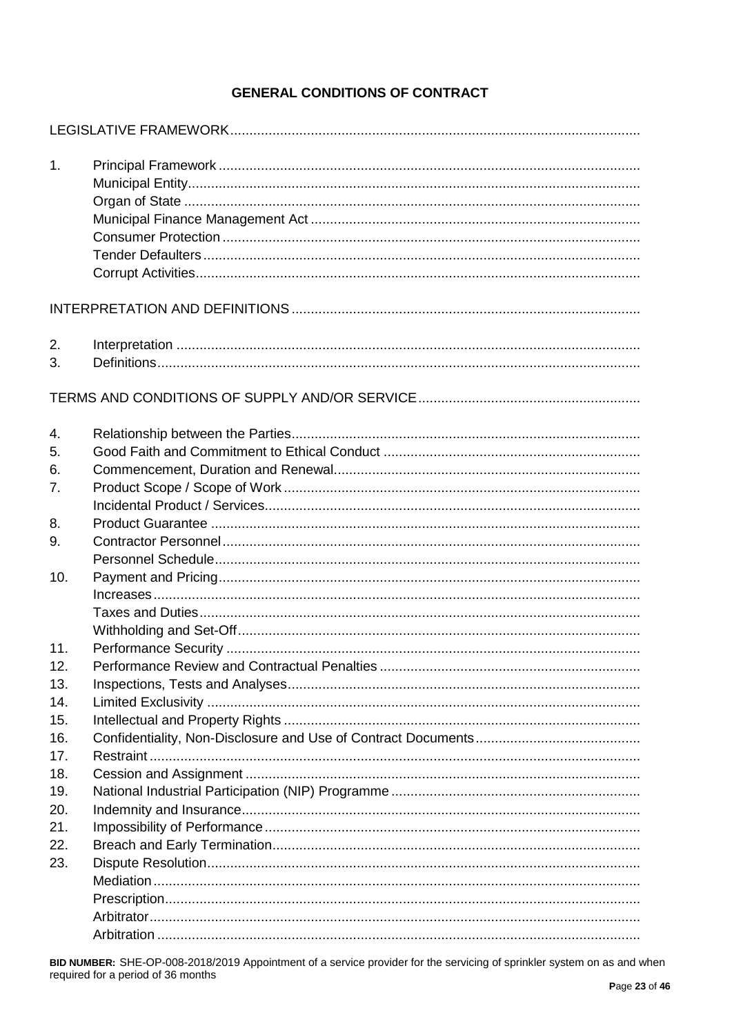# GENERAL CONDITIONS OF CONTRACT

LEGISLATIVE FRAMEWORK

1. Principal Framework
   - Municipal Entity
   - Organ of State
   - Municipal Finance Management Act
   - Consumer Protection
   - Tender Defaulters
   - Corrupt Activities

INTERPRETATION AND DEFINITIONS

2. Interpretation
3. Definitions

TERMS AND CONDITIONS OF SUPPLY AND/OR SERVICE

4. Relationship between the Parties
5. Good Faith and Commitment to Ethical Conduct
6. Commencement, Duration and Renewal
7. Product Scope / Scope of Work
   - Incidental Product / Services
8. Product Guarantee
9. Contractor Personnel
   - Personnel Schedule
10. Payment and Pricing
    - Increases
    - Taxes and Duties
    - Withholding and Set-Off
11. Performance Security
12. Performance Review and Contractual Penalties
13. Inspections, Tests and Analyses
14. Limited Exclusivity
15. Intellectual and Property Rights
16. Confidentiality, Non-Disclosure and Use of Contract Documents
17. Restraint
18. Cession and Assignment
19. National Industrial Participation (NIP) Programme
20. Indemnity and Insurance
21. Impossibility of Performance
22. Breach and Early Termination
23. Dispute Resolution
    - Mediation
    - Prescription
    - Arbitrator
    - Arbitration

**BID NUMBER:** SHE-OP-008-2018/2019 Appointment of a service provider for the servicing of sprinkler system on as and when required for a period of 36 months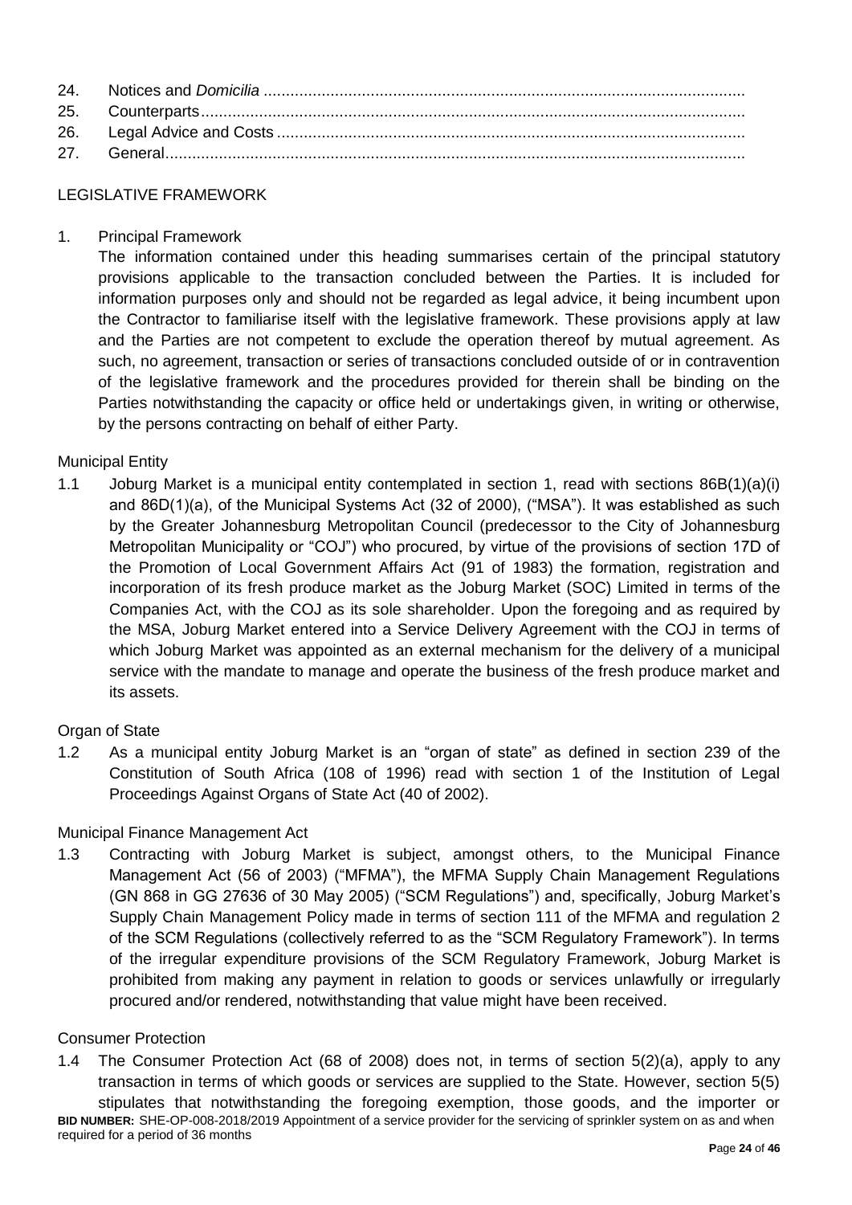24. Notices and *Domicilia* ...........................................................................................................
25. Counterparts.........................................................................................................................
26. Legal Advice and Costs .......................................................................................................
27. General.................................................................................................................................

## LEGISLATIVE FRAMEWORK

### 1. Principal Framework

The information contained under this heading summarises certain of the principal statutory provisions applicable to the transaction concluded between the Parties. It is included for information purposes only and should not be regarded as legal advice, it being incumbent upon the Contractor to familiarise itself with the legislative framework. These provisions apply at law and the Parties are not competent to exclude the operation thereof by mutual agreement. As such, no agreement, transaction or series of transactions concluded outside of or in contravention of the legislative framework and the procedures provided for therein shall be binding on the Parties notwithstanding the capacity or office held or undertakings given, in writing or otherwise, by the persons contracting on behalf of either Party.

#### Municipal Entity

1.1 Joburg Market is a municipal entity contemplated in section 1, read with sections 86B(1)(a)(i) and 86D(1)(a), of the Municipal Systems Act (32 of 2000), ("MSA"). It was established as such by the Greater Johannesburg Metropolitan Council (predecessor to the City of Johannesburg Metropolitan Municipality or "COJ") who procured, by virtue of the provisions of section 17D of the Promotion of Local Government Affairs Act (91 of 1983) the formation, registration and incorporation of its fresh produce market as the Joburg Market (SOC) Limited in terms of the Companies Act, with the COJ as its sole shareholder. Upon the foregoing and as required by the MSA, Joburg Market entered into a Service Delivery Agreement with the COJ in terms of which Joburg Market was appointed as an external mechanism for the delivery of a municipal service with the mandate to manage and operate the business of the fresh produce market and its assets.

#### Organ of State

1.2 As a municipal entity Joburg Market is an "organ of state" as defined in section 239 of the Constitution of South Africa (108 of 1996) read with section 1 of the Institution of Legal Proceedings Against Organs of State Act (40 of 2002).

#### Municipal Finance Management Act

1.3 Contracting with Joburg Market is subject, amongst others, to the Municipal Finance Management Act (56 of 2003) ("MFMA"), the MFMA Supply Chain Management Regulations (GN 868 in GG 27636 of 30 May 2005) ("SCM Regulations") and, specifically, Joburg Market's Supply Chain Management Policy made in terms of section 111 of the MFMA and regulation 2 of the SCM Regulations (collectively referred to as the "SCM Regulatory Framework"). In terms of the irregular expenditure provisions of the SCM Regulatory Framework, Joburg Market is prohibited from making any payment in relation to goods or services unlawfully or irregularly procured and/or rendered, notwithstanding that value might have been received.

#### Consumer Protection

1.4 The Consumer Protection Act (68 of 2008) does not, in terms of section 5(2)(a), apply to any transaction in terms of which goods or services are supplied to the State. However, section 5(5) stipulates that notwithstanding the foregoing exemption, those goods, and the importer or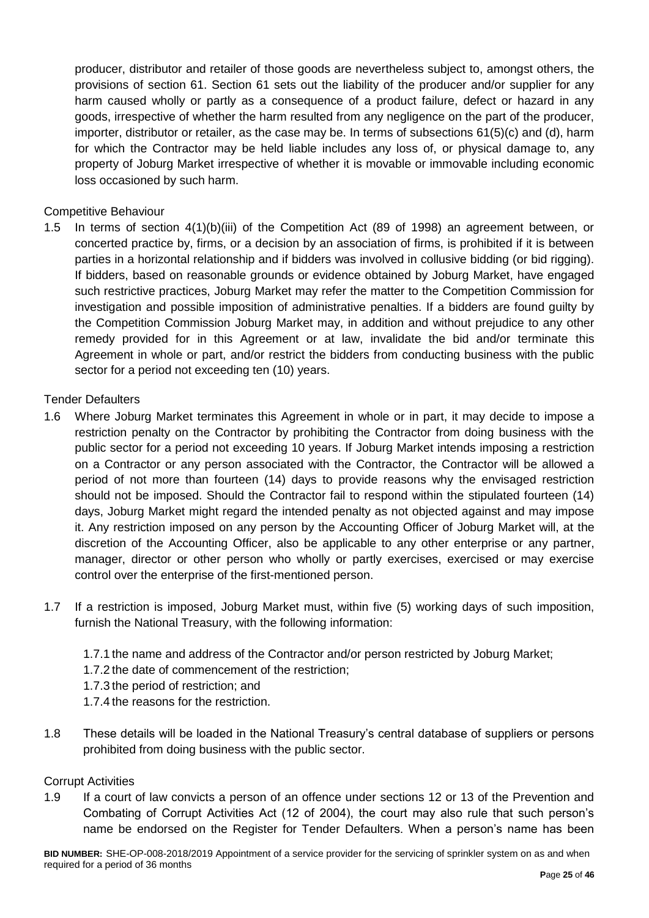producer, distributor and retailer of those goods are nevertheless subject to, amongst others, the provisions of section 61. Section 61 sets out the liability of the producer and/or supplier for any harm caused wholly or partly as a consequence of a product failure, defect or hazard in any goods, irrespective of whether the harm resulted from any negligence on the part of the producer, importer, distributor or retailer, as the case may be. In terms of subsections 61(5)(c) and (d), harm for which the Contractor may be held liable includes any loss of, or physical damage to, any property of Joburg Market irrespective of whether it is movable or immovable including economic loss occasioned by such harm.

Competitive Behaviour

1.5 In terms of section 4(1)(b)(iii) of the Competition Act (89 of 1998) an agreement between, or concerted practice by, firms, or a decision by an association of firms, is prohibited if it is between parties in a horizontal relationship and if bidders was involved in collusive bidding (or bid rigging). If bidders, based on reasonable grounds or evidence obtained by Joburg Market, have engaged such restrictive practices, Joburg Market may refer the matter to the Competition Commission for investigation and possible imposition of administrative penalties. If a bidders are found guilty by the Competition Commission Joburg Market may, in addition and without prejudice to any other remedy provided for in this Agreement or at law, invalidate the bid and/or terminate this Agreement in whole or part, and/or restrict the bidders from conducting business with the public sector for a period not exceeding ten (10) years.

Tender Defaulters

1.6 Where Joburg Market terminates this Agreement in whole or in part, it may decide to impose a restriction penalty on the Contractor by prohibiting the Contractor from doing business with the public sector for a period not exceeding 10 years. If Joburg Market intends imposing a restriction on a Contractor or any person associated with the Contractor, the Contractor will be allowed a period of not more than fourteen (14) days to provide reasons why the envisaged restriction should not be imposed. Should the Contractor fail to respond within the stipulated fourteen (14) days, Joburg Market might regard the intended penalty as not objected against and may impose it. Any restriction imposed on any person by the Accounting Officer of Joburg Market will, at the discretion of the Accounting Officer, also be applicable to any other enterprise or any partner, manager, director or other person who wholly or partly exercises, exercised or may exercise control over the enterprise of the first-mentioned person.

1.7 If a restriction is imposed, Joburg Market must, within five (5) working days of such imposition, furnish the National Treasury, with the following information:

1.7.1 the name and address of the Contractor and/or person restricted by Joburg Market;
1.7.2 the date of commencement of the restriction;
1.7.3 the period of restriction; and
1.7.4 the reasons for the restriction.

1.8 These details will be loaded in the National Treasury's central database of suppliers or persons prohibited from doing business with the public sector.

Corrupt Activities

1.9 If a court of law convicts a person of an offence under sections 12 or 13 of the Prevention and Combating of Corrupt Activities Act (12 of 2004), the court may also rule that such person's name be endorsed on the Register for Tender Defaulters. When a person's name has been

**BID NUMBER:** SHE-OP-008-2018/2019 Appointment of a service provider for the servicing of sprinkler system on as and when required for a period of 36 months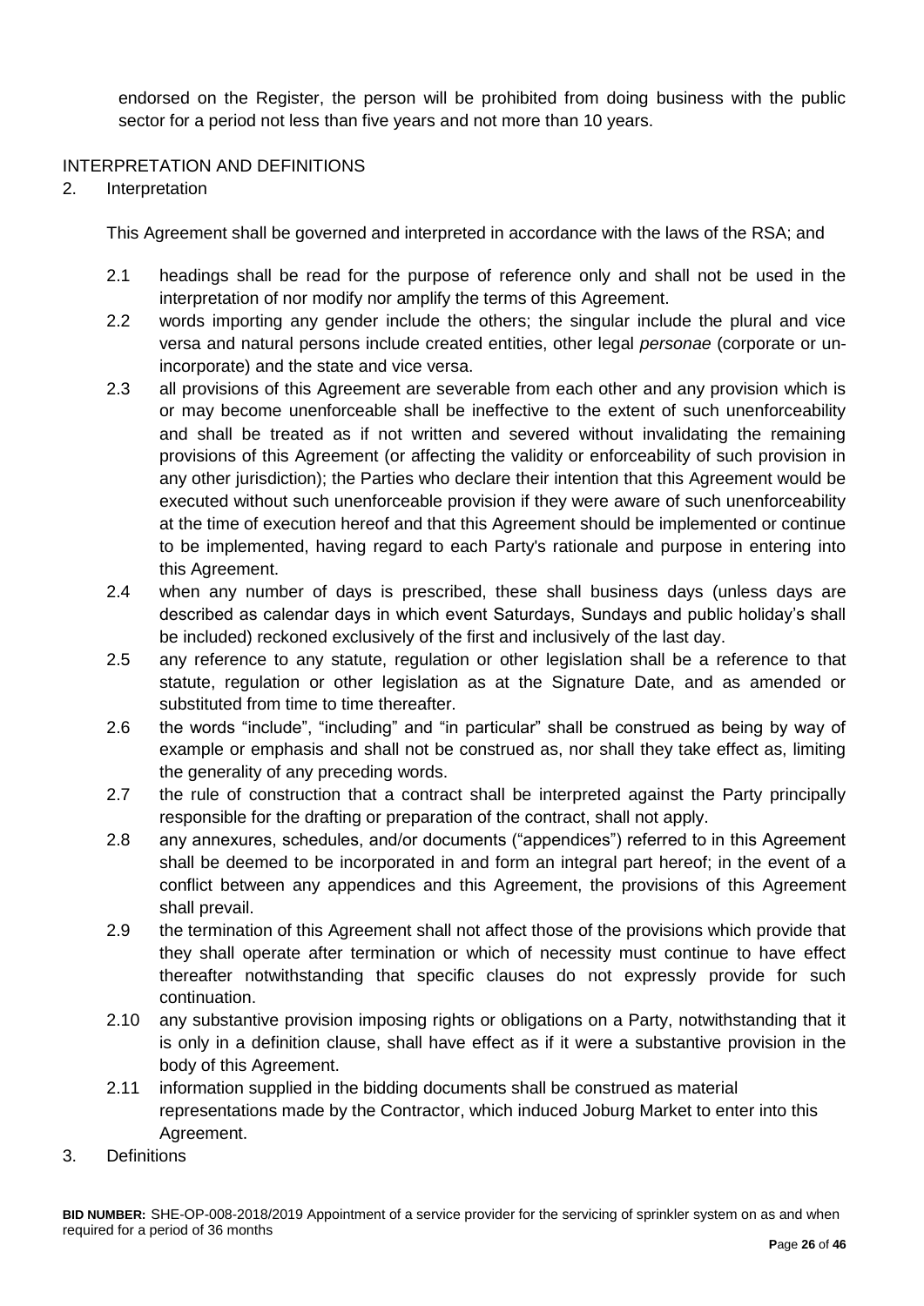endorsed on the Register, the person will be prohibited from doing business with the public sector for a period not less than five years and not more than 10 years.

INTERPRETATION AND DEFINITIONS

2. Interpretation

This Agreement shall be governed and interpreted in accordance with the laws of the RSA; and

2.1 headings shall be read for the purpose of reference only and shall not be used in the interpretation of nor modify nor amplify the terms of this Agreement.

2.2 words importing any gender include the others; the singular include the plural and vice versa and natural persons include created entities, other legal *personae* (corporate or un-incorporate) and the state and vice versa.

2.3 all provisions of this Agreement are severable from each other and any provision which is or may become unenforceable shall be ineffective to the extent of such unenforceability and shall be treated as if not written and severed without invalidating the remaining provisions of this Agreement (or affecting the validity or enforceability of such provision in any other jurisdiction); the Parties who declare their intention that this Agreement would be executed without such unenforceable provision if they were aware of such unenforceability at the time of execution hereof and that this Agreement should be implemented or continue to be implemented, having regard to each Party's rationale and purpose in entering into this Agreement.

2.4 when any number of days is prescribed, these shall business days (unless days are described as calendar days in which event Saturdays, Sundays and public holiday's shall be included) reckoned exclusively of the first and inclusively of the last day.

2.5 any reference to any statute, regulation or other legislation shall be a reference to that statute, regulation or other legislation as at the Signature Date, and as amended or substituted from time to time thereafter.

2.6 the words "include", "including" and "in particular" shall be construed as being by way of example or emphasis and shall not be construed as, nor shall they take effect as, limiting the generality of any preceding words.

2.7 the rule of construction that a contract shall be interpreted against the Party principally responsible for the drafting or preparation of the contract, shall not apply.

2.8 any annexures, schedules, and/or documents ("appendices") referred to in this Agreement shall be deemed to be incorporated in and form an integral part hereof; in the event of a conflict between any appendices and this Agreement, the provisions of this Agreement shall prevail.

2.9 the termination of this Agreement shall not affect those of the provisions which provide that they shall operate after termination or which of necessity must continue to have effect thereafter notwithstanding that specific clauses do not expressly provide for such continuation.

2.10 any substantive provision imposing rights or obligations on a Party, notwithstanding that it is only in a definition clause, shall have effect as if it were a substantive provision in the body of this Agreement.

2.11 information supplied in the bidding documents shall be construed as material representations made by the Contractor, which induced Joburg Market to enter into this Agreement.

3. Definitions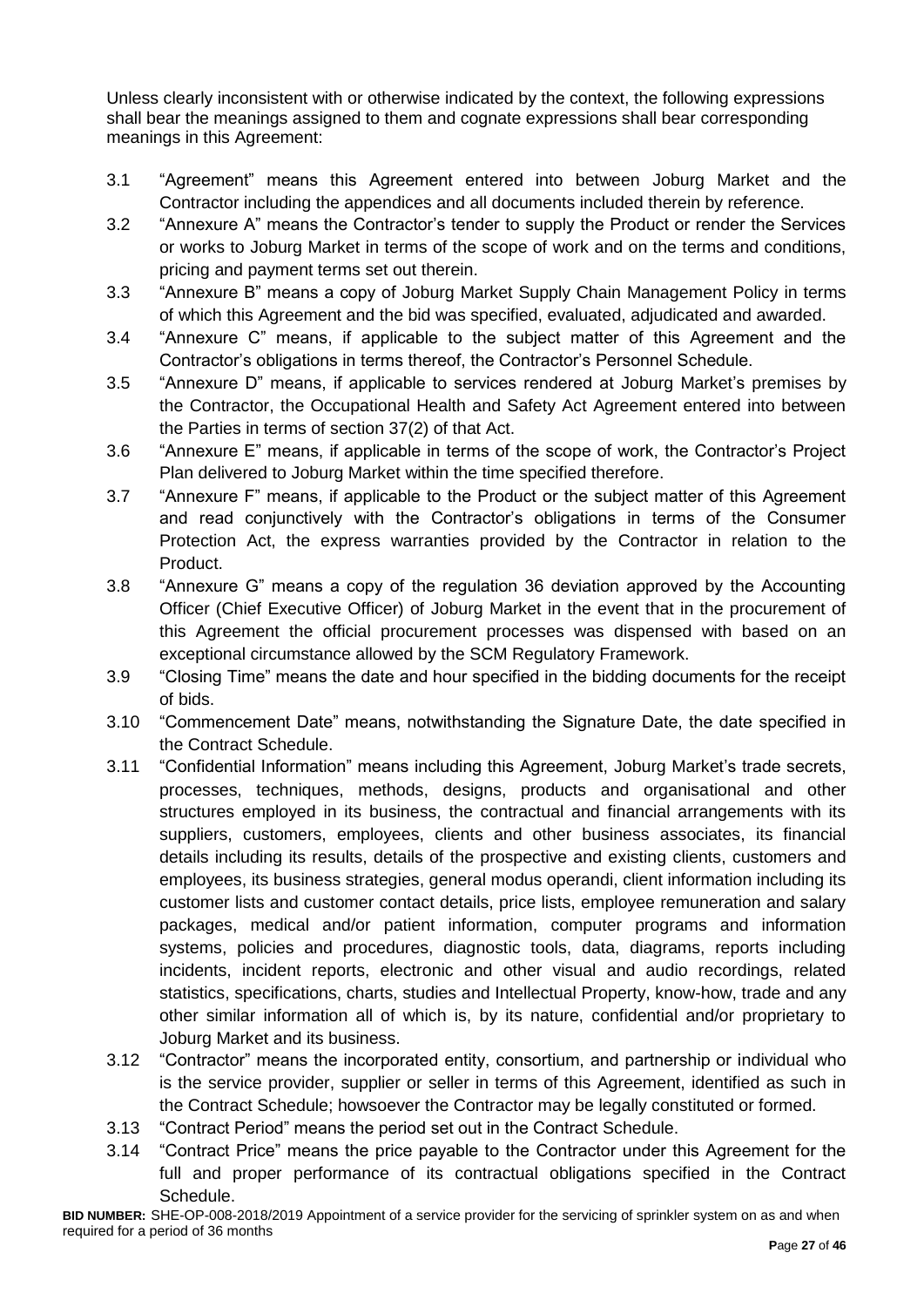Unless clearly inconsistent with or otherwise indicated by the context, the following expressions shall bear the meanings assigned to them and cognate expressions shall bear corresponding meanings in this Agreement:

3.1 "Agreement" means this Agreement entered into between Joburg Market and the Contractor including the appendices and all documents included therein by reference.

3.2 "Annexure A" means the Contractor's tender to supply the Product or render the Services or works to Joburg Market in terms of the scope of work and on the terms and conditions, pricing and payment terms set out therein.

3.3 "Annexure B" means a copy of Joburg Market Supply Chain Management Policy in terms of which this Agreement and the bid was specified, evaluated, adjudicated and awarded.

3.4 "Annexure C" means, if applicable to the subject matter of this Agreement and the Contractor's obligations in terms thereof, the Contractor's Personnel Schedule.

3.5 "Annexure D" means, if applicable to services rendered at Joburg Market's premises by the Contractor, the Occupational Health and Safety Act Agreement entered into between the Parties in terms of section 37(2) of that Act.

3.6 "Annexure E" means, if applicable in terms of the scope of work, the Contractor's Project Plan delivered to Joburg Market within the time specified therefore.

3.7 "Annexure F" means, if applicable to the Product or the subject matter of this Agreement and read conjunctively with the Contractor's obligations in terms of the Consumer Protection Act, the express warranties provided by the Contractor in relation to the Product.

3.8 "Annexure G" means a copy of the regulation 36 deviation approved by the Accounting Officer (Chief Executive Officer) of Joburg Market in the event that in the procurement of this Agreement the official procurement processes was dispensed with based on an exceptional circumstance allowed by the SCM Regulatory Framework.

3.9 "Closing Time" means the date and hour specified in the bidding documents for the receipt of bids.

3.10 "Commencement Date" means, notwithstanding the Signature Date, the date specified in the Contract Schedule.

3.11 "Confidential Information" means including this Agreement, Joburg Market's trade secrets, processes, techniques, methods, designs, products and organisational and other structures employed in its business, the contractual and financial arrangements with its suppliers, customers, employees, clients and other business associates, its financial details including its results, details of the prospective and existing clients, customers and employees, its business strategies, general modus operandi, client information including its customer lists and customer contact details, price lists, employee remuneration and salary packages, medical and/or patient information, computer programs and information systems, policies and procedures, diagnostic tools, data, diagrams, reports including incidents, incident reports, electronic and other visual and audio recordings, related statistics, specifications, charts, studies and Intellectual Property, know-how, trade and any other similar information all of which is, by its nature, confidential and/or proprietary to Joburg Market and its business.

3.12 "Contractor" means the incorporated entity, consortium, and partnership or individual who is the service provider, supplier or seller in terms of this Agreement, identified as such in the Contract Schedule; howsoever the Contractor may be legally constituted or formed.

3.13 "Contract Period" means the period set out in the Contract Schedule.

3.14 "Contract Price" means the price payable to the Contractor under this Agreement for the full and proper performance of its contractual obligations specified in the Contract Schedule.

**BID NUMBER:** SHE-OP-008-2018/2019 Appointment of a service provider for the servicing of sprinkler system on as and when required for a period of 36 months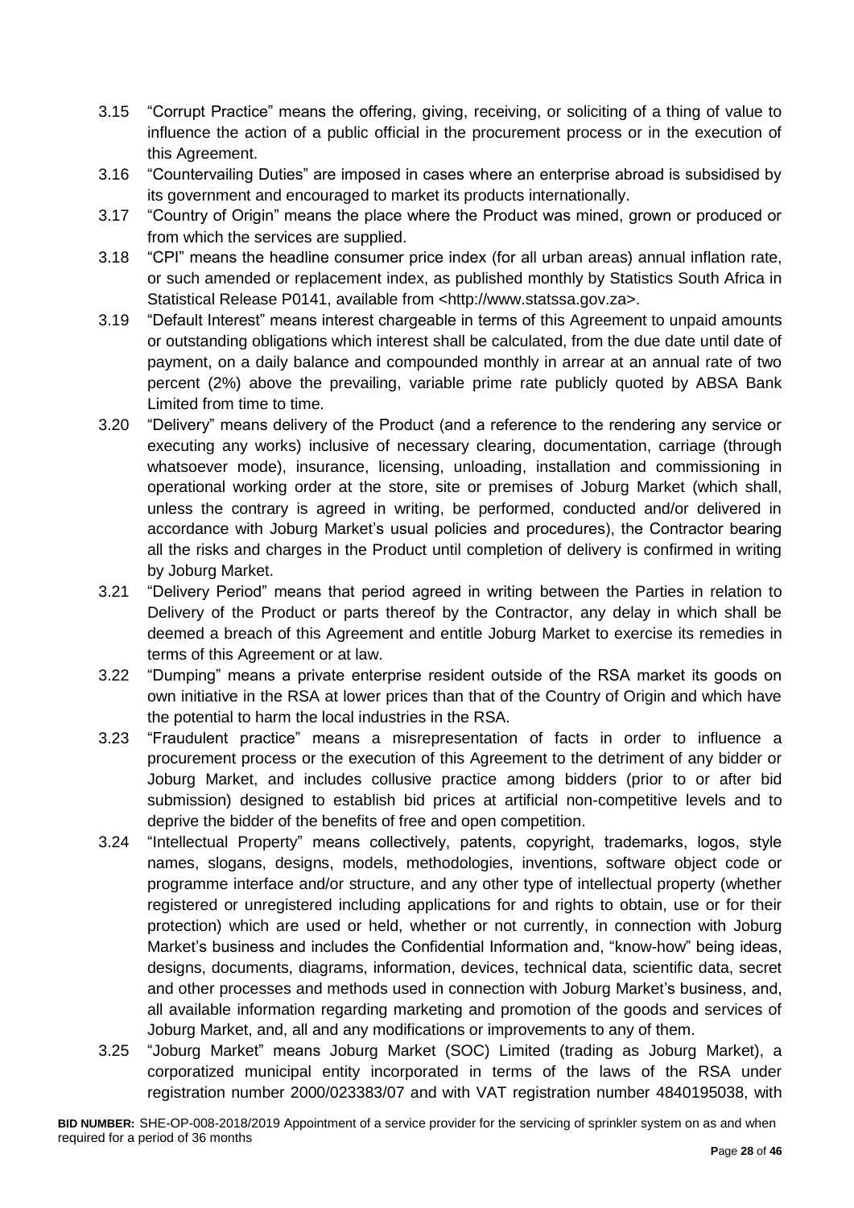3.15 "Corrupt Practice" means the offering, giving, receiving, or soliciting of a thing of value to influence the action of a public official in the procurement process or in the execution of this Agreement.

3.16 "Countervailing Duties" are imposed in cases where an enterprise abroad is subsidised by its government and encouraged to market its products internationally.

3.17 "Country of Origin" means the place where the Product was mined, grown or produced or from which the services are supplied.

3.18 "CPI" means the headline consumer price index (for all urban areas) annual inflation rate, or such amended or replacement index, as published monthly by Statistics South Africa in Statistical Release P0141, available from <http://www.statssa.gov.za>.

3.19 "Default Interest" means interest chargeable in terms of this Agreement to unpaid amounts or outstanding obligations which interest shall be calculated, from the due date until date of payment, on a daily balance and compounded monthly in arrear at an annual rate of two percent (2%) above the prevailing, variable prime rate publicly quoted by ABSA Bank Limited from time to time.

3.20 "Delivery" means delivery of the Product (and a reference to the rendering any service or executing any works) inclusive of necessary clearing, documentation, carriage (through whatsoever mode), insurance, licensing, unloading, installation and commissioning in operational working order at the store, site or premises of Joburg Market (which shall, unless the contrary is agreed in writing, be performed, conducted and/or delivered in accordance with Joburg Market's usual policies and procedures), the Contractor bearing all the risks and charges in the Product until completion of delivery is confirmed in writing by Joburg Market.

3.21 "Delivery Period" means that period agreed in writing between the Parties in relation to Delivery of the Product or parts thereof by the Contractor, any delay in which shall be deemed a breach of this Agreement and entitle Joburg Market to exercise its remedies in terms of this Agreement or at law.

3.22 "Dumping" means a private enterprise resident outside of the RSA market its goods on own initiative in the RSA at lower prices than that of the Country of Origin and which have the potential to harm the local industries in the RSA.

3.23 "Fraudulent practice" means a misrepresentation of facts in order to influence a procurement process or the execution of this Agreement to the detriment of any bidder or Joburg Market, and includes collusive practice among bidders (prior to or after bid submission) designed to establish bid prices at artificial non-competitive levels and to deprive the bidder of the benefits of free and open competition.

3.24 "Intellectual Property" means collectively, patents, copyright, trademarks, logos, style names, slogans, designs, models, methodologies, inventions, software object code or programme interface and/or structure, and any other type of intellectual property (whether registered or unregistered including applications for and rights to obtain, use or for their protection) which are used or held, whether or not currently, in connection with Joburg Market's business and includes the Confidential Information and, "know-how" being ideas, designs, documents, diagrams, information, devices, technical data, scientific data, secret and other processes and methods used in connection with Joburg Market's business, and, all available information regarding marketing and promotion of the goods and services of Joburg Market, and, all and any modifications or improvements to any of them.

3.25 "Joburg Market" means Joburg Market (SOC) Limited (trading as Joburg Market), a corporatized municipal entity incorporated in terms of the laws of the RSA under registration number 2000/023383/07 and with VAT registration number 4840195038, with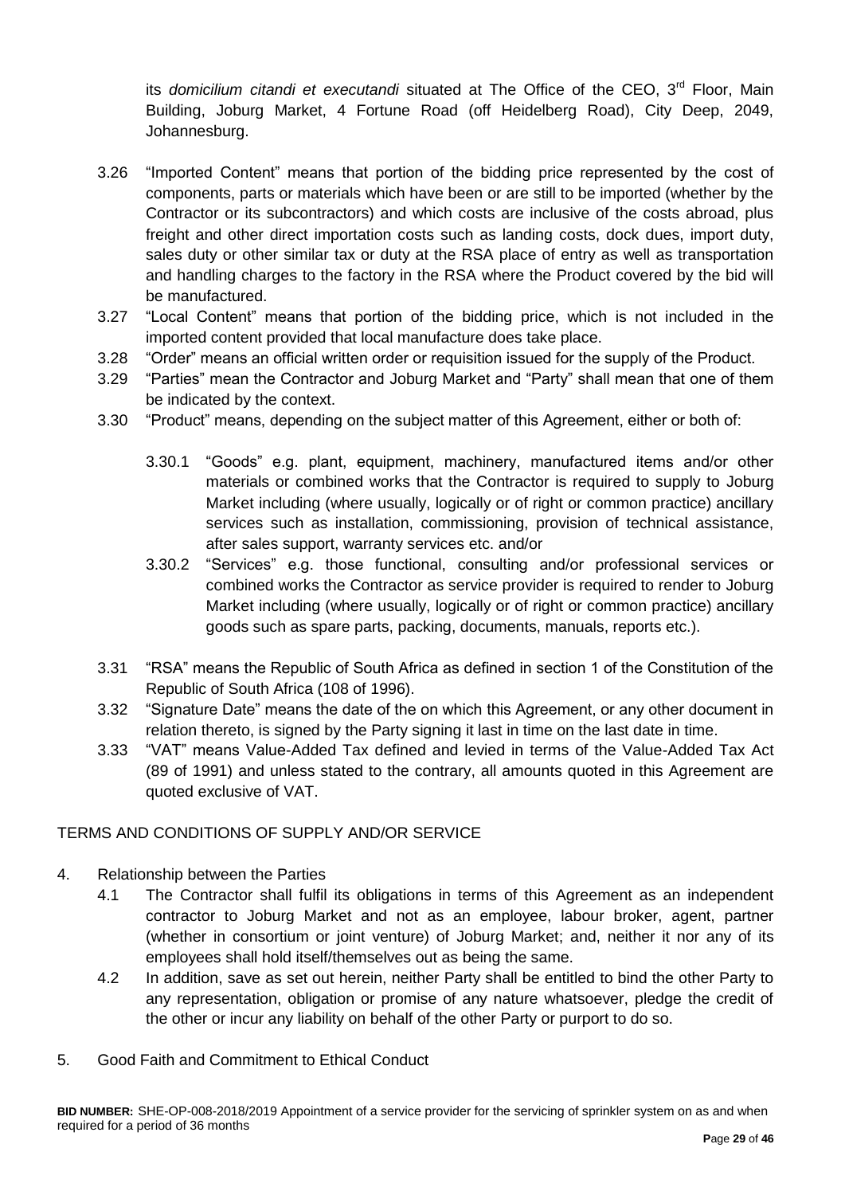its *domicilium citandi et executandi* situated at The Office of the CEO, 3rd Floor, Main Building, Joburg Market, 4 Fortune Road (off Heidelberg Road), City Deep, 2049, Johannesburg.

3.26 "Imported Content" means that portion of the bidding price represented by the cost of components, parts or materials which have been or are still to be imported (whether by the Contractor or its subcontractors) and which costs are inclusive of the costs abroad, plus freight and other direct importation costs such as landing costs, dock dues, import duty, sales duty or other similar tax or duty at the RSA place of entry as well as transportation and handling charges to the factory in the RSA where the Product covered by the bid will be manufactured.

3.27 "Local Content" means that portion of the bidding price, which is not included in the imported content provided that local manufacture does take place.

3.28 "Order" means an official written order or requisition issued for the supply of the Product.

3.29 "Parties" mean the Contractor and Joburg Market and "Party" shall mean that one of them be indicated by the context.

3.30 "Product" means, depending on the subject matter of this Agreement, either or both of:

3.30.1 "Goods" e.g. plant, equipment, machinery, manufactured items and/or other materials or combined works that the Contractor is required to supply to Joburg Market including (where usually, logically or of right or common practice) ancillary services such as installation, commissioning, provision of technical assistance, after sales support, warranty services etc. and/or

3.30.2 "Services" e.g. those functional, consulting and/or professional services or combined works the Contractor as service provider is required to render to Joburg Market including (where usually, logically or of right or common practice) ancillary goods such as spare parts, packing, documents, manuals, reports etc.).

3.31 "RSA" means the Republic of South Africa as defined in section 1 of the Constitution of the Republic of South Africa (108 of 1996).

3.32 "Signature Date" means the date of the on which this Agreement, or any other document in relation thereto, is signed by the Party signing it last in time on the last date in time.

3.33 "VAT" means Value-Added Tax defined and levied in terms of the Value-Added Tax Act (89 of 1991) and unless stated to the contrary, all amounts quoted in this Agreement are quoted exclusive of VAT.

## TERMS AND CONDITIONS OF SUPPLY AND/OR SERVICE

4. Relationship between the Parties

4.1 The Contractor shall fulfil its obligations in terms of this Agreement as an independent contractor to Joburg Market and not as an employee, labour broker, agent, partner (whether in consortium or joint venture) of Joburg Market; and, neither it nor any of its employees shall hold itself/themselves out as being the same.

4.2 In addition, save as set out herein, neither Party shall be entitled to bind the other Party to any representation, obligation or promise of any nature whatsoever, pledge the credit of the other or incur any liability on behalf of the other Party or purport to do so.

5. Good Faith and Commitment to Ethical Conduct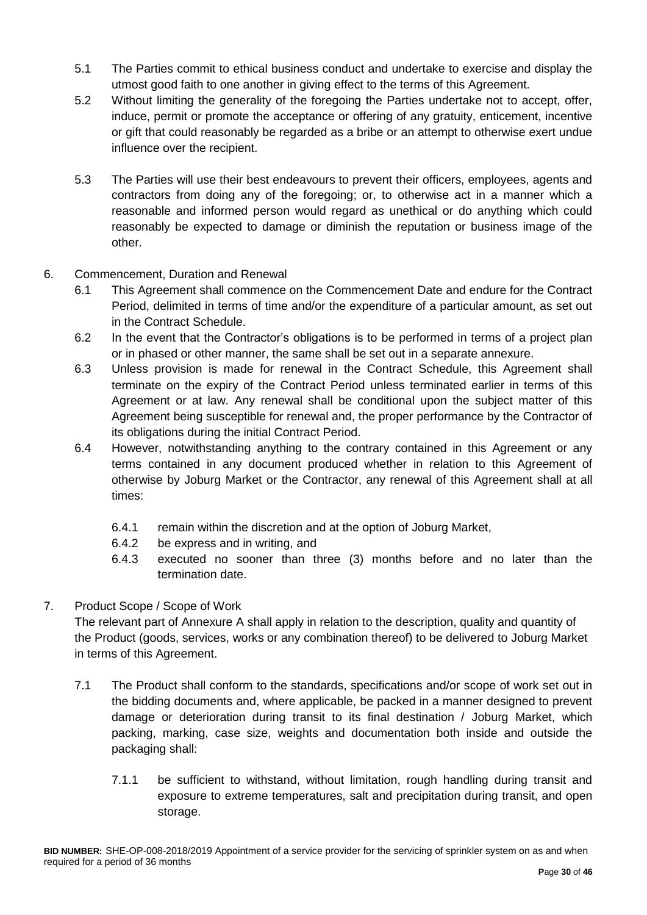5.1 The Parties commit to ethical business conduct and undertake to exercise and display the utmost good faith to one another in giving effect to the terms of this Agreement.

5.2 Without limiting the generality of the foregoing the Parties undertake not to accept, offer, induce, permit or promote the acceptance or offering of any gratuity, enticement, incentive or gift that could reasonably be regarded as a bribe or an attempt to otherwise exert undue influence over the recipient.

5.3 The Parties will use their best endeavours to prevent their officers, employees, agents and contractors from doing any of the foregoing; or, to otherwise act in a manner which a reasonable and informed person would regard as unethical or do anything which could reasonably be expected to damage or diminish the reputation or business image of the other.

6. Commencement, Duration and Renewal

6.1 This Agreement shall commence on the Commencement Date and endure for the Contract Period, delimited in terms of time and/or the expenditure of a particular amount, as set out in the Contract Schedule.

6.2 In the event that the Contractor's obligations is to be performed in terms of a project plan or in phased or other manner, the same shall be set out in a separate annexure.

6.3 Unless provision is made for renewal in the Contract Schedule, this Agreement shall terminate on the expiry of the Contract Period unless terminated earlier in terms of this Agreement or at law. Any renewal shall be conditional upon the subject matter of this Agreement being susceptible for renewal and, the proper performance by the Contractor of its obligations during the initial Contract Period.

6.4 However, notwithstanding anything to the contrary contained in this Agreement or any terms contained in any document produced whether in relation to this Agreement of otherwise by Joburg Market or the Contractor, any renewal of this Agreement shall at all times:

6.4.1 remain within the discretion and at the option of Joburg Market,

6.4.2 be express and in writing, and

6.4.3 executed no sooner than three (3) months before and no later than the termination date.

7. Product Scope / Scope of Work

The relevant part of Annexure A shall apply in relation to the description, quality and quantity of the Product (goods, services, works or any combination thereof) to be delivered to Joburg Market in terms of this Agreement.

7.1 The Product shall conform to the standards, specifications and/or scope of work set out in the bidding documents and, where applicable, be packed in a manner designed to prevent damage or deterioration during transit to its final destination / Joburg Market, which packing, marking, case size, weights and documentation both inside and outside the packaging shall:

7.1.1 be sufficient to withstand, without limitation, rough handling during transit and exposure to extreme temperatures, salt and precipitation during transit, and open storage.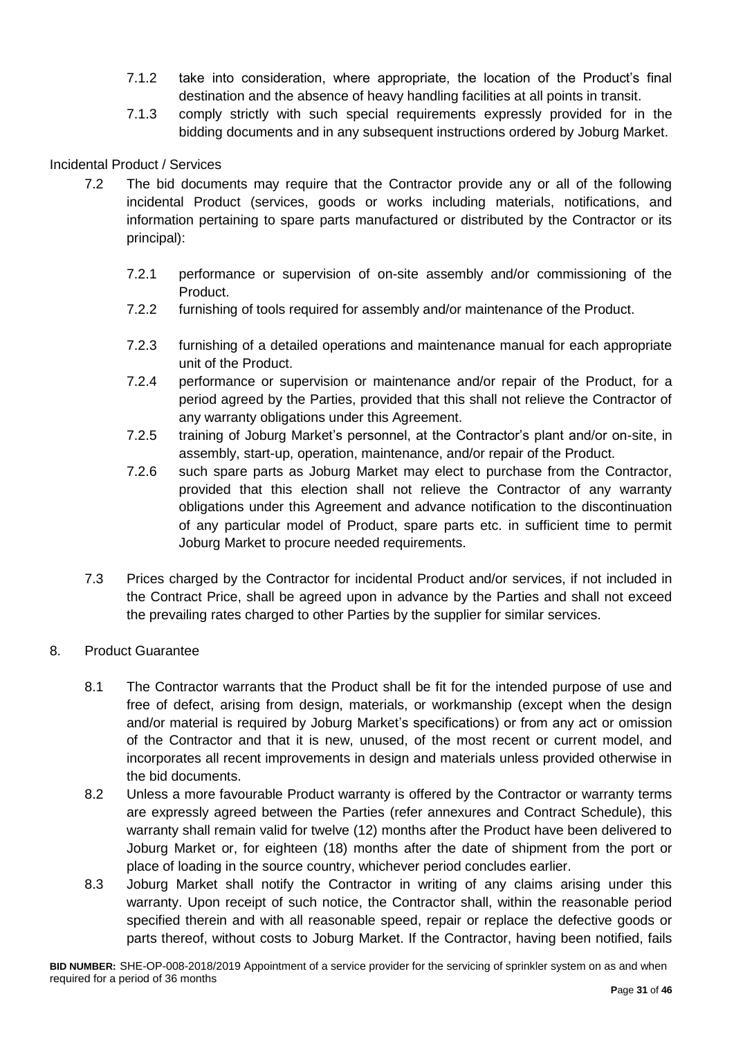7.1.2 take into consideration, where appropriate, the location of the Product's final destination and the absence of heavy handling facilities at all points in transit.

7.1.3 comply strictly with such special requirements expressly provided for in the bidding documents and in any subsequent instructions ordered by Joburg Market.

Incidental Product / Services

7.2 The bid documents may require that the Contractor provide any or all of the following incidental Product (services, goods or works including materials, notifications, and information pertaining to spare parts manufactured or distributed by the Contractor or its principal):

7.2.1 performance or supervision of on-site assembly and/or commissioning of the Product.

7.2.2 furnishing of tools required for assembly and/or maintenance of the Product.

7.2.3 furnishing of a detailed operations and maintenance manual for each appropriate unit of the Product.

7.2.4 performance or supervision or maintenance and/or repair of the Product, for a period agreed by the Parties, provided that this shall not relieve the Contractor of any warranty obligations under this Agreement.

7.2.5 training of Joburg Market's personnel, at the Contractor's plant and/or on-site, in assembly, start-up, operation, maintenance, and/or repair of the Product.

7.2.6 such spare parts as Joburg Market may elect to purchase from the Contractor, provided that this election shall not relieve the Contractor of any warranty obligations under this Agreement and advance notification to the discontinuation of any particular model of Product, spare parts etc. in sufficient time to permit Joburg Market to procure needed requirements.

7.3 Prices charged by the Contractor for incidental Product and/or services, if not included in the Contract Price, shall be agreed upon in advance by the Parties and shall not exceed the prevailing rates charged to other Parties by the supplier for similar services.

8. Product Guarantee

8.1 The Contractor warrants that the Product shall be fit for the intended purpose of use and free of defect, arising from design, materials, or workmanship (except when the design and/or material is required by Joburg Market's specifications) or from any act or omission of the Contractor and that it is new, unused, of the most recent or current model, and incorporates all recent improvements in design and materials unless provided otherwise in the bid documents.

8.2 Unless a more favourable Product warranty is offered by the Contractor or warranty terms are expressly agreed between the Parties (refer annexures and Contract Schedule), this warranty shall remain valid for twelve (12) months after the Product have been delivered to Joburg Market or, for eighteen (18) months after the date of shipment from the port or place of loading in the source country, whichever period concludes earlier.

8.3 Joburg Market shall notify the Contractor in writing of any claims arising under this warranty. Upon receipt of such notice, the Contractor shall, within the reasonable period specified therein and with all reasonable speed, repair or replace the defective goods or parts thereof, without costs to Joburg Market. If the Contractor, having been notified, fails

**BID NUMBER:** SHE-OP-008-2018/2019 Appointment of a service provider for the servicing of sprinkler system on as and when required for a period of 36 months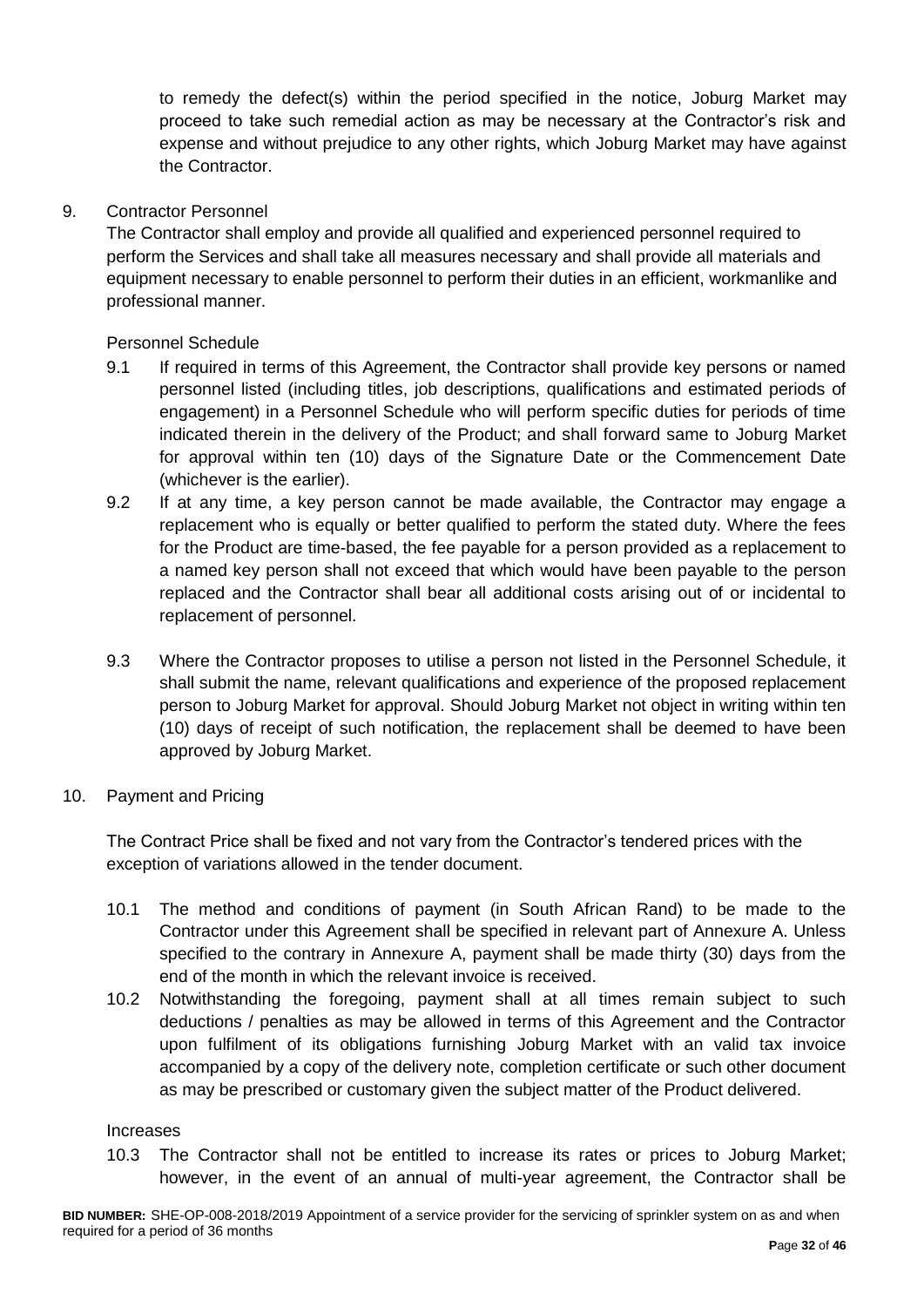to remedy the defect(s) within the period specified in the notice, Joburg Market may proceed to take such remedial action as may be necessary at the Contractor's risk and expense and without prejudice to any other rights, which Joburg Market may have against the Contractor.

9. Contractor Personnel

The Contractor shall employ and provide all qualified and experienced personnel required to perform the Services and shall take all measures necessary and shall provide all materials and equipment necessary to enable personnel to perform their duties in an efficient, workmanlike and professional manner.

Personnel Schedule

9.1 If required in terms of this Agreement, the Contractor shall provide key persons or named personnel listed (including titles, job descriptions, qualifications and estimated periods of engagement) in a Personnel Schedule who will perform specific duties for periods of time indicated therein in the delivery of the Product; and shall forward same to Joburg Market for approval within ten (10) days of the Signature Date or the Commencement Date (whichever is the earlier).

9.2 If at any time, a key person cannot be made available, the Contractor may engage a replacement who is equally or better qualified to perform the stated duty. Where the fees for the Product are time-based, the fee payable for a person provided as a replacement to a named key person shall not exceed that which would have been payable to the person replaced and the Contractor shall bear all additional costs arising out of or incidental to replacement of personnel.

9.3 Where the Contractor proposes to utilise a person not listed in the Personnel Schedule, it shall submit the name, relevant qualifications and experience of the proposed replacement person to Joburg Market for approval. Should Joburg Market not object in writing within ten (10) days of receipt of such notification, the replacement shall be deemed to have been approved by Joburg Market.

10. Payment and Pricing

The Contract Price shall be fixed and not vary from the Contractor's tendered prices with the exception of variations allowed in the tender document.

10.1 The method and conditions of payment (in South African Rand) to be made to the Contractor under this Agreement shall be specified in relevant part of Annexure A. Unless specified to the contrary in Annexure A, payment shall be made thirty (30) days from the end of the month in which the relevant invoice is received.

10.2 Notwithstanding the foregoing, payment shall at all times remain subject to such deductions / penalties as may be allowed in terms of this Agreement and the Contractor upon fulfilment of its obligations furnishing Joburg Market with an valid tax invoice accompanied by a copy of the delivery note, completion certificate or such other document as may be prescribed or customary given the subject matter of the Product delivered.

Increases

10.3 The Contractor shall not be entitled to increase its rates or prices to Joburg Market; however, in the event of an annual of multi-year agreement, the Contractor shall be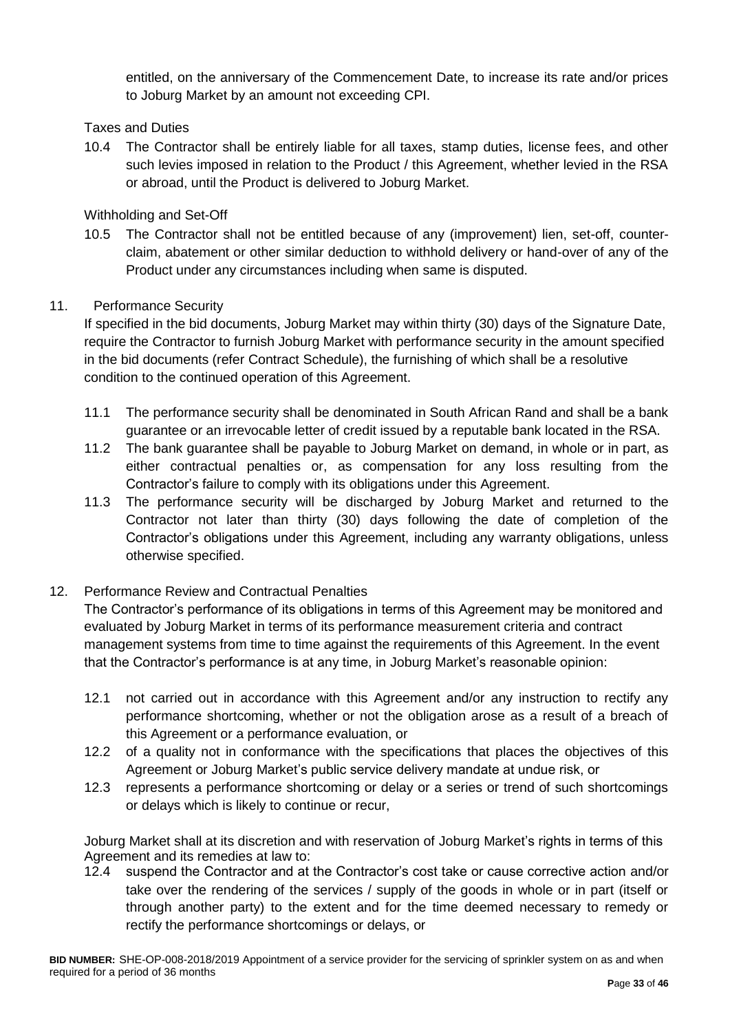entitled, on the anniversary of the Commencement Date, to increase its rate and/or prices to Joburg Market by an amount not exceeding CPI.

Taxes and Duties

10.4 The Contractor shall be entirely liable for all taxes, stamp duties, license fees, and other such levies imposed in relation to the Product / this Agreement, whether levied in the RSA or abroad, until the Product is delivered to Joburg Market.

Withholding and Set-Off

10.5 The Contractor shall not be entitled because of any (improvement) lien, set-off, counter-claim, abatement or other similar deduction to withhold delivery or hand-over of any of the Product under any circumstances including when same is disputed.

11. Performance Security

If specified in the bid documents, Joburg Market may within thirty (30) days of the Signature Date, require the Contractor to furnish Joburg Market with performance security in the amount specified in the bid documents (refer Contract Schedule), the furnishing of which shall be a resolutive condition to the continued operation of this Agreement.

11.1 The performance security shall be denominated in South African Rand and shall be a bank guarantee or an irrevocable letter of credit issued by a reputable bank located in the RSA.

11.2 The bank guarantee shall be payable to Joburg Market on demand, in whole or in part, as either contractual penalties or, as compensation for any loss resulting from the Contractor's failure to comply with its obligations under this Agreement.

11.3 The performance security will be discharged by Joburg Market and returned to the Contractor not later than thirty (30) days following the date of completion of the Contractor's obligations under this Agreement, including any warranty obligations, unless otherwise specified.

12. Performance Review and Contractual Penalties

The Contractor's performance of its obligations in terms of this Agreement may be monitored and evaluated by Joburg Market in terms of its performance measurement criteria and contract management systems from time to time against the requirements of this Agreement. In the event that the Contractor's performance is at any time, in Joburg Market's reasonable opinion:

12.1 not carried out in accordance with this Agreement and/or any instruction to rectify any performance shortcoming, whether or not the obligation arose as a result of a breach of this Agreement or a performance evaluation, or

12.2 of a quality not in conformance with the specifications that places the objectives of this Agreement or Joburg Market's public service delivery mandate at undue risk, or

12.3 represents a performance shortcoming or delay or a series or trend of such shortcomings or delays which is likely to continue or recur,

Joburg Market shall at its discretion and with reservation of Joburg Market's rights in terms of this Agreement and its remedies at law to:

12.4 suspend the Contractor and at the Contractor's cost take or cause corrective action and/or take over the rendering of the services / supply of the goods in whole or in part (itself or through another party) to the extent and for the time deemed necessary to remedy or rectify the performance shortcomings or delays, or

**BID NUMBER:** SHE-OP-008-2018/2019 Appointment of a service provider for the servicing of sprinkler system on as and when required for a period of 36 months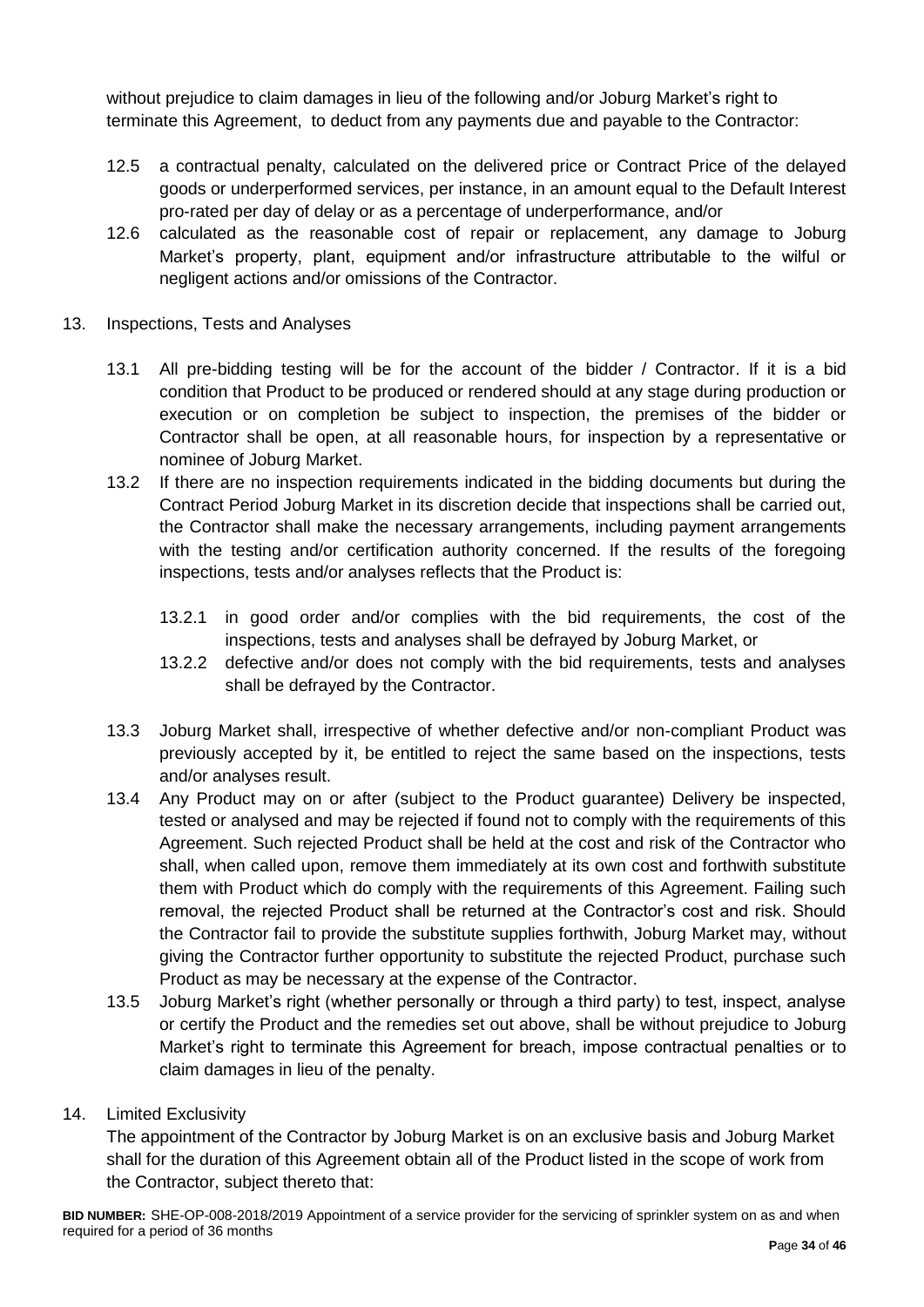without prejudice to claim damages in lieu of the following and/or Joburg Market's right to terminate this Agreement, to deduct from any payments due and payable to the Contractor:

12.5 a contractual penalty, calculated on the delivered price or Contract Price of the delayed goods or underperformed services, per instance, in an amount equal to the Default Interest pro-rated per day of delay or as a percentage of underperformance, and/or

12.6 calculated as the reasonable cost of repair or replacement, any damage to Joburg Market's property, plant, equipment and/or infrastructure attributable to the wilful or negligent actions and/or omissions of the Contractor.

13. Inspections, Tests and Analyses

13.1 All pre-bidding testing will be for the account of the bidder / Contractor. If it is a bid condition that Product to be produced or rendered should at any stage during production or execution or on completion be subject to inspection, the premises of the bidder or Contractor shall be open, at all reasonable hours, for inspection by a representative or nominee of Joburg Market.

13.2 If there are no inspection requirements indicated in the bidding documents but during the Contract Period Joburg Market in its discretion decide that inspections shall be carried out, the Contractor shall make the necessary arrangements, including payment arrangements with the testing and/or certification authority concerned. If the results of the foregoing inspections, tests and/or analyses reflects that the Product is:

13.2.1 in good order and/or complies with the bid requirements, the cost of the inspections, tests and analyses shall be defrayed by Joburg Market, or

13.2.2 defective and/or does not comply with the bid requirements, tests and analyses shall be defrayed by the Contractor.

13.3 Joburg Market shall, irrespective of whether defective and/or non-compliant Product was previously accepted by it, be entitled to reject the same based on the inspections, tests and/or analyses result.

13.4 Any Product may on or after (subject to the Product guarantee) Delivery be inspected, tested or analysed and may be rejected if found not to comply with the requirements of this Agreement. Such rejected Product shall be held at the cost and risk of the Contractor who shall, when called upon, remove them immediately at its own cost and forthwith substitute them with Product which do comply with the requirements of this Agreement. Failing such removal, the rejected Product shall be returned at the Contractor's cost and risk. Should the Contractor fail to provide the substitute supplies forthwith, Joburg Market may, without giving the Contractor further opportunity to substitute the rejected Product, purchase such Product as may be necessary at the expense of the Contractor.

13.5 Joburg Market's right (whether personally or through a third party) to test, inspect, analyse or certify the Product and the remedies set out above, shall be without prejudice to Joburg Market's right to terminate this Agreement for breach, impose contractual penalties or to claim damages in lieu of the penalty.

14. Limited Exclusivity

The appointment of the Contractor by Joburg Market is on an exclusive basis and Joburg Market shall for the duration of this Agreement obtain all of the Product listed in the scope of work from the Contractor, subject thereto that: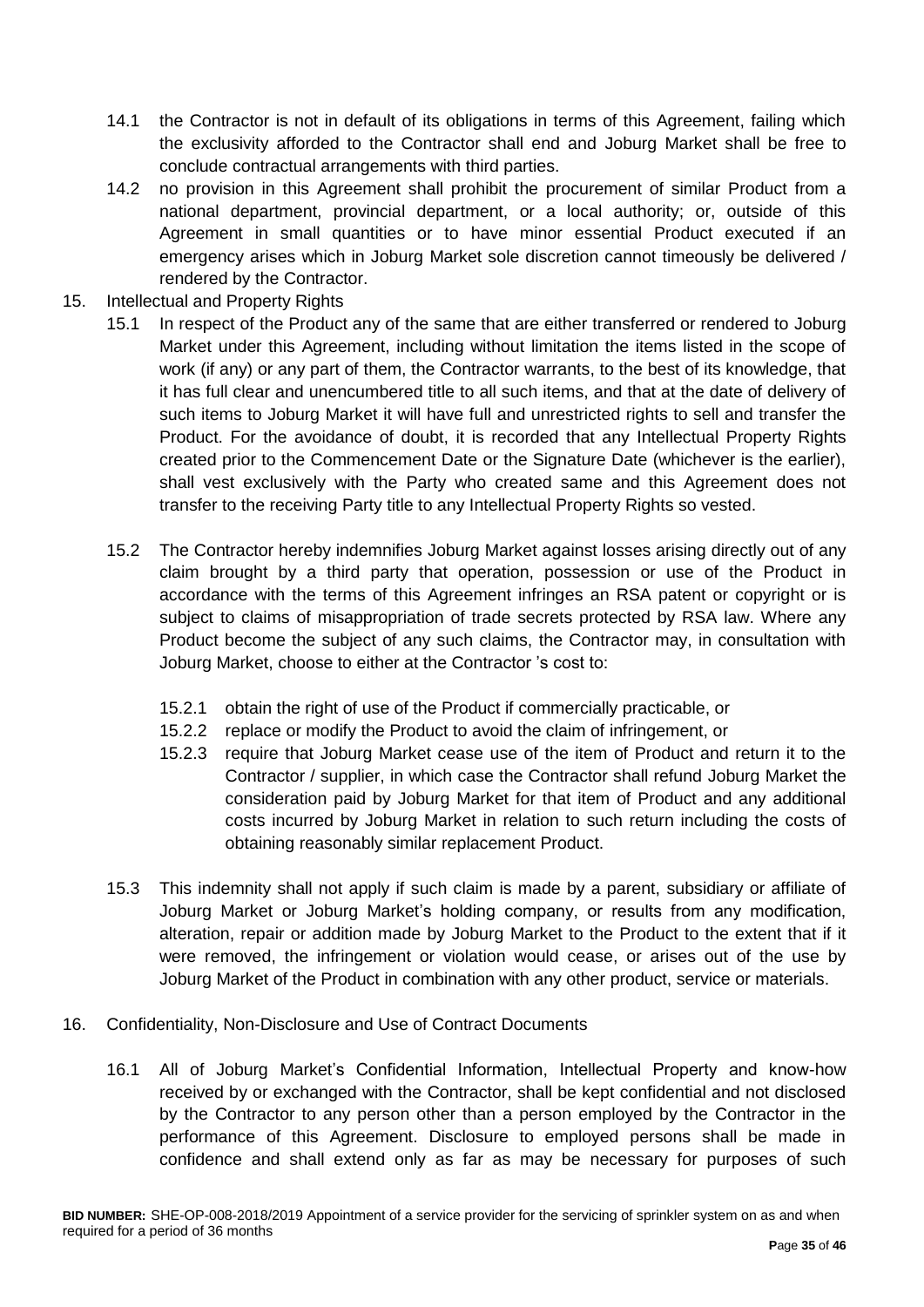14.1 the Contractor is not in default of its obligations in terms of this Agreement, failing which the exclusivity afforded to the Contractor shall end and Joburg Market shall be free to conclude contractual arrangements with third parties.

14.2 no provision in this Agreement shall prohibit the procurement of similar Product from a national department, provincial department, or a local authority; or, outside of this Agreement in small quantities or to have minor essential Product executed if an emergency arises which in Joburg Market sole discretion cannot timeously be delivered / rendered by the Contractor.

15. Intellectual and Property Rights

15.1 In respect of the Product any of the same that are either transferred or rendered to Joburg Market under this Agreement, including without limitation the items listed in the scope of work (if any) or any part of them, the Contractor warrants, to the best of its knowledge, that it has full clear and unencumbered title to all such items, and that at the date of delivery of such items to Joburg Market it will have full and unrestricted rights to sell and transfer the Product. For the avoidance of doubt, it is recorded that any Intellectual Property Rights created prior to the Commencement Date or the Signature Date (whichever is the earlier), shall vest exclusively with the Party who created same and this Agreement does not transfer to the receiving Party title to any Intellectual Property Rights so vested.

15.2 The Contractor hereby indemnifies Joburg Market against losses arising directly out of any claim brought by a third party that operation, possession or use of the Product in accordance with the terms of this Agreement infringes an RSA patent or copyright or is subject to claims of misappropriation of trade secrets protected by RSA law. Where any Product become the subject of any such claims, the Contractor may, in consultation with Joburg Market, choose to either at the Contractor 's cost to:

15.2.1 obtain the right of use of the Product if commercially practicable, or

15.2.2 replace or modify the Product to avoid the claim of infringement, or

15.2.3 require that Joburg Market cease use of the item of Product and return it to the Contractor / supplier, in which case the Contractor shall refund Joburg Market the consideration paid by Joburg Market for that item of Product and any additional costs incurred by Joburg Market in relation to such return including the costs of obtaining reasonably similar replacement Product.

15.3 This indemnity shall not apply if such claim is made by a parent, subsidiary or affiliate of Joburg Market or Joburg Market's holding company, or results from any modification, alteration, repair or addition made by Joburg Market to the Product to the extent that if it were removed, the infringement or violation would cease, or arises out of the use by Joburg Market of the Product in combination with any other product, service or materials.

16. Confidentiality, Non-Disclosure and Use of Contract Documents

16.1 All of Joburg Market's Confidential Information, Intellectual Property and know-how received by or exchanged with the Contractor, shall be kept confidential and not disclosed by the Contractor to any person other than a person employed by the Contractor in the performance of this Agreement. Disclosure to employed persons shall be made in confidence and shall extend only as far as may be necessary for purposes of such

**BID NUMBER:** SHE-OP-008-2018/2019 Appointment of a service provider for the servicing of sprinkler system on as and when required for a period of 36 months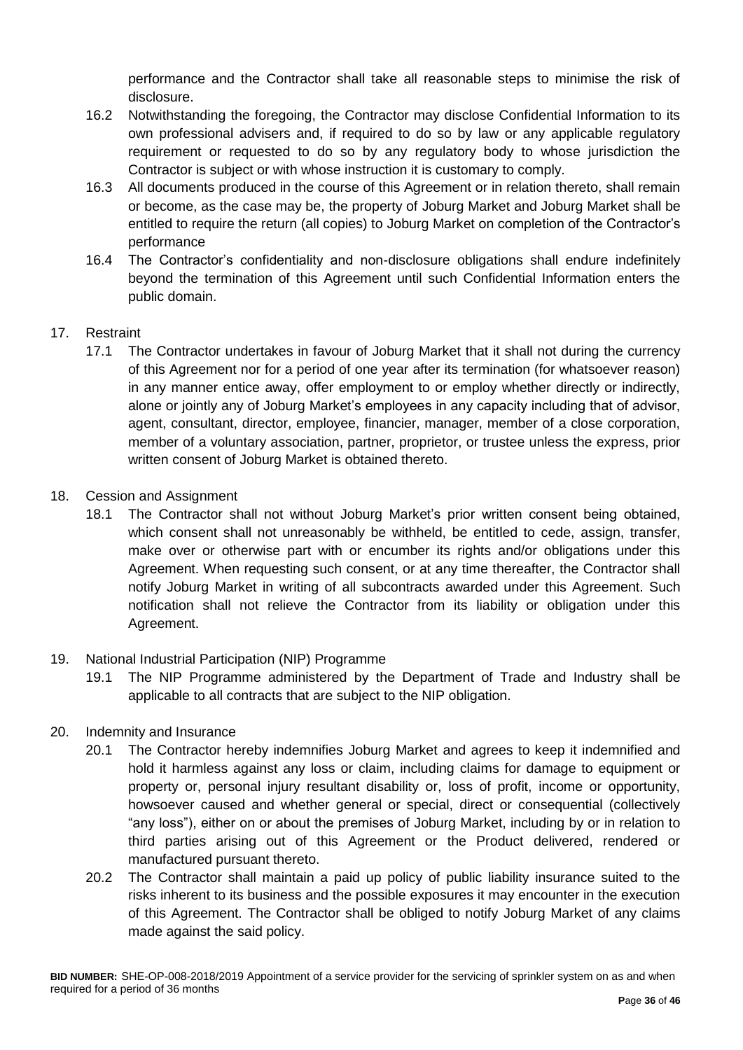performance and the Contractor shall take all reasonable steps to minimise the risk of disclosure.

16.2 Notwithstanding the foregoing, the Contractor may disclose Confidential Information to its own professional advisers and, if required to do so by law or any applicable regulatory requirement or requested to do so by any regulatory body to whose jurisdiction the Contractor is subject or with whose instruction it is customary to comply.

16.3 All documents produced in the course of this Agreement or in relation thereto, shall remain or become, as the case may be, the property of Joburg Market and Joburg Market shall be entitled to require the return (all copies) to Joburg Market on completion of the Contractor's performance

16.4 The Contractor's confidentiality and non-disclosure obligations shall endure indefinitely beyond the termination of this Agreement until such Confidential Information enters the public domain.

17. Restraint

17.1 The Contractor undertakes in favour of Joburg Market that it shall not during the currency of this Agreement nor for a period of one year after its termination (for whatsoever reason) in any manner entice away, offer employment to or employ whether directly or indirectly, alone or jointly any of Joburg Market's employees in any capacity including that of advisor, agent, consultant, director, employee, financier, manager, member of a close corporation, member of a voluntary association, partner, proprietor, or trustee unless the express, prior written consent of Joburg Market is obtained thereto.

18. Cession and Assignment

18.1 The Contractor shall not without Joburg Market's prior written consent being obtained, which consent shall not unreasonably be withheld, be entitled to cede, assign, transfer, make over or otherwise part with or encumber its rights and/or obligations under this Agreement. When requesting such consent, or at any time thereafter, the Contractor shall notify Joburg Market in writing of all subcontracts awarded under this Agreement. Such notification shall not relieve the Contractor from its liability or obligation under this Agreement.

19. National Industrial Participation (NIP) Programme

19.1 The NIP Programme administered by the Department of Trade and Industry shall be applicable to all contracts that are subject to the NIP obligation.

20. Indemnity and Insurance

20.1 The Contractor hereby indemnifies Joburg Market and agrees to keep it indemnified and hold it harmless against any loss or claim, including claims for damage to equipment or property or, personal injury resultant disability or, loss of profit, income or opportunity, howsoever caused and whether general or special, direct or consequential (collectively "any loss"), either on or about the premises of Joburg Market, including by or in relation to third parties arising out of this Agreement or the Product delivered, rendered or manufactured pursuant thereto.

20.2 The Contractor shall maintain a paid up policy of public liability insurance suited to the risks inherent to its business and the possible exposures it may encounter in the execution of this Agreement. The Contractor shall be obliged to notify Joburg Market of any claims made against the said policy.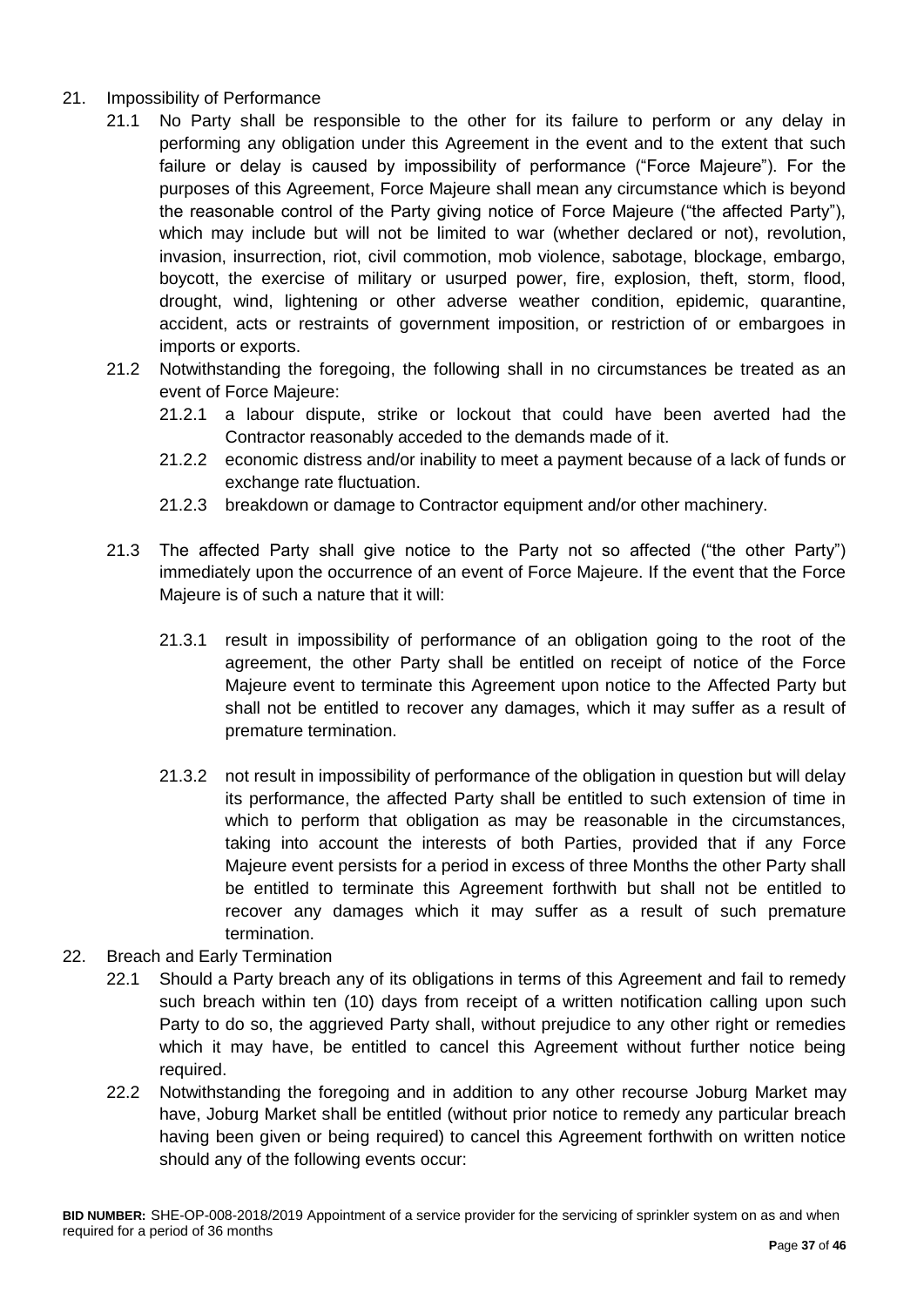21. Impossibility of Performance

    21.1 No Party shall be responsible to the other for its failure to perform or any delay in performing any obligation under this Agreement in the event and to the extent that such failure or delay is caused by impossibility of performance ("Force Majeure"). For the purposes of this Agreement, Force Majeure shall mean any circumstance which is beyond the reasonable control of the Party giving notice of Force Majeure ("the affected Party"), which may include but will not be limited to war (whether declared or not), revolution, invasion, insurrection, riot, civil commotion, mob violence, sabotage, blockage, embargo, boycott, the exercise of military or usurped power, fire, explosion, theft, storm, flood, drought, wind, lightening or other adverse weather condition, epidemic, quarantine, accident, acts or restraints of government imposition, or restriction of or embargoes in imports or exports.

    21.2 Notwithstanding the foregoing, the following shall in no circumstances be treated as an event of Force Majeure:

        21.2.1 a labour dispute, strike or lockout that could have been averted had the Contractor reasonably acceded to the demands made of it.

        21.2.2 economic distress and/or inability to meet a payment because of a lack of funds or exchange rate fluctuation.

        21.2.3 breakdown or damage to Contractor equipment and/or other machinery.

    21.3 The affected Party shall give notice to the Party not so affected ("the other Party") immediately upon the occurrence of an event of Force Majeure. If the event that the Force Majeure is of such a nature that it will:

        21.3.1 result in impossibility of performance of an obligation going to the root of the agreement, the other Party shall be entitled on receipt of notice of the Force Majeure event to terminate this Agreement upon notice to the Affected Party but shall not be entitled to recover any damages, which it may suffer as a result of premature termination.

        21.3.2 not result in impossibility of performance of the obligation in question but will delay its performance, the affected Party shall be entitled to such extension of time in which to perform that obligation as may be reasonable in the circumstances, taking into account the interests of both Parties, provided that if any Force Majeure event persists for a period in excess of three Months the other Party shall be entitled to terminate this Agreement forthwith but shall not be entitled to recover any damages which it may suffer as a result of such premature termination.

22. Breach and Early Termination

    22.1 Should a Party breach any of its obligations in terms of this Agreement and fail to remedy such breach within ten (10) days from receipt of a written notification calling upon such Party to do so, the aggrieved Party shall, without prejudice to any other right or remedies which it may have, be entitled to cancel this Agreement without further notice being required.

    22.2 Notwithstanding the foregoing and in addition to any other recourse Joburg Market may have, Joburg Market shall be entitled (without prior notice to remedy any particular breach having been given or being required) to cancel this Agreement forthwith on written notice should any of the following events occur:

**BID NUMBER:** SHE-OP-008-2018/2019 Appointment of a service provider for the servicing of sprinkler system on as and when required for a period of 36 months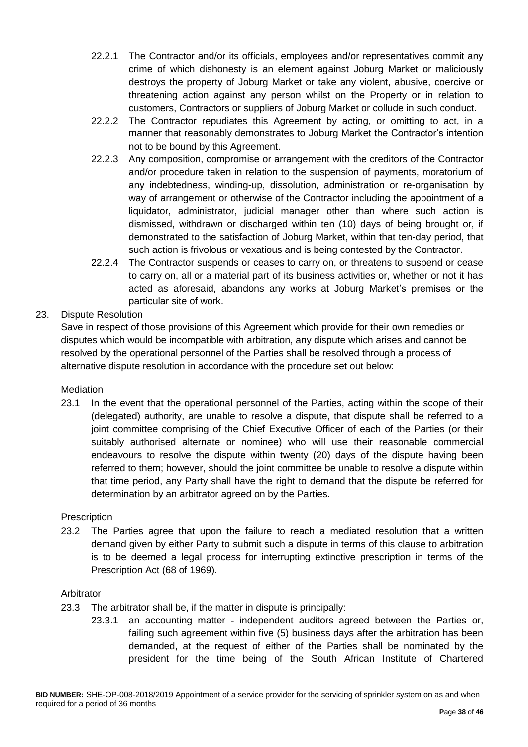22.2.1 The Contractor and/or its officials, employees and/or representatives commit any crime of which dishonesty is an element against Joburg Market or maliciously destroys the property of Joburg Market or take any violent, abusive, coercive or threatening action against any person whilst on the Property or in relation to customers, Contractors or suppliers of Joburg Market or collude in such conduct.

22.2.2 The Contractor repudiates this Agreement by acting, or omitting to act, in a manner that reasonably demonstrates to Joburg Market the Contractor's intention not to be bound by this Agreement.

22.2.3 Any composition, compromise or arrangement with the creditors of the Contractor and/or procedure taken in relation to the suspension of payments, moratorium of any indebtedness, winding-up, dissolution, administration or re-organisation by way of arrangement or otherwise of the Contractor including the appointment of a liquidator, administrator, judicial manager other than where such action is dismissed, withdrawn or discharged within ten (10) days of being brought or, if demonstrated to the satisfaction of Joburg Market, within that ten-day period, that such action is frivolous or vexatious and is being contested by the Contractor.

22.2.4 The Contractor suspends or ceases to carry on, or threatens to suspend or cease to carry on, all or a material part of its business activities or, whether or not it has acted as aforesaid, abandons any works at Joburg Market's premises or the particular site of work.

23. Dispute Resolution

Save in respect of those provisions of this Agreement which provide for their own remedies or disputes which would be incompatible with arbitration, any dispute which arises and cannot be resolved by the operational personnel of the Parties shall be resolved through a process of alternative dispute resolution in accordance with the procedure set out below:

Mediation

23.1 In the event that the operational personnel of the Parties, acting within the scope of their (delegated) authority, are unable to resolve a dispute, that dispute shall be referred to a joint committee comprising of the Chief Executive Officer of each of the Parties (or their suitably authorised alternate or nominee) who will use their reasonable commercial endeavours to resolve the dispute within twenty (20) days of the dispute having been referred to them; however, should the joint committee be unable to resolve a dispute within that time period, any Party shall have the right to demand that the dispute be referred for determination by an arbitrator agreed on by the Parties.

Prescription

23.2 The Parties agree that upon the failure to reach a mediated resolution that a written demand given by either Party to submit such a dispute in terms of this clause to arbitration is to be deemed a legal process for interrupting extinctive prescription in terms of the Prescription Act (68 of 1969).

Arbitrator

23.3 The arbitrator shall be, if the matter in dispute is principally:

23.3.1 an accounting matter - independent auditors agreed between the Parties or, failing such agreement within five (5) business days after the arbitration has been demanded, at the request of either of the Parties shall be nominated by the president for the time being of the South African Institute of Chartered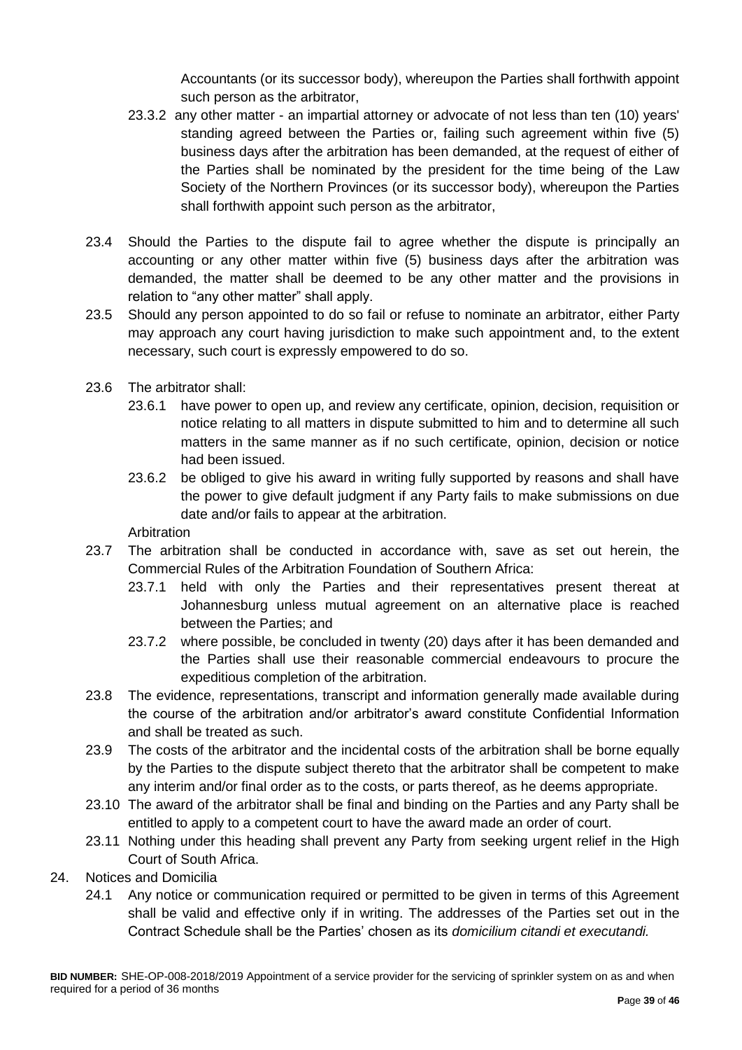Accountants (or its successor body), whereupon the Parties shall forthwith appoint such person as the arbitrator,

23.3.2 any other matter - an impartial attorney or advocate of not less than ten (10) years' standing agreed between the Parties or, failing such agreement within five (5) business days after the arbitration has been demanded, at the request of either of the Parties shall be nominated by the president for the time being of the Law Society of the Northern Provinces (or its successor body), whereupon the Parties shall forthwith appoint such person as the arbitrator,

23.4 Should the Parties to the dispute fail to agree whether the dispute is principally an accounting or any other matter within five (5) business days after the arbitration was demanded, the matter shall be deemed to be any other matter and the provisions in relation to "any other matter" shall apply.

23.5 Should any person appointed to do so fail or refuse to nominate an arbitrator, either Party may approach any court having jurisdiction to make such appointment and, to the extent necessary, such court is expressly empowered to do so.

23.6 The arbitrator shall:

23.6.1 have power to open up, and review any certificate, opinion, decision, requisition or notice relating to all matters in dispute submitted to him and to determine all such matters in the same manner as if no such certificate, opinion, decision or notice had been issued.

23.6.2 be obliged to give his award in writing fully supported by reasons and shall have the power to give default judgment if any Party fails to make submissions on due date and/or fails to appear at the arbitration.

Arbitration

23.7 The arbitration shall be conducted in accordance with, save as set out herein, the Commercial Rules of the Arbitration Foundation of Southern Africa:

23.7.1 held with only the Parties and their representatives present thereat at Johannesburg unless mutual agreement on an alternative place is reached between the Parties; and

23.7.2 where possible, be concluded in twenty (20) days after it has been demanded and the Parties shall use their reasonable commercial endeavours to procure the expeditious completion of the arbitration.

23.8 The evidence, representations, transcript and information generally made available during the course of the arbitration and/or arbitrator's award constitute Confidential Information and shall be treated as such.

23.9 The costs of the arbitrator and the incidental costs of the arbitration shall be borne equally by the Parties to the dispute subject thereto that the arbitrator shall be competent to make any interim and/or final order as to the costs, or parts thereof, as he deems appropriate.

23.10 The award of the arbitrator shall be final and binding on the Parties and any Party shall be entitled to apply to a competent court to have the award made an order of court.

23.11 Nothing under this heading shall prevent any Party from seeking urgent relief in the High Court of South Africa.

24. Notices and Domicilia

24.1 Any notice or communication required or permitted to be given in terms of this Agreement shall be valid and effective only if in writing. The addresses of the Parties set out in the Contract Schedule shall be the Parties' chosen as its *domicilium citandi et executandi.*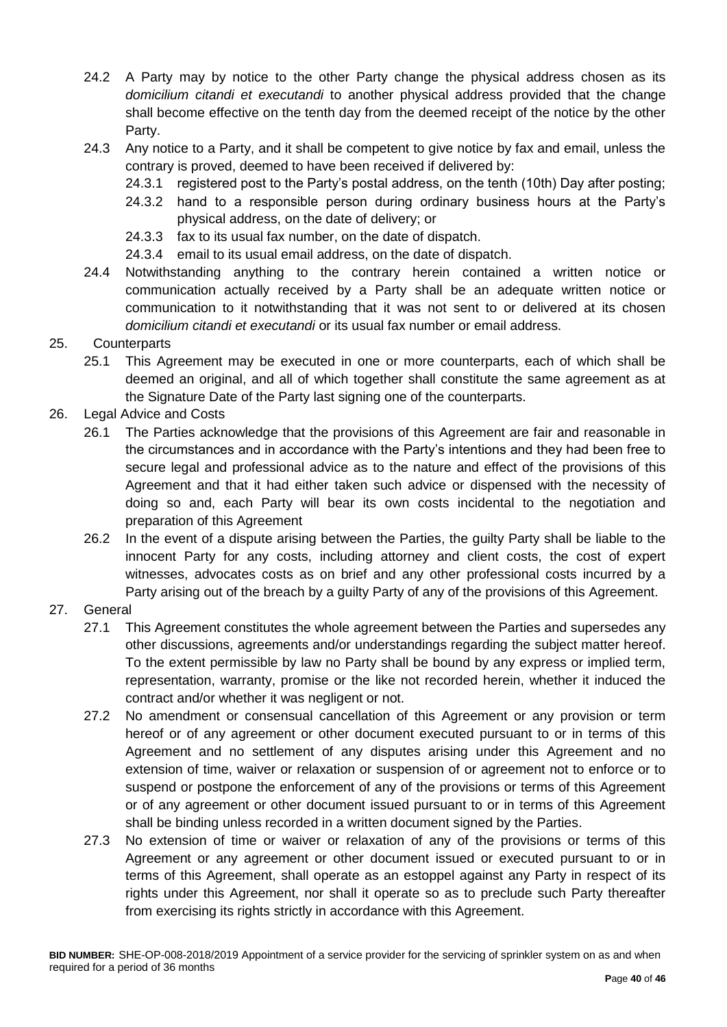24.2 A Party may by notice to the other Party change the physical address chosen as its *domicilium citandi et executandi* to another physical address provided that the change shall become effective on the tenth day from the deemed receipt of the notice by the other Party.

24.3 Any notice to a Party, and it shall be competent to give notice by fax and email, unless the contrary is proved, deemed to have been received if delivered by:

24.3.1 registered post to the Party's postal address, on the tenth (10th) Day after posting;

24.3.2 hand to a responsible person during ordinary business hours at the Party's physical address, on the date of delivery; or

24.3.3 fax to its usual fax number, on the date of dispatch.

24.3.4 email to its usual email address, on the date of dispatch.

24.4 Notwithstanding anything to the contrary herein contained a written notice or communication actually received by a Party shall be an adequate written notice or communication to it notwithstanding that it was not sent to or delivered at its chosen *domicilium citandi et executandi* or its usual fax number or email address.

25. Counterparts

25.1 This Agreement may be executed in one or more counterparts, each of which shall be deemed an original, and all of which together shall constitute the same agreement as at the Signature Date of the Party last signing one of the counterparts.

26. Legal Advice and Costs

26.1 The Parties acknowledge that the provisions of this Agreement are fair and reasonable in the circumstances and in accordance with the Party's intentions and they had been free to secure legal and professional advice as to the nature and effect of the provisions of this Agreement and that it had either taken such advice or dispensed with the necessity of doing so and, each Party will bear its own costs incidental to the negotiation and preparation of this Agreement

26.2 In the event of a dispute arising between the Parties, the guilty Party shall be liable to the innocent Party for any costs, including attorney and client costs, the cost of expert witnesses, advocates costs as on brief and any other professional costs incurred by a Party arising out of the breach by a guilty Party of any of the provisions of this Agreement.

27. General

27.1 This Agreement constitutes the whole agreement between the Parties and supersedes any other discussions, agreements and/or understandings regarding the subject matter hereof. To the extent permissible by law no Party shall be bound by any express or implied term, representation, warranty, promise or the like not recorded herein, whether it induced the contract and/or whether it was negligent or not.

27.2 No amendment or consensual cancellation of this Agreement or any provision or term hereof or of any agreement or other document executed pursuant to or in terms of this Agreement and no settlement of any disputes arising under this Agreement and no extension of time, waiver or relaxation or suspension of or agreement not to enforce or to suspend or postpone the enforcement of any of the provisions or terms of this Agreement or of any agreement or other document issued pursuant to or in terms of this Agreement shall be binding unless recorded in a written document signed by the Parties.

27.3 No extension of time or waiver or relaxation of any of the provisions or terms of this Agreement or any agreement or other document issued or executed pursuant to or in terms of this Agreement, shall operate as an estoppel against any Party in respect of its rights under this Agreement, nor shall it operate so as to preclude such Party thereafter from exercising its rights strictly in accordance with this Agreement.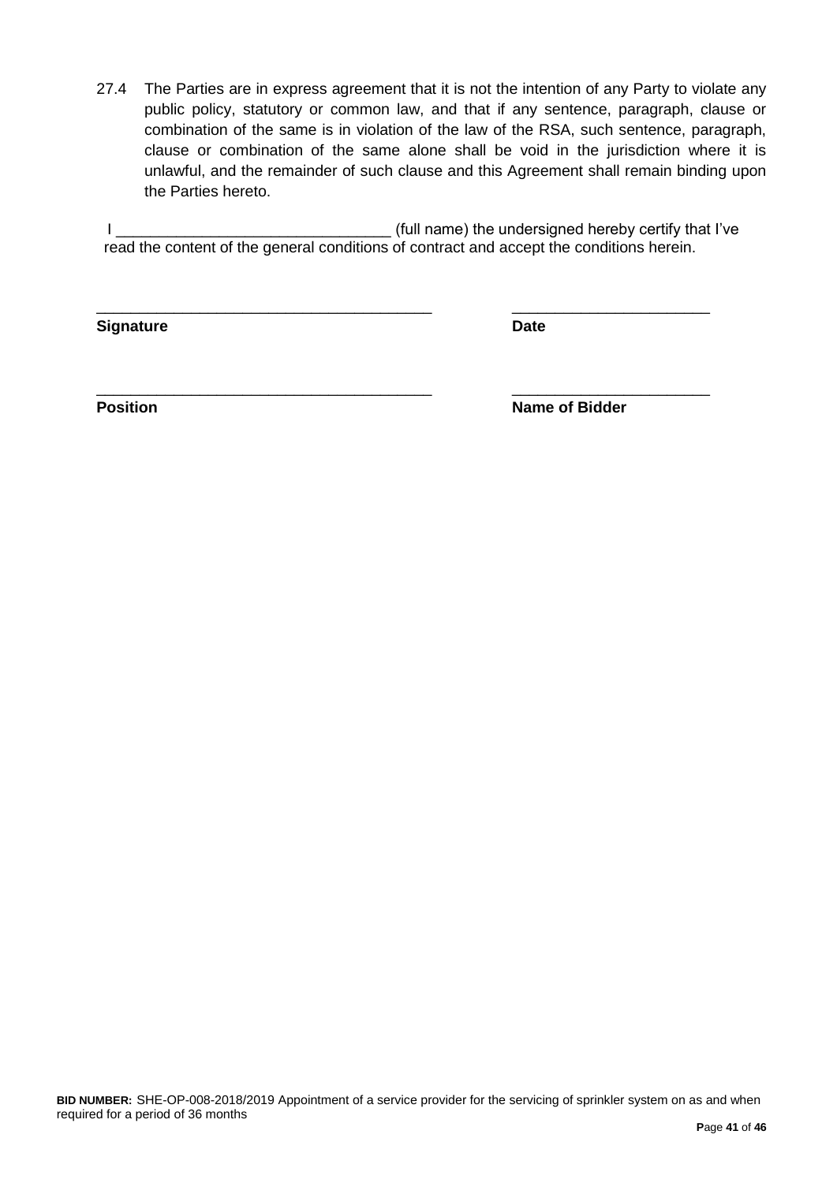27.4 The Parties are in express agreement that it is not the intention of any Party to violate any public policy, statutory or common law, and that if any sentence, paragraph, clause or combination of the same is in violation of the law of the RSA, such sentence, paragraph, clause or combination of the same alone shall be void in the jurisdiction where it is unlawful, and the remainder of such clause and this Agreement shall remain binding upon the Parties hereto.

I ________________________________ (full name) the undersigned hereby certify that I've read the content of the general conditions of contract and accept the conditions herein.

________________________________________ ________________________

**Signature** **Date**

________________________________________ ________________________

**Position** **Name of Bidder**

**BID NUMBER:** SHE-OP-008-2018/2019 Appointment of a service provider for the servicing of sprinkler system on as and when required for a period of 36 months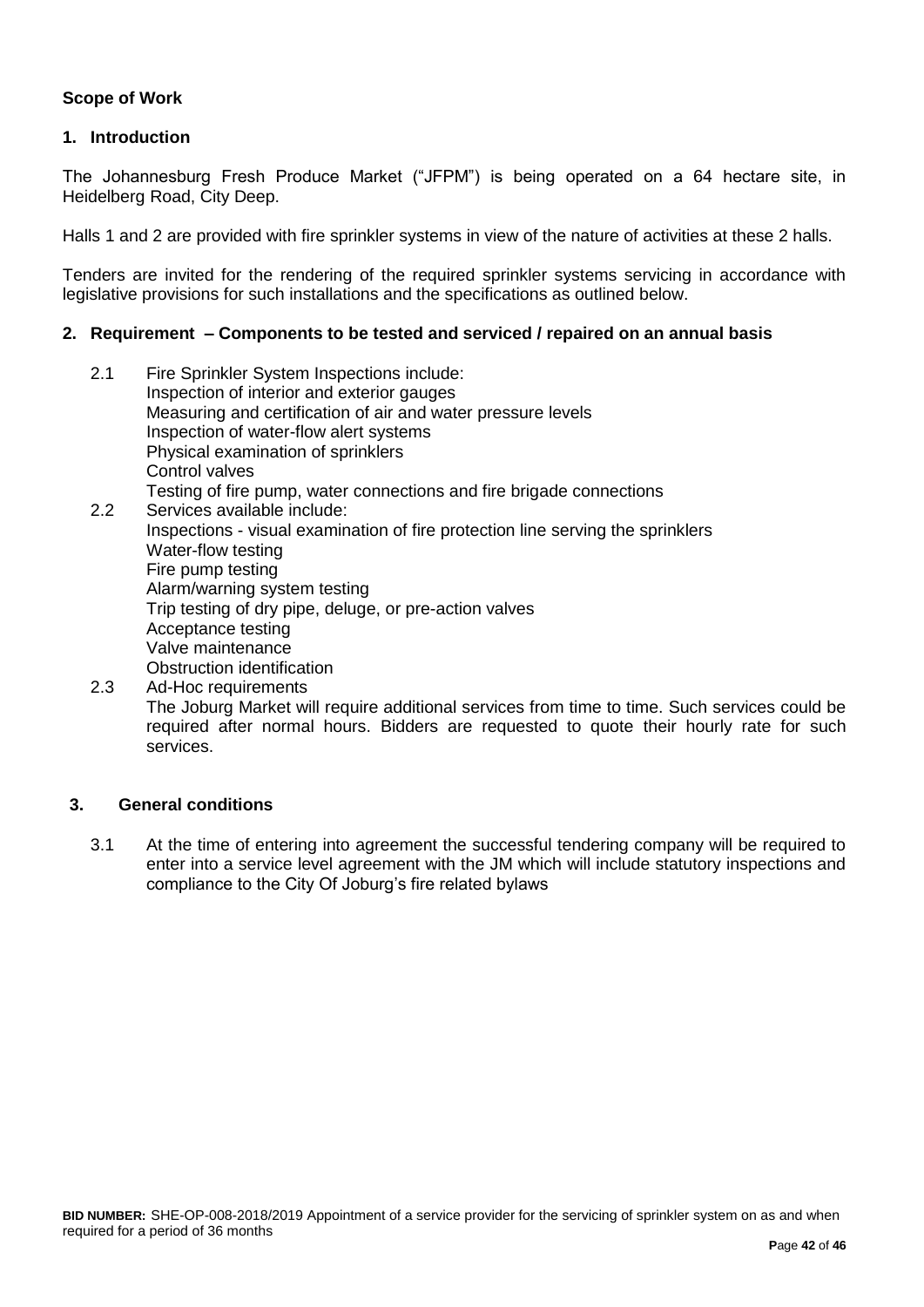**Scope of Work**

## 1. Introduction

The Johannesburg Fresh Produce Market ("JFPM") is being operated on a 64 hectare site, in Heidelberg Road, City Deep.

Halls 1 and 2 are provided with fire sprinkler systems in view of the nature of activities at these 2 halls.

Tenders are invited for the rendering of the required sprinkler systems servicing in accordance with legislative provisions for such installations and the specifications as outlined below.

## 2. Requirement – Components to be tested and serviced / repaired on an annual basis

2.1 Fire Sprinkler System Inspections include:
- Inspection of interior and exterior gauges
- Measuring and certification of air and water pressure levels
- Inspection of water-flow alert systems
- Physical examination of sprinklers
- Control valves
- Testing of fire pump, water connections and fire brigade connections

2.2 Services available include:
- Inspections - visual examination of fire protection line serving the sprinklers
- Water-flow testing
- Fire pump testing
- Alarm/warning system testing
- Trip testing of dry pipe, deluge, or pre-action valves
- Acceptance testing
- Valve maintenance
- Obstruction identification

2.3 Ad-Hoc requirements

The Joburg Market will require additional services from time to time. Such services could be required after normal hours. Bidders are requested to quote their hourly rate for such services.

## 3. General conditions

3.1 At the time of entering into agreement the successful tendering company will be required to enter into a service level agreement with the JM which will include statutory inspections and compliance to the City Of Joburg's fire related bylaws

**BID NUMBER:** SHE-OP-008-2018/2019 Appointment of a service provider for the servicing of sprinkler system on as and when required for a period of 36 months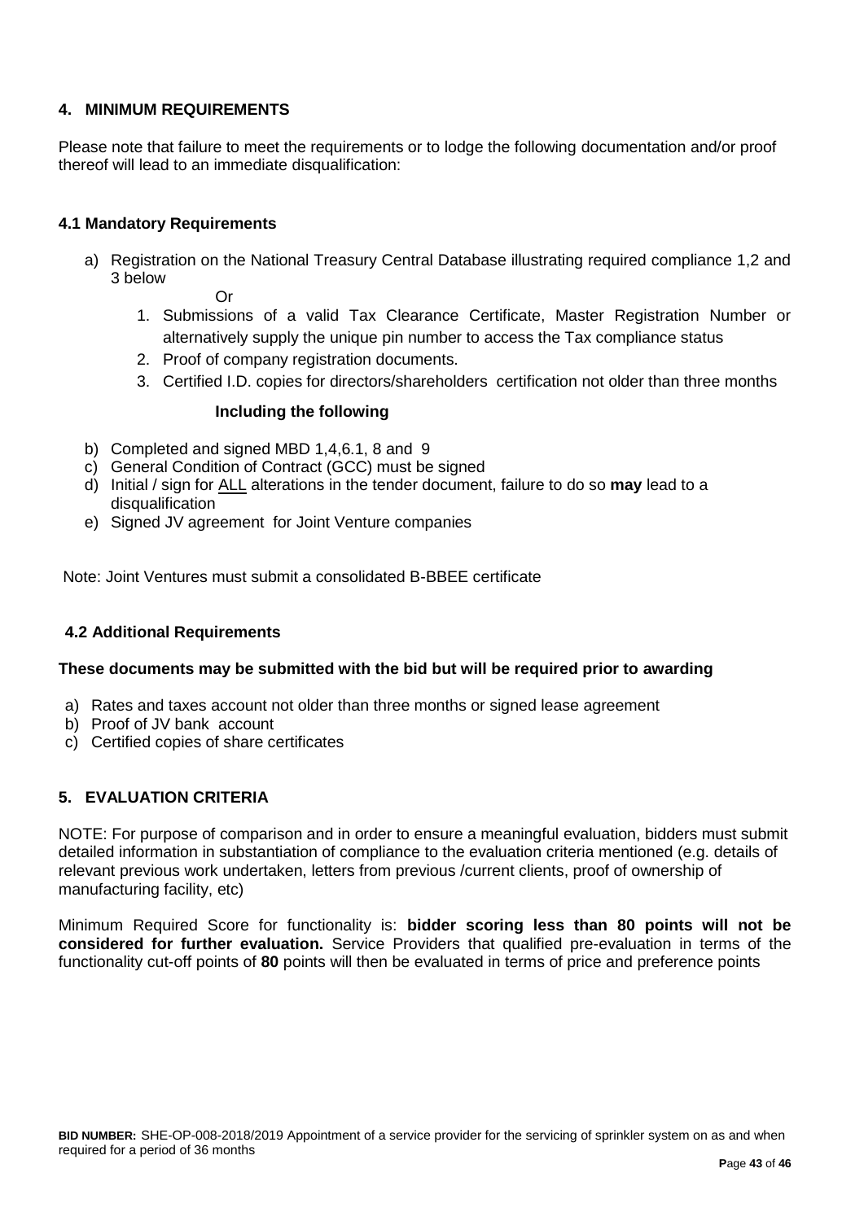## 4. MINIMUM REQUIREMENTS

Please note that failure to meet the requirements or to lodge the following documentation and/or proof thereof will lead to an immediate disqualification:

### 4.1 Mandatory Requirements

a) Registration on the National Treasury Central Database illustrating required compliance 1,2 and 3 below

Or

1. Submissions of a valid Tax Clearance Certificate, Master Registration Number or alternatively supply the unique pin number to access the Tax compliance status
2. Proof of company registration documents.
3. Certified I.D. copies for directors/shareholders certification not older than three months

**Including the following**

b) Completed and signed MBD 1,4,6.1, 8 and 9
c) General Condition of Contract (GCC) must be signed
d) Initial / sign for ALL alterations in the tender document, failure to do so **may** lead to a disqualification
e) Signed JV agreement for Joint Venture companies

Note: Joint Ventures must submit a consolidated B-BBEE certificate

### 4.2 Additional Requirements

**These documents may be submitted with the bid but will be required prior to awarding**

a) Rates and taxes account not older than three months or signed lease agreement
b) Proof of JV bank account
c) Certified copies of share certificates

## 5. EVALUATION CRITERIA

NOTE: For purpose of comparison and in order to ensure a meaningful evaluation, bidders must submit detailed information in substantiation of compliance to the evaluation criteria mentioned (e.g. details of relevant previous work undertaken, letters from previous /current clients, proof of ownership of manufacturing facility, etc)

Minimum Required Score for functionality is: **bidder scoring less than 80 points will not be considered for further evaluation.** Service Providers that qualified pre-evaluation in terms of the functionality cut-off points of **80** points will then be evaluated in terms of price and preference points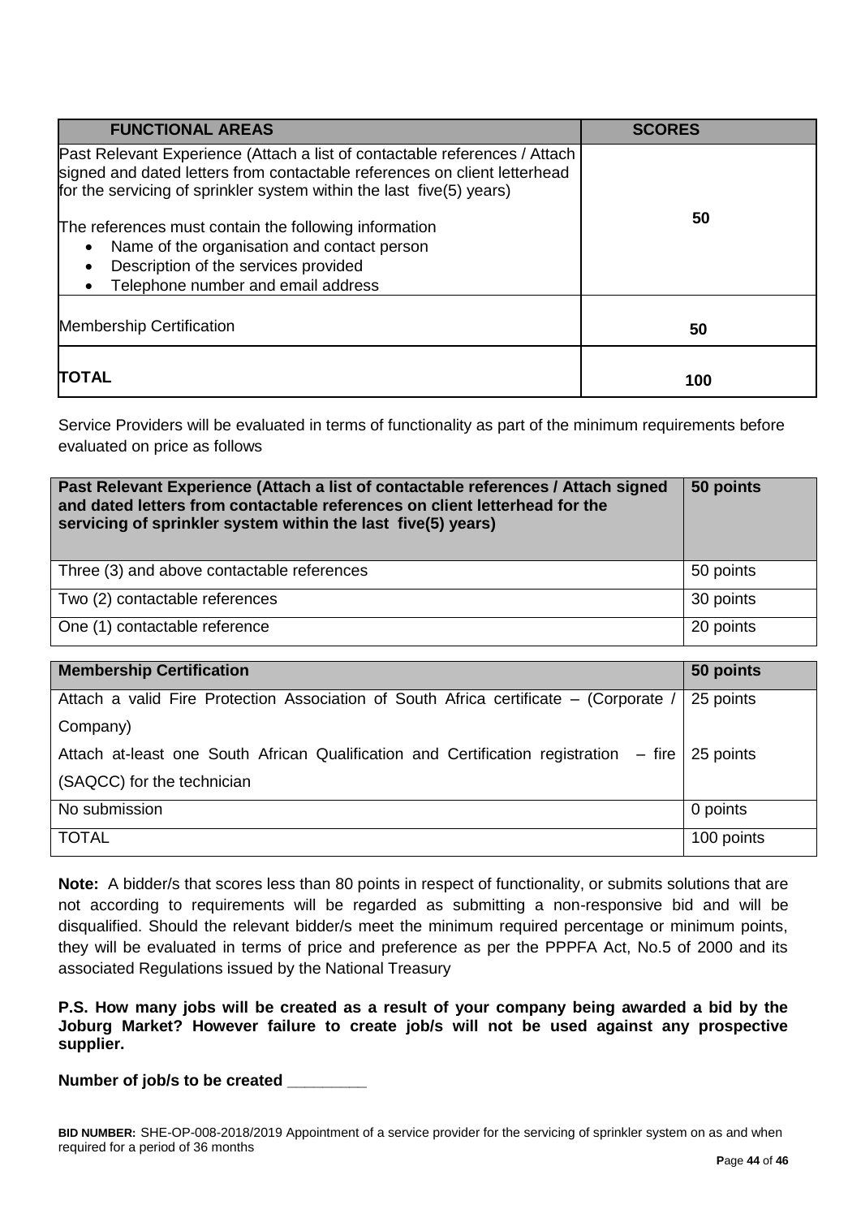| FUNCTIONAL AREAS | SCORES |
|---|---|
| Past Relevant Experience (Attach a list of contactable references / Attach signed and dated letters from contactable references on client letterhead for the servicing of sprinkler system within the last five(5) years)<br><br>The references must contain the following information<br>• Name of the organisation and contact person<br>• Description of the services provided<br>• Telephone number and email address | 50 |
| Membership Certification | 50 |
| **TOTAL** | **100** |

Service Providers will be evaluated in terms of functionality as part of the minimum requirements before evaluated on price as follows

| **Past Relevant Experience (Attach a list of contactable references / Attach signed and dated letters from contactable references on client letterhead for the servicing of sprinkler system within the last five(5) years)** | **50 points** |
|---|---|
| Three (3) and above contactable references | 50 points |
| Two (2) contactable references | 30 points |
| One (1) contactable reference | 20 points |

| **Membership Certification** | **50 points** |
|---|---|
| Attach a valid Fire Protection Association of South Africa certificate – (Corporate / Company) | 25 points |
| Attach at-least one South African Qualification and Certification registration – fire (SAQCC) for the technician | 25 points |
| No submission | 0 points |
| TOTAL | 100 points |

**Note:** A bidder/s that scores less than 80 points in respect of functionality, or submits solutions that are not according to requirements will be regarded as submitting a non-responsive bid and will be disqualified. Should the relevant bidder/s meet the minimum required percentage or minimum points, they will be evaluated in terms of price and preference as per the PPPFA Act, No.5 of 2000 and its associated Regulations issued by the National Treasury

**P.S. How many jobs will be created as a result of your company being awarded a bid by the Joburg Market? However failure to create job/s will not be used against any prospective supplier.**

**Number of job/s to be created ________**

**BID NUMBER:** SHE-OP-008-2018/2019 Appointment of a service provider for the servicing of sprinkler system on as and when required for a period of 36 months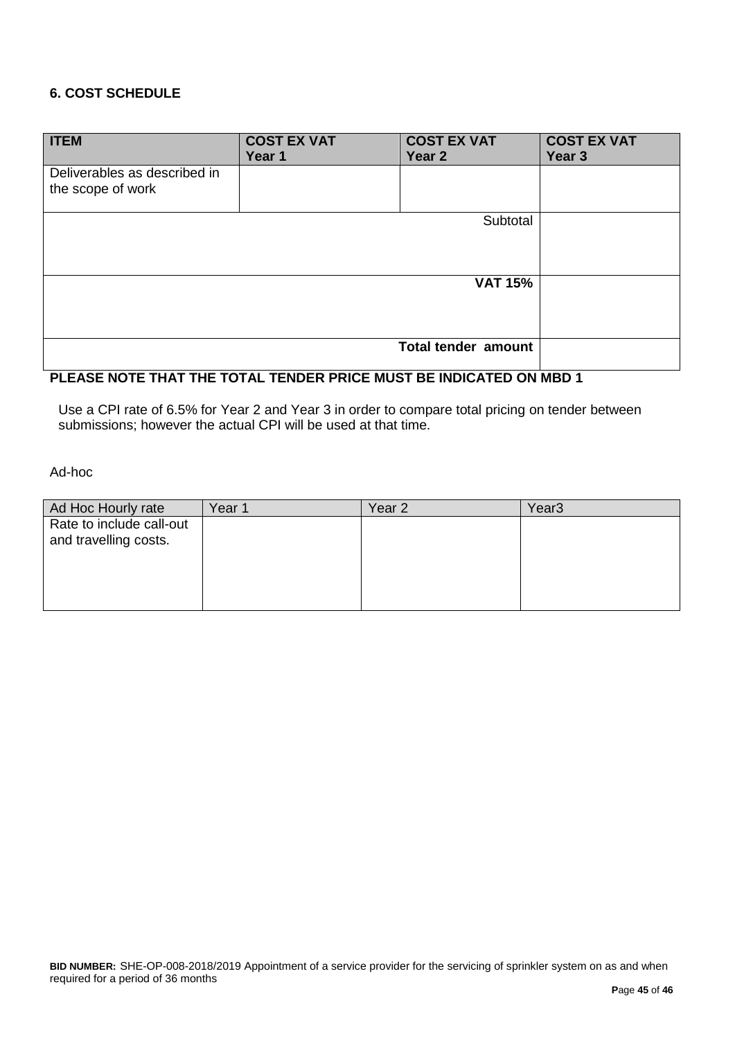### 6. COST SCHEDULE

| ITEM | COST EX VAT Year 1 | COST EX VAT Year 2 | COST EX VAT Year 3 |
|---|---|---|---|
| Deliverables as described in the scope of work | | | |
| | | Subtotal | |
| | | **VAT 15%** | |
| | | **Total tender amount** | |

**PLEASE NOTE THAT THE TOTAL TENDER PRICE MUST BE INDICATED ON MBD 1**

Use a CPI rate of 6.5% for Year 2 and Year 3 in order to compare total pricing on tender between submissions; however the actual CPI will be used at that time.

Ad-hoc

| Ad Hoc Hourly rate | Year 1 | Year 2 | Year3 |
|---|---|---|---|
| Rate to include call-out and travelling costs. | | | |

**BID NUMBER:** SHE-OP-008-2018/2019 Appointment of a service provider for the servicing of sprinkler system on as and when required for a period of 36 months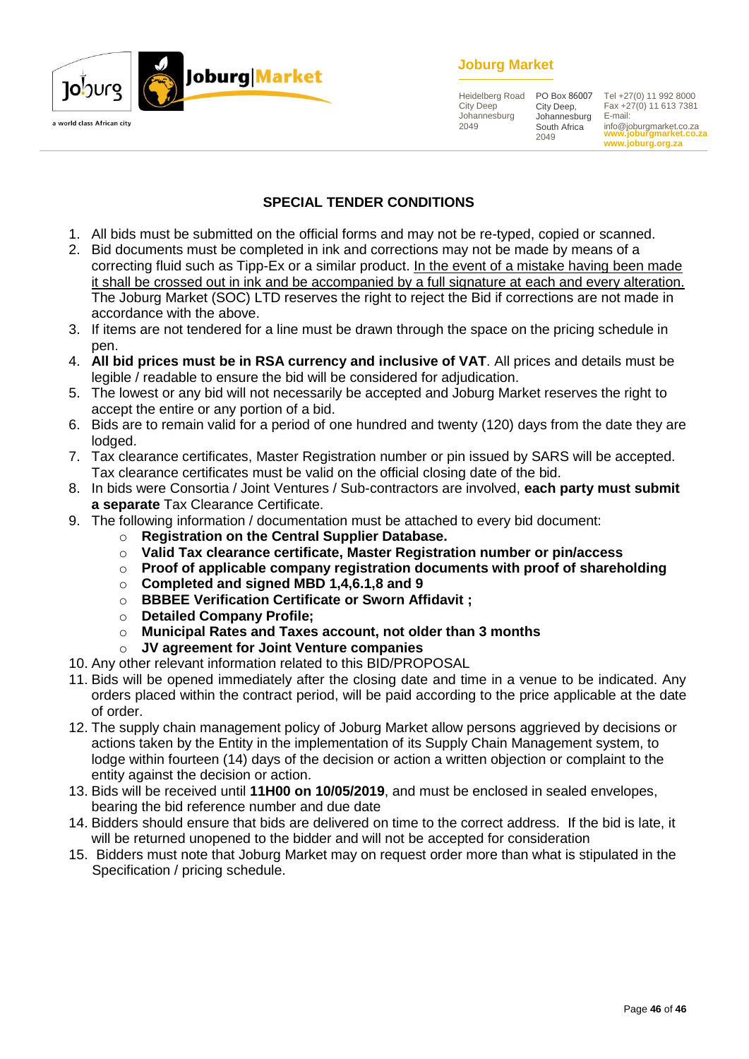Joburg Market

Heidelberg Road
City Deep
Johannesburg
2049

PO Box 86007
City Deep,
Johannesburg
South Africa
2049

Tel +27(0) 11 992 8000
Fax +27(0) 11 613 7381
E-mail:
info@joburgmarket.co.za
www.joburgmarket.co.za
www.joburg.org.za

## SPECIAL TENDER CONDITIONS

1. All bids must be submitted on the official forms and may not be re-typed, copied or scanned.
2. Bid documents must be completed in ink and corrections may not be made by means of a correcting fluid such as Tipp-Ex or a similar product. In the event of a mistake having been made it shall be crossed out in ink and be accompanied by a full signature at each and every alteration. The Joburg Market (SOC) LTD reserves the right to reject the Bid if corrections are not made in accordance with the above.
3. If items are not tendered for a line must be drawn through the space on the pricing schedule in pen.
4. **All bid prices must be in RSA currency and inclusive of VAT**. All prices and details must be legible / readable to ensure the bid will be considered for adjudication.
5. The lowest or any bid will not necessarily be accepted and Joburg Market reserves the right to accept the entire or any portion of a bid.
6. Bids are to remain valid for a period of one hundred and twenty (120) days from the date they are lodged.
7. Tax clearance certificates, Master Registration number or pin issued by SARS will be accepted. Tax clearance certificates must be valid on the official closing date of the bid.
8. In bids were Consortia / Joint Ventures / Sub-contractors are involved, **each party must submit a separate** Tax Clearance Certificate.
9. The following information / documentation must be attached to every bid document:
   - **Registration on the Central Supplier Database.**
   - **Valid Tax clearance certificate, Master Registration number or pin/access**
   - **Proof of applicable company registration documents with proof of shareholding**
   - **Completed and signed MBD 1,4,6.1,8 and 9**
   - **BBBEE Verification Certificate or Sworn Affidavit ;**
   - **Detailed Company Profile;**
   - **Municipal Rates and Taxes account, not older than 3 months**
   - **JV agreement for Joint Venture companies**
10. Any other relevant information related to this BID/PROPOSAL
11. Bids will be opened immediately after the closing date and time in a venue to be indicated. Any orders placed within the contract period, will be paid according to the price applicable at the date of order.
12. The supply chain management policy of Joburg Market allow persons aggrieved by decisions or actions taken by the Entity in the implementation of its Supply Chain Management system, to lodge within fourteen (14) days of the decision or action a written objection or complaint to the entity against the decision or action.
13. Bids will be received until **11H00 on 10/05/2019**, and must be enclosed in sealed envelopes, bearing the bid reference number and due date
14. Bidders should ensure that bids are delivered on time to the correct address. If the bid is late, it will be returned unopened to the bidder and will not be accepted for consideration
15. Bidders must note that Joburg Market may on request order more than what is stipulated in the Specification / pricing schedule.